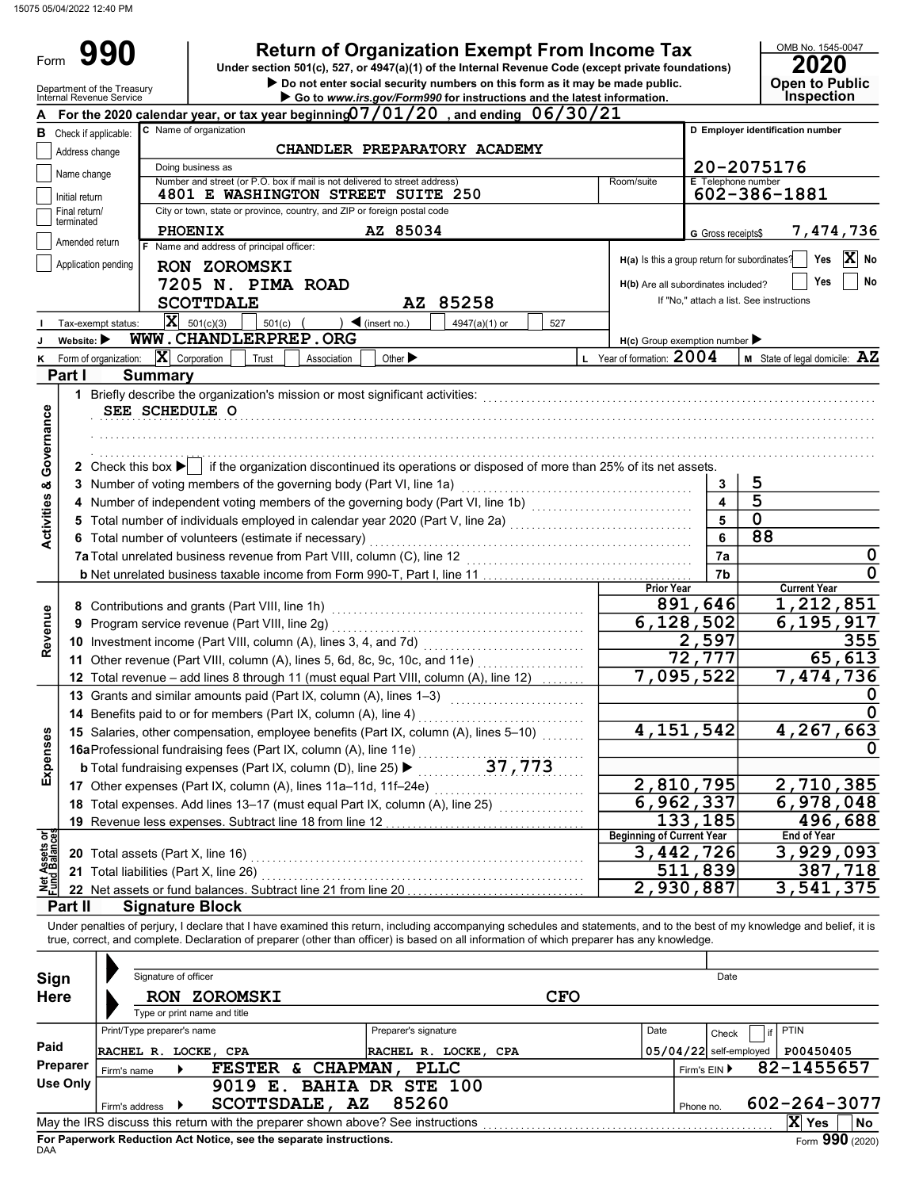# Form 990

## Return of Organization Exempt From Income Tax

Under section 501(c), 527, or 4947(a)(1) of the Internal Revenue Code (except private foundations)

▶ Do not enter social security numbers on this form as it may be made public.

▶ Go to www.irs.gov/Form990 for instructions and the latest information.

Department of the Treasury
Internal Revenue Service

OMB No. 1545-0047

**2020**

**Open to Public Inspection**

**A** For the 2020 calendar year, or tax year beginning 07/01/20, and ending 06/30/21

**B** Check if applicable:
- Address change
- Name change
- Initial return
- Final return/terminated
- Amended return
- Application pending

**C** Name of organization: CHANDLER PREPARATORY ACADEMY

Doing business as

Number and street (or P.O. box if mail is not delivered to street address): 4801 E WASHINGTON STREET SUITE 250 | Room/suite

City or town, state or province, country, and ZIP or foreign postal code: PHOENIX AZ 85034

**D** Employer identification number: 20-2075176

**E** Telephone number: 602-386-1881

**G** Gross receipts$ 7,474,736

**F** Name and address of principal officer:
RON ZOROMSKI
7205 N. PIMA ROAD
SCOTTDALE AZ 85258

H(a) Is this a group return for subordinates? Yes [ ] No [X]

H(b) Are all subordinates included? Yes [ ] No [ ]
If "No," attach a list. See instructions

**I** Tax-exempt status: [X] 501(c)(3) [ ] 501(c) ( ) ◀ (insert no.) [ ] 4947(a)(1) or [ ] 527

**J** Website: ▶ WWW.CHANDLERPREP.ORG

H(c) Group exemption number ▶

**K** Form of organization: [X] Corporation [ ] Trust [ ] Association [ ] Other ▶

**L** Year of formation: 2004

**M** State of legal domicile: AZ

## Part I Summary

### Activities & Governance

1 Briefly describe the organization's mission or most significant activities:
SEE SCHEDULE O

2 Check this box ▶ [ ] if the organization discontinued its operations or disposed of more than 25% of its net assets.

| | | Line | Value |
|---|---|---|---|
| 3 | Number of voting members of the governing body (Part VI, line 1a) | 3 | 5 |
| 4 | Number of independent voting members of the governing body (Part VI, line 1b) | 4 | 5 |
| 5 | Total number of individuals employed in calendar year 2020 (Part V, line 2a) | 5 | 0 |
| 6 | Total number of volunteers (estimate if necessary) | 6 | 88 |
| 7a | Total unrelated business revenue from Part VIII, column (C), line 12 | 7a | 0 |
| b | Net unrelated business taxable income from Form 990-T, Part I, line 11 | 7b | 0 |

### Revenue, Expenses, and Net Assets

| | | Prior Year | Current Year |
|---|---|---|---|
| **Revenue** | | | |
| 8 | Contributions and grants (Part VIII, line 1h) | 891,646 | 1,212,851 |
| 9 | Program service revenue (Part VIII, line 2g) | 6,128,502 | 6,195,917 |
| 10 | Investment income (Part VIII, column (A), lines 3, 4, and 7d) | 2,597 | 355 |
| 11 | Other revenue (Part VIII, column (A), lines 5, 6d, 8c, 9c, 10c, and 11e) | 72,777 | 65,613 |
| 12 | Total revenue – add lines 8 through 11 (must equal Part VIII, column (A), line 12) | 7,095,522 | 7,474,736 |
| **Expenses** | | | |
| 13 | Grants and similar amounts paid (Part IX, column (A), lines 1–3) | | 0 |
| 14 | Benefits paid to or for members (Part IX, column (A), line 4) | | 0 |
| 15 | Salaries, other compensation, employee benefits (Part IX, column (A), lines 5–10) | 4,151,542 | 4,267,663 |
| 16a | Professional fundraising fees (Part IX, column (A), line 11e) | | 0 |
| b | Total fundraising expenses (Part IX, column (D), line 25) ▶ 37,773 | | |
| 17 | Other expenses (Part IX, column (A), lines 11a–11d, 11f–24e) | 2,810,795 | 2,710,385 |
| 18 | Total expenses. Add lines 13–17 (must equal Part IX, column (A), line 25) | 6,962,337 | 6,978,048 |
| 19 | Revenue less expenses. Subtract line 18 from line 12 | 133,185 | 496,688 |
| **Net Assets or Fund Balances** | | **Beginning of Current Year** | **End of Year** |
| 20 | Total assets (Part X, line 16) | 3,442,726 | 3,929,093 |
| 21 | Total liabilities (Part X, line 26) | 511,839 | 387,718 |
| 22 | Net assets or fund balances. Subtract line 21 from line 20 | 2,930,887 | 3,541,375 |

## Part II Signature Block

Under penalties of perjury, I declare that I have examined this return, including accompanying schedules and statements, and to the best of my knowledge and belief, it is true, correct, and complete. Declaration of preparer (other than officer) is based on all information of which preparer has any knowledge.

**Sign Here**

Signature of officer | Date

RON ZOROMSKI CFO
Type or print name and title

**Paid Preparer Use Only**

| Print/Type preparer's name | Preparer's signature | Date | Check [ ] if self-employed | PTIN |
|---|---|---|---|---|
| RACHEL R. LOCKE, CPA | RACHEL R. LOCKE, CPA | 05/04/22 | | P00450405 |

Firm's name ▶ FESTER & CHAPMAN, PLLC | Firm's EIN ▶ 82-1455657

Firm's address ▶ 9019 E. BAHIA DR STE 100, SCOTTSDALE, AZ 85260 | Phone no. 602-264-3077

May the IRS discuss this return with the preparer shown above? See instructions [X] Yes [ ] No

For Paperwork Reduction Act Notice, see the separate instructions.

DAA Form 990 (2020)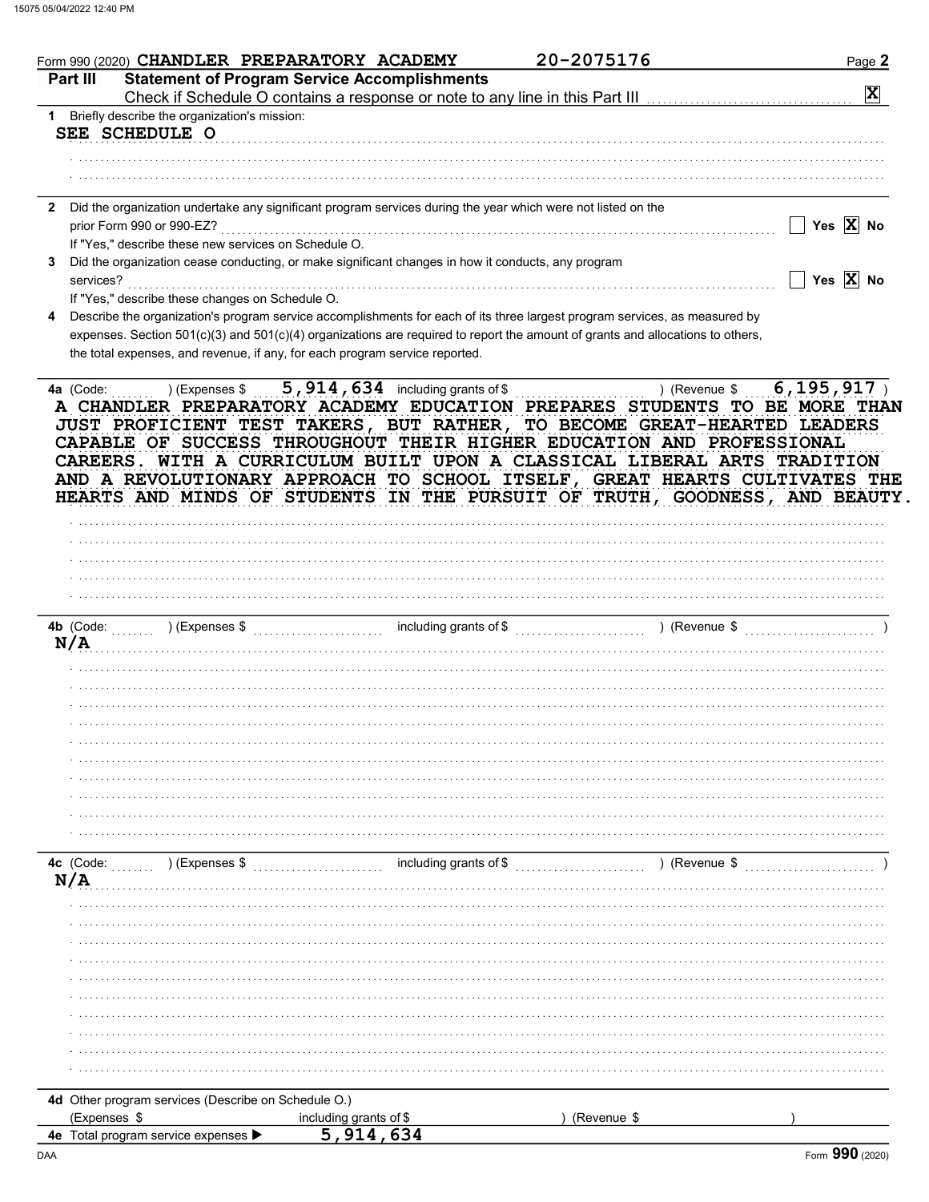Form 990 (2020) CHANDLER PREPARATORY ACADEMY 20-2075176 Page 2

## Part III Statement of Program Service Accomplishments

Check if Schedule O contains a response or note to any line in this Part III . . . [X]

**1** Briefly describe the organization's mission:

SEE SCHEDULE O

**2** Did the organization undertake any significant program services during the year which were not listed on the prior Form 990 or 990-EZ? . . . [ ] Yes [X] No

If "Yes," describe these new services on Schedule O.

**3** Did the organization cease conducting, or make significant changes in how it conducts, any program services? . . . [ ] Yes [X] No

If "Yes," describe these changes on Schedule O.

**4** Describe the organization's program service accomplishments for each of its three largest program services, as measured by expenses. Section 501(c)(3) and 501(c)(4) organizations are required to report the amount of grants and allocations to others, the total expenses, and revenue, if any, for each program service reported.

**4a** (Code: ) (Expenses $ 5,914,634 including grants of $ ) (Revenue $ 6,195,917 )

A CHANDLER PREPARATORY ACADEMY EDUCATION PREPARES STUDENTS TO BE MORE THAN JUST PROFICIENT TEST TAKERS, BUT RATHER, TO BECOME GREAT-HEARTED LEADERS CAPABLE OF SUCCESS THROUGHOUT THEIR HIGHER EDUCATION AND PROFESSIONAL CAREERS. WITH A CURRICULUM BUILT UPON A CLASSICAL LIBERAL ARTS TRADITION AND A REVOLUTIONARY APPROACH TO SCHOOL ITSELF, GREAT HEARTS CULTIVATES THE HEARTS AND MINDS OF STUDENTS IN THE PURSUIT OF TRUTH, GOODNESS, AND BEAUTY.

**4b** (Code: ) (Expenses $ including grants of $ ) (Revenue $ )

N/A

**4c** (Code: ) (Expenses $ including grants of $ ) (Revenue $ )

N/A

**4d** Other program services (Describe on Schedule O.)

(Expenses $ including grants of $ ) (Revenue $ )

**4e** Total program service expenses ▶ 5,914,634

Form **990** (2020)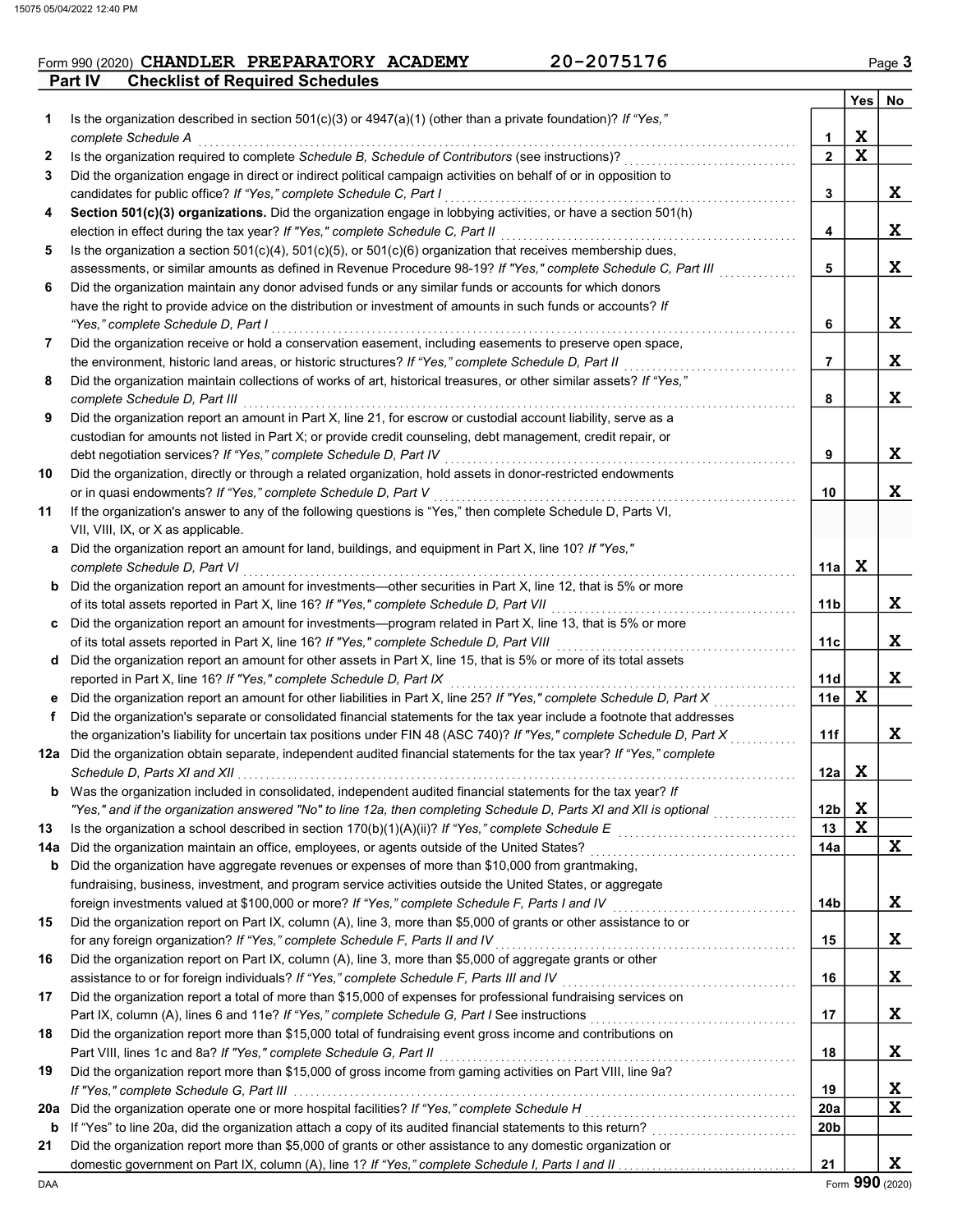Form 990 (2020) **CHANDLER PREPARATORY ACADEMY** **20-2075176**

## Part IV Checklist of Required Schedules

| | | | Yes | No |
|---|---|---|---|---|
| **1** | Is the organization described in section 501(c)(3) or 4947(a)(1) (other than a private foundation)? *If "Yes," complete Schedule A* | **1** | X | |
| **2** | Is the organization required to complete *Schedule B, Schedule of Contributors* (see instructions)? | **2** | X | |
| **3** | Did the organization engage in direct or indirect political campaign activities on behalf of or in opposition to candidates for public office? *If "Yes," complete Schedule C, Part I* | **3** | | X |
| **4** | **Section 501(c)(3) organizations.** Did the organization engage in lobbying activities, or have a section 501(h) election in effect during the tax year? *If "Yes," complete Schedule C, Part II* | **4** | | X |
| **5** | Is the organization a section 501(c)(4), 501(c)(5), or 501(c)(6) organization that receives membership dues, assessments, or similar amounts as defined in Revenue Procedure 98-19? *If "Yes," complete Schedule C, Part III* | **5** | | X |
| **6** | Did the organization maintain any donor advised funds or any similar funds or accounts for which donors have the right to provide advice on the distribution or investment of amounts in such funds or accounts? *If "Yes," complete Schedule D, Part I* | **6** | | X |
| **7** | Did the organization receive or hold a conservation easement, including easements to preserve open space, the environment, historic land areas, or historic structures? *If "Yes," complete Schedule D, Part II* | **7** | | X |
| **8** | Did the organization maintain collections of works of art, historical treasures, or other similar assets? *If "Yes," complete Schedule D, Part III* | **8** | | X |
| **9** | Did the organization report an amount in Part X, line 21, for escrow or custodial account liability, serve as a custodian for amounts not listed in Part X; or provide credit counseling, debt management, credit repair, or debt negotiation services? *If "Yes," complete Schedule D, Part IV* | **9** | | X |
| **10** | Did the organization, directly or through a related organization, hold assets in donor-restricted endowments or in quasi endowments? *If "Yes," complete Schedule D, Part V* | **10** | | X |
| **11** | If the organization's answer to any of the following questions is "Yes," then complete Schedule D, Parts VI, VII, VIII, IX, or X as applicable. | | | |
| **a** | Did the organization report an amount for land, buildings, and equipment in Part X, line 10? *If "Yes," complete Schedule D, Part VI* | **11a** | X | |
| **b** | Did the organization report an amount for investments—other securities in Part X, line 12, that is 5% or more of its total assets reported in Part X, line 16? *If "Yes," complete Schedule D, Part VII* | **11b** | | X |
| **c** | Did the organization report an amount for investments—program related in Part X, line 13, that is 5% or more of its total assets reported in Part X, line 16? *If "Yes," complete Schedule D, Part VIII* | **11c** | | X |
| **d** | Did the organization report an amount for other assets in Part X, line 15, that is 5% or more of its total assets reported in Part X, line 16? *If "Yes," complete Schedule D, Part IX* | **11d** | | X |
| **e** | Did the organization report an amount for other liabilities in Part X, line 25? *If "Yes," complete Schedule D, Part X* | **11e** | X | |
| **f** | Did the organization's separate or consolidated financial statements for the tax year include a footnote that addresses the organization's liability for uncertain tax positions under FIN 48 (ASC 740)? *If "Yes," complete Schedule D, Part X* | **11f** | | X |
| **12a** | Did the organization obtain separate, independent audited financial statements for the tax year? *If "Yes," complete Schedule D, Parts XI and XII* | **12a** | X | |
| **b** | Was the organization included in consolidated, independent audited financial statements for the tax year? *If "Yes," and if the organization answered "No" to line 12a, then completing Schedule D, Parts XI and XII is optional* | **12b** | X | |
| **13** | Is the organization a school described in section 170(b)(1)(A)(ii)? *If "Yes," complete Schedule E* | **13** | X | |
| **14a** | Did the organization maintain an office, employees, or agents outside of the United States? | **14a** | | X |
| **b** | Did the organization have aggregate revenues or expenses of more than $10,000 from grantmaking, fundraising, business, investment, and program service activities outside the United States, or aggregate foreign investments valued at $100,000 or more? *If "Yes," complete Schedule F, Parts I and IV* | **14b** | | X |
| **15** | Did the organization report on Part IX, column (A), line 3, more than $5,000 of grants or other assistance to or for any foreign organization? *If "Yes," complete Schedule F, Parts II and IV* | **15** | | X |
| **16** | Did the organization report on Part IX, column (A), line 3, more than $5,000 of aggregate grants or other assistance to or for foreign individuals? *If "Yes," complete Schedule F, Parts III and IV* | **16** | | X |
| **17** | Did the organization report a total of more than $15,000 of expenses for professional fundraising services on Part IX, column (A), lines 6 and 11e? *If "Yes," complete Schedule G, Part I* See instructions | **17** | | X |
| **18** | Did the organization report more than $15,000 total of fundraising event gross income and contributions on Part VIII, lines 1c and 8a? *If "Yes," complete Schedule G, Part II* | **18** | | X |
| **19** | Did the organization report more than $15,000 of gross income from gaming activities on Part VIII, line 9a? *If "Yes," complete Schedule G, Part III* | **19** | | X |
| **20a** | Did the organization operate one or more hospital facilities? *If "Yes," complete Schedule H* | **20a** | | X |
| **b** | If "Yes" to line 20a, did the organization attach a copy of its audited financial statements to this return? | **20b** | | |
| **21** | Did the organization report more than $5,000 of grants or other assistance to any domestic organization or domestic government on Part IX, column (A), line 1? *If "Yes," complete Schedule I, Parts I and II* | **21** | | X |

DAA Form **990** (2020)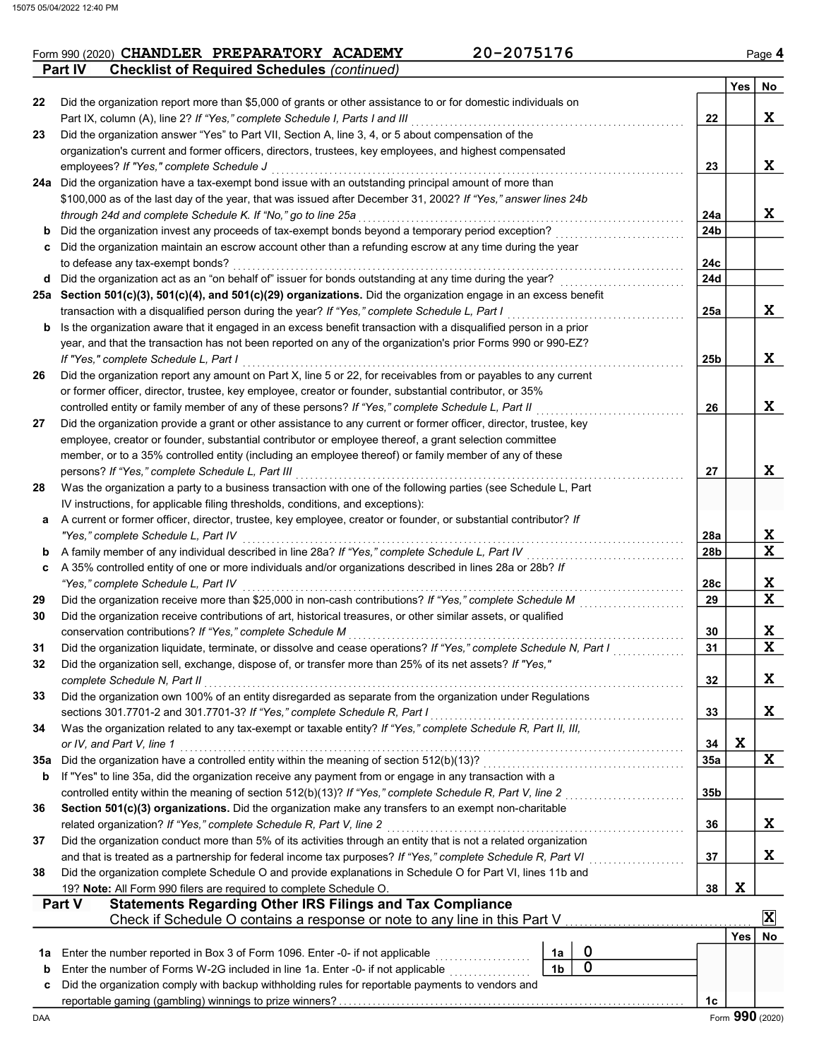Form 990 (2020) **CHANDLER PREPARATORY ACADEMY** 20-2075176 Page 4

**Part IV Checklist of Required Schedules** *(continued)*

| | | | Yes | No |
|---|---|---|---|---|
| 22 | Did the organization report more than $5,000 of grants or other assistance to or for domestic individuals on Part IX, column (A), line 2? *If "Yes," complete Schedule I, Parts I and III* | 22 | | X |
| 23 | Did the organization answer "Yes" to Part VII, Section A, line 3, 4, or 5 about compensation of the organization's current and former officers, directors, trustees, key employees, and highest compensated employees? *If "Yes," complete Schedule J* | 23 | | X |
| 24a | Did the organization have a tax-exempt bond issue with an outstanding principal amount of more than $100,000 as of the last day of the year, that was issued after December 31, 2002? *If "Yes," answer lines 24b through 24d and complete Schedule K. If "No," go to line 25a* | 24a | | X |
| b | Did the organization invest any proceeds of tax-exempt bonds beyond a temporary period exception? | 24b | | |
| c | Did the organization maintain an escrow account other than a refunding escrow at any time during the year to defease any tax-exempt bonds? | 24c | | |
| d | Did the organization act as an "on behalf of" issuer for bonds outstanding at any time during the year? | 24d | | |
| 25a | **Section 501(c)(3), 501(c)(4), and 501(c)(29) organizations.** Did the organization engage in an excess benefit transaction with a disqualified person during the year? *If "Yes," complete Schedule L, Part I* | 25a | | X |
| b | Is the organization aware that it engaged in an excess benefit transaction with a disqualified person in a prior year, and that the transaction has not been reported on any of the organization's prior Forms 990 or 990-EZ? *If "Yes," complete Schedule L, Part I* | 25b | | X |
| 26 | Did the organization report any amount on Part X, line 5 or 22, for receivables from or payables to any current or former officer, director, trustee, key employee, creator or founder, substantial contributor, or 35% controlled entity or family member of any of these persons? *If "Yes," complete Schedule L, Part II* | 26 | | X |
| 27 | Did the organization provide a grant or other assistance to any current or former officer, director, trustee, key employee, creator or founder, substantial contributor or employee thereof, a grant selection committee member, or to a 35% controlled entity (including an employee thereof) or family member of any of these persons? *If "Yes," complete Schedule L, Part III* | 27 | | X |
| 28 | Was the organization a party to a business transaction with one of the following parties (see Schedule L, Part IV instructions, for applicable filing thresholds, conditions, and exceptions): | | | |
| a | A current or former officer, director, trustee, key employee, creator or founder, or substantial contributor? *If "Yes," complete Schedule L, Part IV* | 28a | | X |
| b | A family member of any individual described in line 28a? *If "Yes," complete Schedule L, Part IV* | 28b | | X |
| c | A 35% controlled entity of one or more individuals and/or organizations described in lines 28a or 28b? *If "Yes," complete Schedule L, Part IV* | 28c | | X |
| 29 | Did the organization receive more than $25,000 in non-cash contributions? *If "Yes," complete Schedule M* | 29 | | X |
| 30 | Did the organization receive contributions of art, historical treasures, or other similar assets, or qualified conservation contributions? *If "Yes," complete Schedule M* | 30 | | X |
| 31 | Did the organization liquidate, terminate, or dissolve and cease operations? *If "Yes," complete Schedule N, Part I* | 31 | | X |
| 32 | Did the organization sell, exchange, dispose of, or transfer more than 25% of its net assets? *If "Yes," complete Schedule N, Part II* | 32 | | X |
| 33 | Did the organization own 100% of an entity disregarded as separate from the organization under Regulations sections 301.7701-2 and 301.7701-3? *If "Yes," complete Schedule R, Part I* | 33 | | X |
| 34 | Was the organization related to any tax-exempt or taxable entity? *If "Yes," complete Schedule R, Part II, III, or IV, and Part V, line 1* | 34 | X | |
| 35a | Did the organization have a controlled entity within the meaning of section 512(b)(13)? | 35a | | X |
| b | If "Yes" to line 35a, did the organization receive any payment from or engage in any transaction with a controlled entity within the meaning of section 512(b)(13)? *If "Yes," complete Schedule R, Part V, line 2* | 35b | | |
| 36 | **Section 501(c)(3) organizations.** Did the organization make any transfers to an exempt non-charitable related organization? *If "Yes," complete Schedule R, Part V, line 2* | 36 | | X |
| 37 | Did the organization conduct more than 5% of its activities through an entity that is not a related organization and that is treated as a partnership for federal income tax purposes? *If "Yes," complete Schedule R, Part VI* | 37 | | X |
| 38 | Did the organization complete Schedule O and provide explanations in Schedule O for Part VI, lines 11b and 19? **Note:** All Form 990 filers are required to complete Schedule O. | 38 | X | |

**Part V Statements Regarding Other IRS Filings and Tax Compliance**

Check if Schedule O contains a response or note to any line in this Part V [X]

| | | | | | Yes | No |
|---|---|---|---|---|---|---|
| 1a | Enter the number reported in Box 3 of Form 1096. Enter -0- if not applicable | 1a | 0 | | | |
| b | Enter the number of Forms W-2G included in line 1a. Enter -0- if not applicable | 1b | 0 | | | |
| c | Did the organization comply with backup withholding rules for reportable payments to vendors and reportable gaming (gambling) winnings to prize winners? | | | 1c | | |

Form **990** (2020)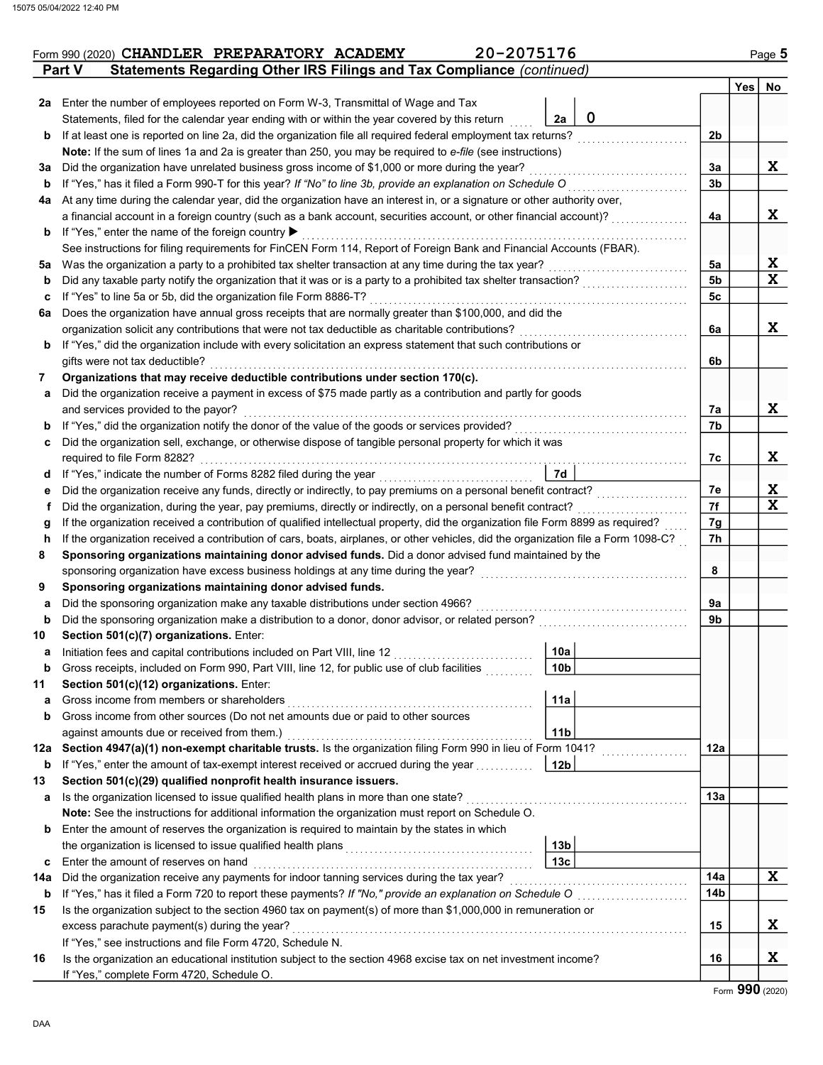Form 990 (2020) **CHANDLER PREPARATORY ACADEMY** 20-2075176 Page **5**

## Part V — Statements Regarding Other IRS Filings and Tax Compliance *(continued)*

| | | | | | Yes | No |
|---|---|---|---|---|---|---|
| **2a** | Enter the number of employees reported on Form W-3, Transmittal of Wage and Tax Statements, filed for the calendar year ending with or within the year covered by this return | 2a | 0 | | | |
| **b** | If at least one is reported on line 2a, did the organization file all required federal employment tax returns? | | | 2b | | |
| | **Note:** If the sum of lines 1a and 2a is greater than 250, you may be required to *e-file* (see instructions) | | | | | |
| **3a** | Did the organization have unrelated business gross income of $1,000 or more during the year? | | | 3a | | X |
| **b** | If "Yes," has it filed a Form 990-T for this year? *If "No" to line 3b, provide an explanation on Schedule O* | | | 3b | | |
| **4a** | At any time during the calendar year, did the organization have an interest in, or a signature or other authority over, a financial account in a foreign country (such as a bank account, securities account, or other financial account)? | | | 4a | | X |
| **b** | If "Yes," enter the name of the foreign country ▶ | | | | | |
| | See instructions for filing requirements for FinCEN Form 114, Report of Foreign Bank and Financial Accounts (FBAR). | | | | | |
| **5a** | Was the organization a party to a prohibited tax shelter transaction at any time during the tax year? | | | 5a | | X |
| **b** | Did any taxable party notify the organization that it was or is a party to a prohibited tax shelter transaction? | | | 5b | | X |
| **c** | If "Yes" to line 5a or 5b, did the organization file Form 8886-T? | | | 5c | | |
| **6a** | Does the organization have annual gross receipts that are normally greater than $100,000, and did the organization solicit any contributions that were not tax deductible as charitable contributions? | | | 6a | | X |
| **b** | If "Yes," did the organization include with every solicitation an express statement that such contributions or gifts were not tax deductible? | | | 6b | | |
| **7** | **Organizations that may receive deductible contributions under section 170(c).** | | | | | |
| **a** | Did the organization receive a payment in excess of $75 made partly as a contribution and partly for goods and services provided to the payor? | | | 7a | | X |
| **b** | If "Yes," did the organization notify the donor of the value of the goods or services provided? | | | 7b | | |
| **c** | Did the organization sell, exchange, or otherwise dispose of tangible personal property for which it was required to file Form 8282? | | | 7c | | X |
| **d** | If "Yes," indicate the number of Forms 8282 filed during the year | 7d | | | | |
| **e** | Did the organization receive any funds, directly or indirectly, to pay premiums on a personal benefit contract? | | | 7e | | X |
| **f** | Did the organization, during the year, pay premiums, directly or indirectly, on a personal benefit contract? | | | 7f | | X |
| **g** | If the organization received a contribution of qualified intellectual property, did the organization file Form 8899 as required? | | | 7g | | |
| **h** | If the organization received a contribution of cars, boats, airplanes, or other vehicles, did the organization file a Form 1098-C? | | | 7h | | |
| **8** | **Sponsoring organizations maintaining donor advised funds.** Did a donor advised fund maintained by the sponsoring organization have excess business holdings at any time during the year? | | | 8 | | |
| **9** | **Sponsoring organizations maintaining donor advised funds.** | | | | | |
| **a** | Did the sponsoring organization make any taxable distributions under section 4966? | | | 9a | | |
| **b** | Did the sponsoring organization make a distribution to a donor, donor advisor, or related person? | | | 9b | | |
| **10** | **Section 501(c)(7) organizations.** Enter: | | | | | |
| **a** | Initiation fees and capital contributions included on Part VIII, line 12 | 10a | | | | |
| **b** | Gross receipts, included on Form 990, Part VIII, line 12, for public use of club facilities | 10b | | | | |
| **11** | **Section 501(c)(12) organizations.** Enter: | | | | | |
| **a** | Gross income from members or shareholders | 11a | | | | |
| **b** | Gross income from other sources (Do not net amounts due or paid to other sources against amounts due or received from them.) | 11b | | | | |
| **12a** | **Section 4947(a)(1) non-exempt charitable trusts.** Is the organization filing Form 990 in lieu of Form 1041? | | | 12a | | |
| **b** | If "Yes," enter the amount of tax-exempt interest received or accrued during the year | 12b | | | | |
| **13** | **Section 501(c)(29) qualified nonprofit health insurance issuers.** | | | | | |
| **a** | Is the organization licensed to issue qualified health plans in more than one state? | | | 13a | | |
| | **Note:** See the instructions for additional information the organization must report on Schedule O. | | | | | |
| **b** | Enter the amount of reserves the organization is required to maintain by the states in which the organization is licensed to issue qualified health plans | 13b | | | | |
| **c** | Enter the amount of reserves on hand | 13c | | | | |
| **14a** | Did the organization receive any payments for indoor tanning services during the tax year? | | | 14a | | X |
| **b** | If "Yes," has it filed a Form 720 to report these payments? *If "No," provide an explanation on Schedule O* | | | 14b | | |
| **15** | Is the organization subject to the section 4960 tax on payment(s) of more than $1,000,000 in remuneration or excess parachute payment(s) during the year? | | | 15 | | X |
| | If "Yes," see instructions and file Form 4720, Schedule N. | | | | | |
| **16** | Is the organization an educational institution subject to the section 4968 excise tax on net investment income? | | | 16 | | X |
| | If "Yes," complete Form 4720, Schedule O. | | | | | |

Form **990** (2020)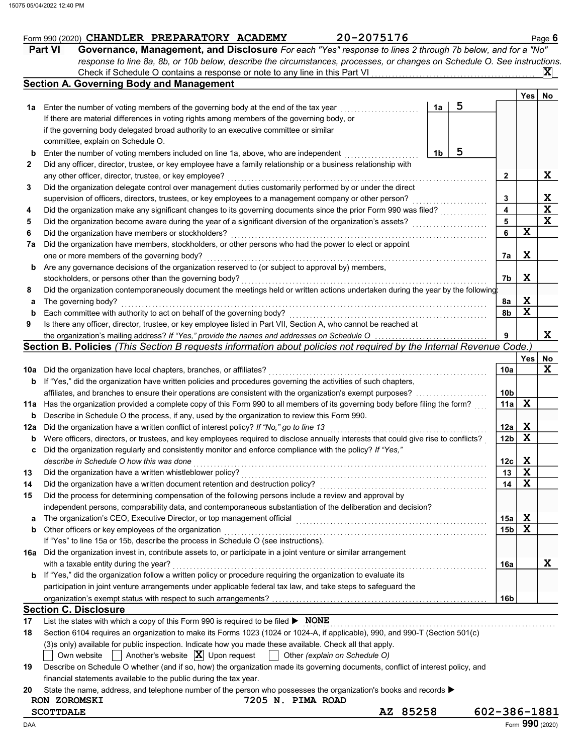Form 990 (2020) CHANDLER PREPARATORY ACADEMY 20-2075176 Page 6

## Part VI Governance, Management, and Disclosure

*For each "Yes" response to lines 2 through 7b below, and for a "No" response to line 8a, 8b, or 10b below, describe the circumstances, processes, or changes on Schedule O. See instructions.*

Check if Schedule O contains a response or note to any line in this Part VI . . . . . . [X]

### Section A. Governing Body and Management

| | | | | Yes | No |
|---|---|---|---|---|---|
| **1a** | Enter the number of voting members of the governing body at the end of the tax year . . . . . . If there are material differences in voting rights among members of the governing body, or if the governing body delegated broad authority to an executive committee or similar committee, explain on Schedule O. | 1a 5 | | | |
| **b** | Enter the number of voting members included on line 1a, above, who are independent . . . . . . | 1b 5 | | | |
| **2** | Did any officer, director, trustee, or key employee have a family relationship or a business relationship with any other officer, director, trustee, or key employee? | | 2 | | X |
| **3** | Did the organization delegate control over management duties customarily performed by or under the direct supervision of officers, directors, trustees, or key employees to a management company or other person? | | 3 | | X |
| **4** | Did the organization make any significant changes to its governing documents since the prior Form 990 was filed? | | 4 | | X |
| **5** | Did the organization become aware during the year of a significant diversion of the organization's assets? | | 5 | | X |
| **6** | Did the organization have members or stockholders? | | 6 | X | |
| **7a** | Did the organization have members, stockholders, or other persons who had the power to elect or appoint one or more members of the governing body? | | 7a | X | |
| **b** | Are any governance decisions of the organization reserved to (or subject to approval by) members, stockholders, or persons other than the governing body? | | 7b | X | |
| **8** | Did the organization contemporaneously document the meetings held or written actions undertaken during the year by the following: | | | | |
| **a** | The governing body? | | 8a | X | |
| **b** | Each committee with authority to act on behalf of the governing body? | | 8b | X | |
| **9** | Is there any officer, director, trustee, or key employee listed in Part VII, Section A, who cannot be reached at the organization's mailing address? *If "Yes," provide the names and addresses on Schedule O* | | 9 | | X |

### Section B. Policies *(This Section B requests information about policies not required by the Internal Revenue Code.)*

| | | | Yes | No |
|---|---|---|---|---|
| **10a** | Did the organization have local chapters, branches, or affiliates? | 10a | | X |
| **b** | If "Yes," did the organization have written policies and procedures governing the activities of such chapters, affiliates, and branches to ensure their operations are consistent with the organization's exempt purposes? | 10b | | |
| **11a** | Has the organization provided a complete copy of this Form 990 to all members of its governing body before filing the form? | 11a | X | |
| **b** | Describe in Schedule O the process, if any, used by the organization to review this Form 990. | | | |
| **12a** | Did the organization have a written conflict of interest policy? *If "No," go to line 13* | 12a | X | |
| **b** | Were officers, directors, or trustees, and key employees required to disclose annually interests that could give rise to conflicts? | 12b | X | |
| **c** | Did the organization regularly and consistently monitor and enforce compliance with the policy? *If "Yes," describe in Schedule O how this was done* | 12c | X | |
| **13** | Did the organization have a written whistleblower policy? | 13 | X | |
| **14** | Did the organization have a written document retention and destruction policy? | 14 | X | |
| **15** | Did the process for determining compensation of the following persons include a review and approval by independent persons, comparability data, and contemporaneous substantiation of the deliberation and decision? | | | |
| **a** | The organization's CEO, Executive Director, or top management official | 15a | X | |
| **b** | Other officers or key employees of the organization | 15b | X | |
| | If "Yes" to line 15a or 15b, describe the process in Schedule O (see instructions). | | | |
| **16a** | Did the organization invest in, contribute assets to, or participate in a joint venture or similar arrangement with a taxable entity during the year? | 16a | | X |
| **b** | If "Yes," did the organization follow a written policy or procedure requiring the organization to evaluate its participation in joint venture arrangements under applicable federal tax law, and take steps to safeguard the organization's exempt status with respect to such arrangements? | 16b | | |

### Section C. Disclosure

**17** List the states with which a copy of this Form 990 is required to be filed ▶ NONE

**18** Section 6104 requires an organization to make its Forms 1023 (1024 or 1024-A, if applicable), 990, and 990-T (Section 501(c)(3)s only) available for public inspection. Indicate how you made these available. Check all that apply.

[ ] Own website [ ] Another's website [X] Upon request [ ] Other *(explain on Schedule O)*

**19** Describe on Schedule O whether (and if so, how) the organization made its governing documents, conflict of interest policy, and financial statements available to the public during the tax year.

**20** State the name, address, and telephone number of the person who possesses the organization's books and records ▶

RON ZOROMSKI 7205 N. PIMA ROAD
SCOTTDALE AZ 85258 602-386-1881

DAA Form 990 (2020)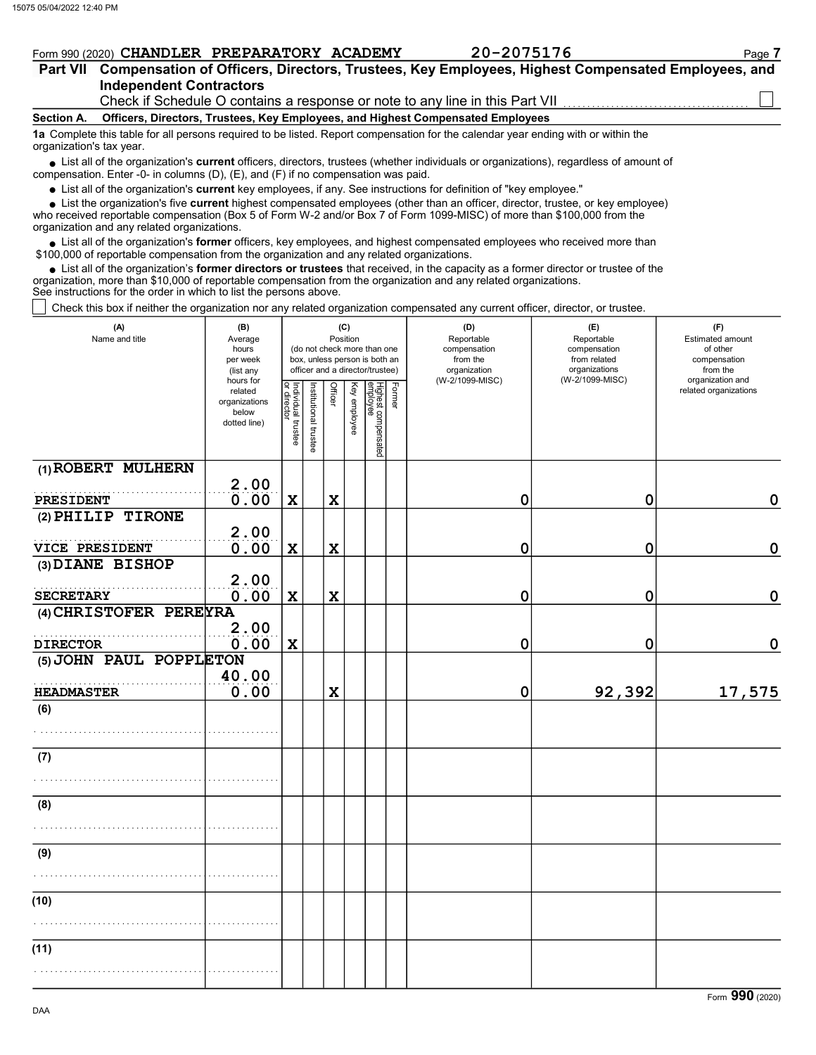Form 990 (2020) **CHANDLER PREPARATORY ACADEMY** **20-2075176**

## Part VII Compensation of Officers, Directors, Trustees, Key Employees, Highest Compensated Employees, and Independent Contractors

Check if Schedule O contains a response or note to any line in this Part VII ☐

### Section A. Officers, Directors, Trustees, Key Employees, and Highest Compensated Employees

**1a** Complete this table for all persons required to be listed. Report compensation for the calendar year ending with or within the organization's tax year.

- List all of the organization's **current** officers, directors, trustees (whether individuals or organizations), regardless of amount of compensation. Enter -0- in columns (D), (E), and (F) if no compensation was paid.
- List all of the organization's **current** key employees, if any. See instructions for definition of "key employee."
- List the organization's five **current** highest compensated employees (other than an officer, director, trustee, or key employee) who received reportable compensation (Box 5 of Form W-2 and/or Box 7 of Form 1099-MISC) of more than $100,000 from the organization and any related organizations.
- List all of the organization's **former** officers, key employees, and highest compensated employees who received more than $100,000 of reportable compensation from the organization and any related organizations.
- List all of the organization's **former directors or trustees** that received, in the capacity as a former director or trustee of the organization, more than $10,000 of reportable compensation from the organization and any related organizations.

See instructions for the order in which to list the persons above.

☐ Check this box if neither the organization nor any related organization compensated any current officer, director, or trustee.

| (A) Name and title | (B) Average hours per week (list any hours for related organizations below dotted line) | (C) Position (do not check more than one box, unless person is both an officer and a director/trustee) | | | | | | (D) Reportable compensation from the organization (W-2/1099-MISC) | (E) Reportable compensation from related organizations (W-2/1099-MISC) | (F) Estimated amount of other compensation from the organization and related organizations |
|---|---|---|---|---|---|---|---|---|---|---|
| | | Individual trustee or director | Institutional trustee | Officer | Key employee | Highest compensated employee | Former | | | |
| (1) ROBERT MULHERN<br>PRESIDENT | 2.00<br>0.00 | X | | X | | | | 0 | 0 | 0 |
| (2) PHILIP TIRONE<br>VICE PRESIDENT | 2.00<br>0.00 | X | | X | | | | 0 | 0 | 0 |
| (3) DIANE BISHOP<br>SECRETARY | 2.00<br>0.00 | X | | X | | | | 0 | 0 | 0 |
| (4) CHRISTOFER PEREYRA<br>DIRECTOR | 2.00<br>0.00 | X | | | | | | 0 | 0 | 0 |
| (5) JOHN PAUL POPPLETON<br>HEADMASTER | 40.00<br>0.00 | | | X | | | | 0 | 92,392 | 17,575 |
| (6) | | | | | | | | | | |
| (7) | | | | | | | | | | |
| (8) | | | | | | | | | | |
| (9) | | | | | | | | | | |
| (10) | | | | | | | | | | |
| (11) | | | | | | | | | | |

Form **990** (2020)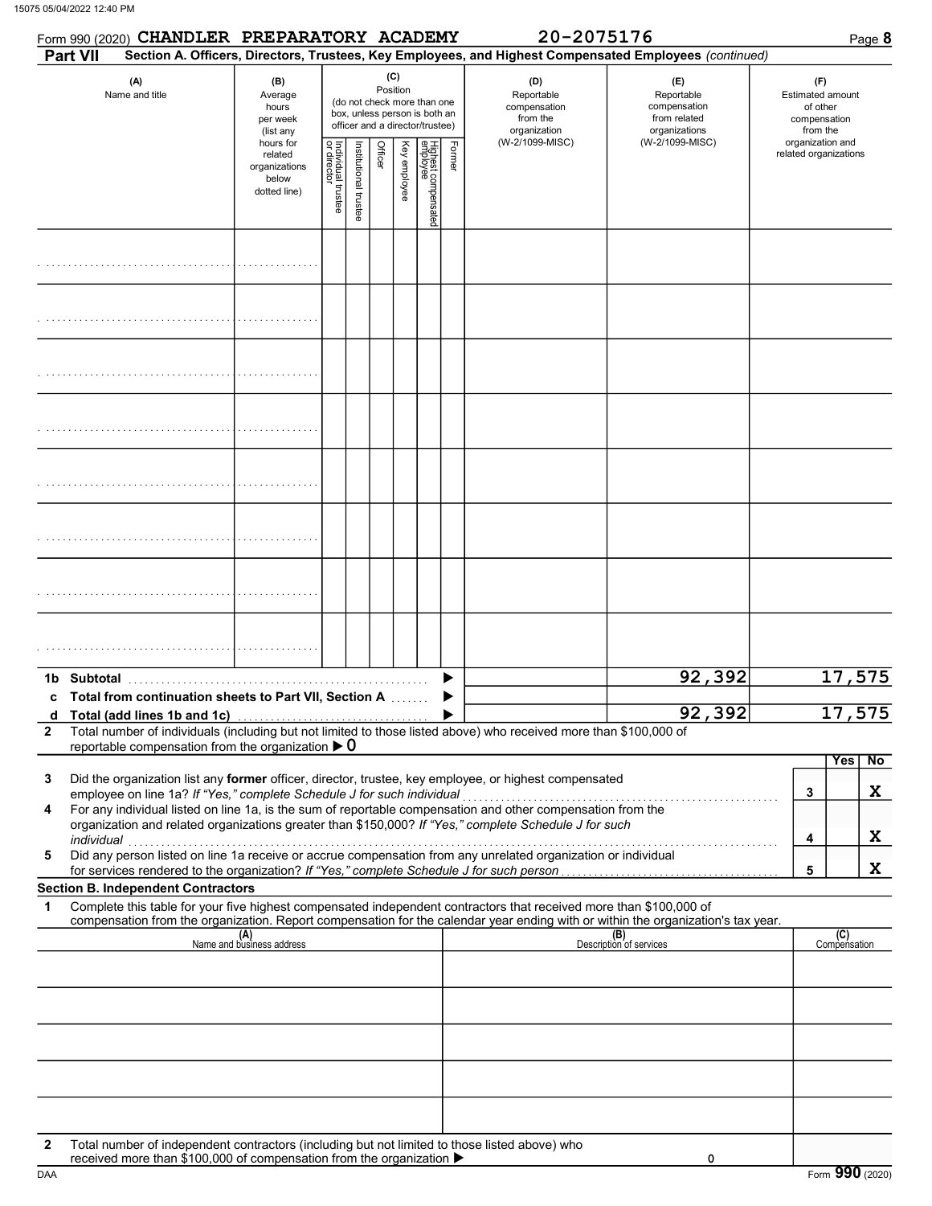Form 990 (2020) **CHANDLER PREPARATORY ACADEMY** 20-2075176

**Part VII Section A. Officers, Directors, Trustees, Key Employees, and Highest Compensated Employees** *(continued)*

| (A) Name and title | (B) Average hours per week (list any hours for related organizations below dotted line) | (C) Position (do not check more than one box, unless person is both an officer and a director/trustee) Individual trustee or director | Institutional trustee | Officer | Key employee | Highest compensated employee | Former | (D) Reportable compensation from the organization (W-2/1099-MISC) | (E) Reportable compensation from related organizations (W-2/1099-MISC) | (F) Estimated amount of other compensation from the organization and related organizations |
|---|---|---|---|---|---|---|---|---|---|---|
| | | | | | | | | | | |
| | | | | | | | | | | |
| | | | | | | | | | | |
| | | | | | | | | | | |
| | | | | | | | | | | |
| | | | | | | | | | | |
| | | | | | | | | | | |
| | | | | | | | | | | |
| **1b Subtotal** | | | | | | | | | 92,392 | 17,575 |
| **c Total from continuation sheets to Part VII, Section A** | | | | | | | | | | |
| **d Total (add lines 1b and 1c)** | | | | | | | | | 92,392 | 17,575 |

**2** Total number of individuals (including but not limited to those listed above) who received more than $100,000 of reportable compensation from the organization ▶ 0

| | | Yes | No |
|---|---|---|---|
| **3** Did the organization list any **former** officer, director, trustee, key employee, or highest compensated employee on line 1a? *If "Yes," complete Schedule J for such individual* | 3 | | X |
| **4** For any individual listed on line 1a, is the sum of reportable compensation and other compensation from the organization and related organizations greater than $150,000? *If "Yes," complete Schedule J for such individual* | 4 | | X |
| **5** Did any person listed on line 1a receive or accrue compensation from any unrelated organization or individual for services rendered to the organization? *If "Yes," complete Schedule J for such person* | 5 | | X |

**Section B. Independent Contractors**

**1** Complete this table for your five highest compensated independent contractors that received more than $100,000 of compensation from the organization. Report compensation for the calendar year ending with or within the organization's tax year.

| (A) Name and business address | (B) Description of services | (C) Compensation |
|---|---|---|
| | | |
| | | |
| | | |
| | | |
| | | |

**2** Total number of independent contractors (including but not limited to those listed above) who received more than $100,000 of compensation from the organization ▶ 0

Form **990** (2020)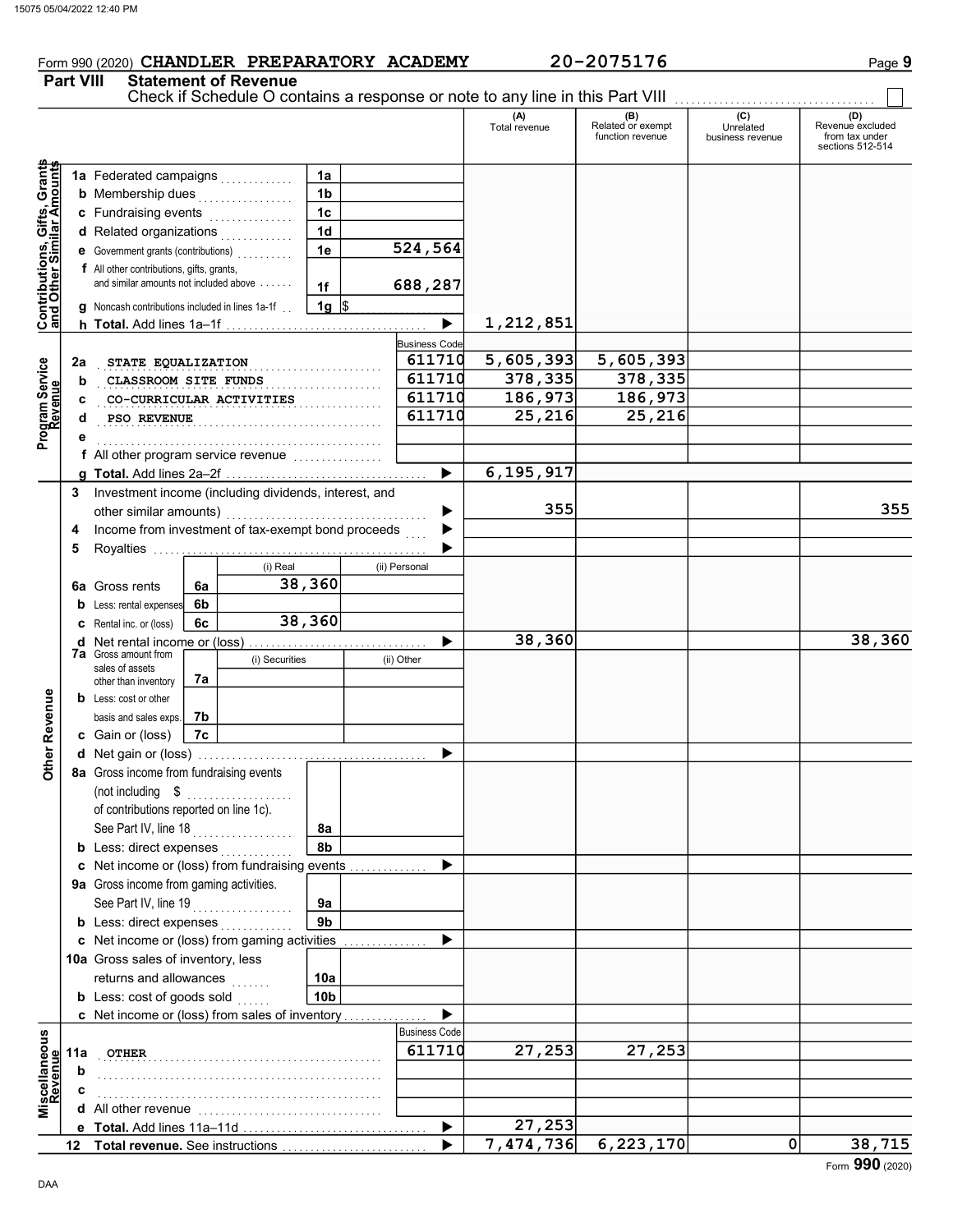Form 990 (2020) **CHANDLER PREPARATORY ACADEMY** 20-2075176 Page **9**

## Part VIII Statement of Revenue

Check if Schedule O contains a response or note to any line in this Part VIII ☐

| | | | | (A) Total revenue | (B) Related or exempt function revenue | (C) Unrelated business revenue | (D) Revenue excluded from tax under sections 512-514 |
|---|---|---|---|---|---|---|---|
| **Contributions, Gifts, Grants and Other Similar Amounts** | 1a Federated campaigns | 1a | | | | | |
| | b Membership dues | 1b | | | | | |
| | c Fundraising events | 1c | | | | | |
| | d Related organizations | 1d | | | | | |
| | e Government grants (contributions) | 1e | 524,564 | | | | |
| | f All other contributions, gifts, grants, and similar amounts not included above | 1f | 688,287 | | | | |
| | g Noncash contributions included in lines 1a-1f | 1g | $ | | | | |
| | h **Total.** Add lines 1a–1f | | ▶ | 1,212,851 | | | |
| **Program Service Revenue** | | | Business Code | | | | |
| | 2a STATE EQUALIZATION | | 611710 | 5,605,393 | 5,605,393 | | |
| | b CLASSROOM SITE FUNDS | | 611710 | 378,335 | 378,335 | | |
| | c CO-CURRICULAR ACTIVITIES | | 611710 | 186,973 | 186,973 | | |
| | d PSO REVENUE | | 611710 | 25,216 | 25,216 | | |
| | e | | | | | | |
| | f All other program service revenue | | | | | | |
| | g **Total.** Add lines 2a–2f | | ▶ | 6,195,917 | | | |
| **Other Revenue** | 3 Investment income (including dividends, interest, and other similar amounts) | | ▶ | 355 | | | 355 |
| | 4 Income from investment of tax-exempt bond proceeds | | ▶ | | | | |
| | 5 Royalties | | ▶ | | | | |
| | | (i) Real | (ii) Personal | | | | |
| | 6a Gross rents (6a) | 38,360 | | | | | |
| | b Less: rental expenses (6b) | | | | | | |
| | c Rental inc. or (loss) (6c) | 38,360 | | | | | |
| | d Net rental income or (loss) | | ▶ | 38,360 | | | 38,360 |
| | | (i) Securities | (ii) Other | | | | |
| | 7a Gross amount from sales of assets other than inventory (7a) | | | | | | |
| | b Less: cost or other basis and sales exps. (7b) | | | | | | |
| | c Gain or (loss) (7c) | | | | | | |
| | d Net gain or (loss) | | ▶ | | | | |
| | 8a Gross income from fundraising events (not including $ of contributions reported on line 1c). See Part IV, line 18 | 8a | | | | | |
| | b Less: direct expenses | 8b | | | | | |
| | c Net income or (loss) from fundraising events | | ▶ | | | | |
| | 9a Gross income from gaming activities. See Part IV, line 19 | 9a | | | | | |
| | b Less: direct expenses | 9b | | | | | |
| | c Net income or (loss) from gaming activities | | ▶ | | | | |
| | 10a Gross sales of inventory, less returns and allowances | 10a | | | | | |
| | b Less: cost of goods sold | 10b | | | | | |
| | c Net income or (loss) from sales of inventory | | ▶ | | | | |
| **Miscellaneous Revenue** | | | Business Code | | | | |
| | 11a OTHER | | 611710 | 27,253 | 27,253 | | |
| | b | | | | | | |
| | c | | | | | | |
| | d All other revenue | | | | | | |
| | e **Total.** Add lines 11a–11d | | ▶ | 27,253 | | | |
| | 12 **Total revenue.** See instructions | | ▶ | 7,474,736 | 6,223,170 | 0 | 38,715 |

Form **990** (2020)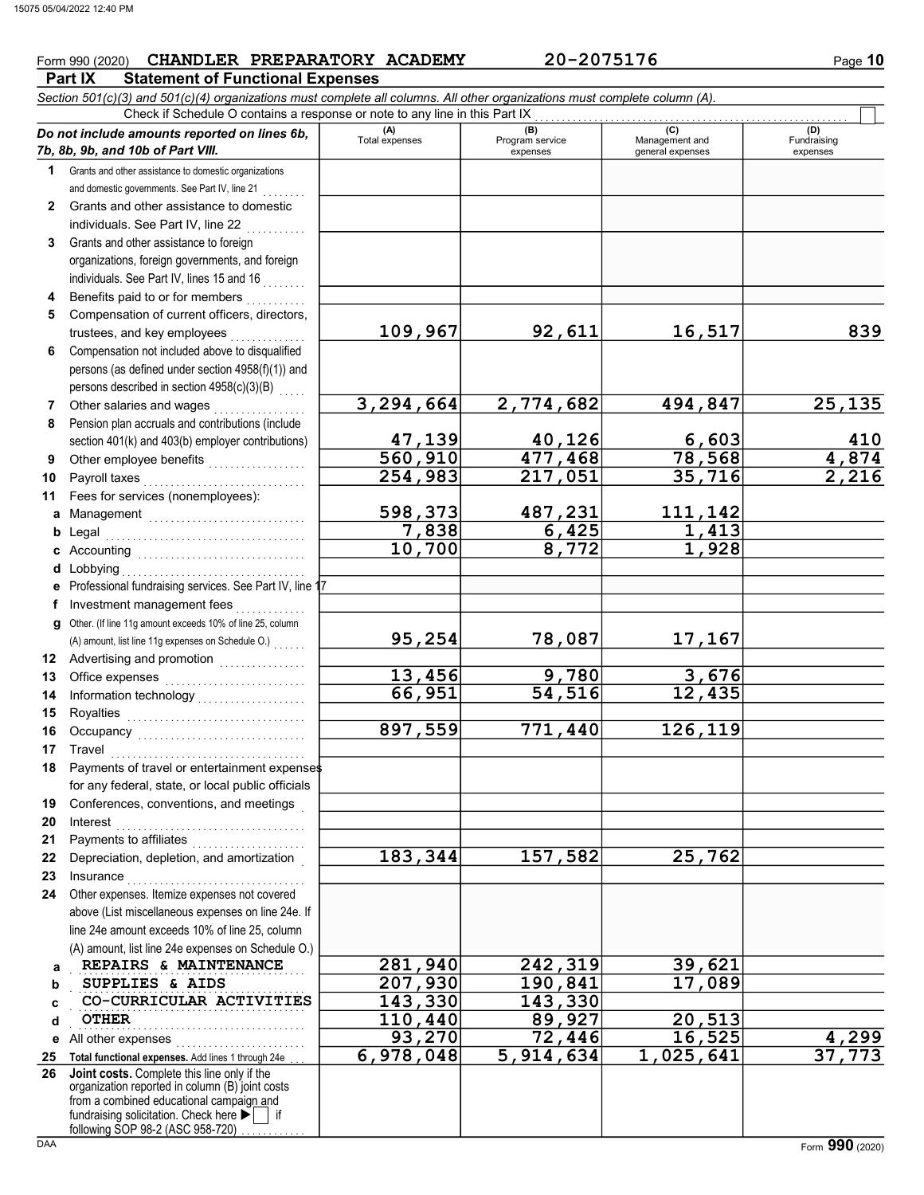Form 990 (2020) **CHANDLER PREPARATORY ACADEMY** 20-2075176

## Part IX Statement of Functional Expenses

*Section 501(c)(3) and 501(c)(4) organizations must complete all columns. All other organizations must complete column (A).*

Check if Schedule O contains a response or note to any line in this Part IX ☐

| *Do not include amounts reported on lines 6b, 7b, 8b, 9b, and 10b of Part VIII.* | (A) Total expenses | (B) Program service expenses | (C) Management and general expenses | (D) Fundraising expenses |
|---|---|---|---|---|
| **1** Grants and other assistance to domestic organizations and domestic governments. See Part IV, line 21 | | | | |
| **2** Grants and other assistance to domestic individuals. See Part IV, line 22 | | | | |
| **3** Grants and other assistance to foreign organizations, foreign governments, and foreign individuals. See Part IV, lines 15 and 16 | | | | |
| **4** Benefits paid to or for members | | | | |
| **5** Compensation of current officers, directors, trustees, and key employees | 109,967 | 92,611 | 16,517 | 839 |
| **6** Compensation not included above to disqualified persons (as defined under section 4958(f)(1)) and persons described in section 4958(c)(3)(B) | | | | |
| **7** Other salaries and wages | 3,294,664 | 2,774,682 | 494,847 | 25,135 |
| **8** Pension plan accruals and contributions (include section 401(k) and 403(b) employer contributions) | 47,139 | 40,126 | 6,603 | 410 |
| **9** Other employee benefits | 560,910 | 477,468 | 78,568 | 4,874 |
| **10** Payroll taxes | 254,983 | 217,051 | 35,716 | 2,216 |
| **11** Fees for services (nonemployees): | | | | |
| **a** Management | 598,373 | 487,231 | 111,142 | |
| **b** Legal | 7,838 | 6,425 | 1,413 | |
| **c** Accounting | 10,700 | 8,772 | 1,928 | |
| **d** Lobbying | | | | |
| **e** Professional fundraising services. See Part IV, line 17 | | | | |
| **f** Investment management fees | | | | |
| **g** Other. (If line 11g amount exceeds 10% of line 25, column (A) amount, list line 11g expenses on Schedule O.) | 95,254 | 78,087 | 17,167 | |
| **12** Advertising and promotion | | | | |
| **13** Office expenses | 13,456 | 9,780 | 3,676 | |
| **14** Information technology | 66,951 | 54,516 | 12,435 | |
| **15** Royalties | | | | |
| **16** Occupancy | 897,559 | 771,440 | 126,119 | |
| **17** Travel | | | | |
| **18** Payments of travel or entertainment expenses for any federal, state, or local public officials | | | | |
| **19** Conferences, conventions, and meetings | | | | |
| **20** Interest | | | | |
| **21** Payments to affiliates | | | | |
| **22** Depreciation, depletion, and amortization | 183,344 | 157,582 | 25,762 | |
| **23** Insurance | | | | |
| **24** Other expenses. Itemize expenses not covered above (List miscellaneous expenses on line 24e. If line 24e amount exceeds 10% of line 25, column (A) amount, list line 24e expenses on Schedule O.) | | | | |
| **a** REPAIRS & MAINTENANCE | 281,940 | 242,319 | 39,621 | |
| **b** SUPPLIES & AIDS | 207,930 | 190,841 | 17,089 | |
| **c** CO-CURRICULAR ACTIVITIES | 143,330 | 143,330 | | |
| **d** OTHER | 110,440 | 89,927 | 20,513 | |
| **e** All other expenses | 93,270 | 72,446 | 16,525 | 4,299 |
| **25 Total functional expenses.** Add lines 1 through 24e | 6,978,048 | 5,914,634 | 1,025,641 | 37,773 |
| **26 Joint costs.** Complete this line only if the organization reported in column (B) joint costs from a combined educational campaign and fundraising solicitation. Check here ▶ ☐ if following SOP 98-2 (ASC 958-720) | | | | |

Form **990** (2020)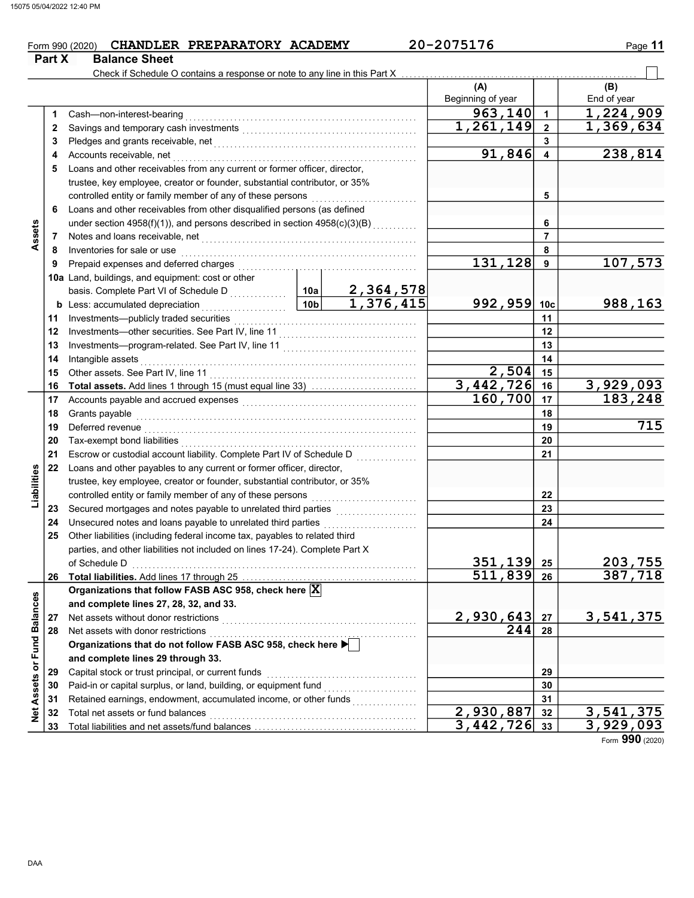Form 990 (2020) CHANDLER PREPARATORY ACADEMY 20-2075176

## Part X Balance Sheet

Check if Schedule O contains a response or note to any line in this Part X ☐

| Section | Line | Description | | | (A) Beginning of year | | (B) End of year |
|---|---|---|---|---|---|---|---|
| Assets | 1 | Cash—non-interest-bearing | | | 963,140 | 1 | 1,224,909 |
| | 2 | Savings and temporary cash investments | | | 1,261,149 | 2 | 1,369,634 |
| | 3 | Pledges and grants receivable, net | | | | 3 | |
| | 4 | Accounts receivable, net | | | 91,846 | 4 | 238,814 |
| | 5 | Loans and other receivables from any current or former officer, director, trustee, key employee, creator or founder, substantial contributor, or 35% controlled entity or family member of any of these persons | | | | 5 | |
| | 6 | Loans and other receivables from other disqualified persons (as defined under section 4958(f)(1)), and persons described in section 4958(c)(3)(B) | | | | 6 | |
| | 7 | Notes and loans receivable, net | | | | 7 | |
| | 8 | Inventories for sale or use | | | | 8 | |
| | 9 | Prepaid expenses and deferred charges | | | 131,128 | 9 | 107,573 |
| | 10a | Land, buildings, and equipment: cost or other basis. Complete Part VI of Schedule D | 10a | 2,364,578 | | | |
| | b | Less: accumulated depreciation | 10b | 1,376,415 | 992,959 | 10c | 988,163 |
| | 11 | Investments—publicly traded securities | | | | 11 | |
| | 12 | Investments—other securities. See Part IV, line 11 | | | | 12 | |
| | 13 | Investments—program-related. See Part IV, line 11 | | | | 13 | |
| | 14 | Intangible assets | | | | 14 | |
| | 15 | Other assets. See Part IV, line 11 | | | 2,504 | 15 | |
| | 16 | **Total assets.** Add lines 1 through 15 (must equal line 33) | | | 3,442,726 | 16 | 3,929,093 |
| Liabilities | 17 | Accounts payable and accrued expenses | | | 160,700 | 17 | 183,248 |
| | 18 | Grants payable | | | | 18 | |
| | 19 | Deferred revenue | | | | 19 | 715 |
| | 20 | Tax-exempt bond liabilities | | | | 20 | |
| | 21 | Escrow or custodial account liability. Complete Part IV of Schedule D | | | | 21 | |
| | 22 | Loans and other payables to any current or former officer, director, trustee, key employee, creator or founder, substantial contributor, or 35% controlled entity or family member of any of these persons | | | | 22 | |
| | 23 | Secured mortgages and notes payable to unrelated third parties | | | | 23 | |
| | 24 | Unsecured notes and loans payable to unrelated third parties | | | | 24 | |
| | 25 | Other liabilities (including federal income tax, payables to related third parties, and other liabilities not included on lines 17-24). Complete Part X of Schedule D | | | 351,139 | 25 | 203,755 |
| | 26 | **Total liabilities.** Add lines 17 through 25 | | | 511,839 | 26 | 387,718 |
| Net Assets or Fund Balances | | **Organizations that follow FASB ASC 958, check here** ☒ **and complete lines 27, 28, 32, and 33.** | | | | | |
| | 27 | Net assets without donor restrictions | | | 2,930,643 | 27 | 3,541,375 |
| | 28 | Net assets with donor restrictions | | | 244 | 28 | |
| | | **Organizations that do not follow FASB ASC 958, check here** ☐ **and complete lines 29 through 33.** | | | | | |
| | 29 | Capital stock or trust principal, or current funds | | | | 29 | |
| | 30 | Paid-in or capital surplus, or land, building, or equipment fund | | | | 30 | |
| | 31 | Retained earnings, endowment, accumulated income, or other funds | | | | 31 | |
| | 32 | Total net assets or fund balances | | | 2,930,887 | 32 | 3,541,375 |
| | 33 | Total liabilities and net assets/fund balances | | | 3,442,726 | 33 | 3,929,093 |

Form 990 (2020)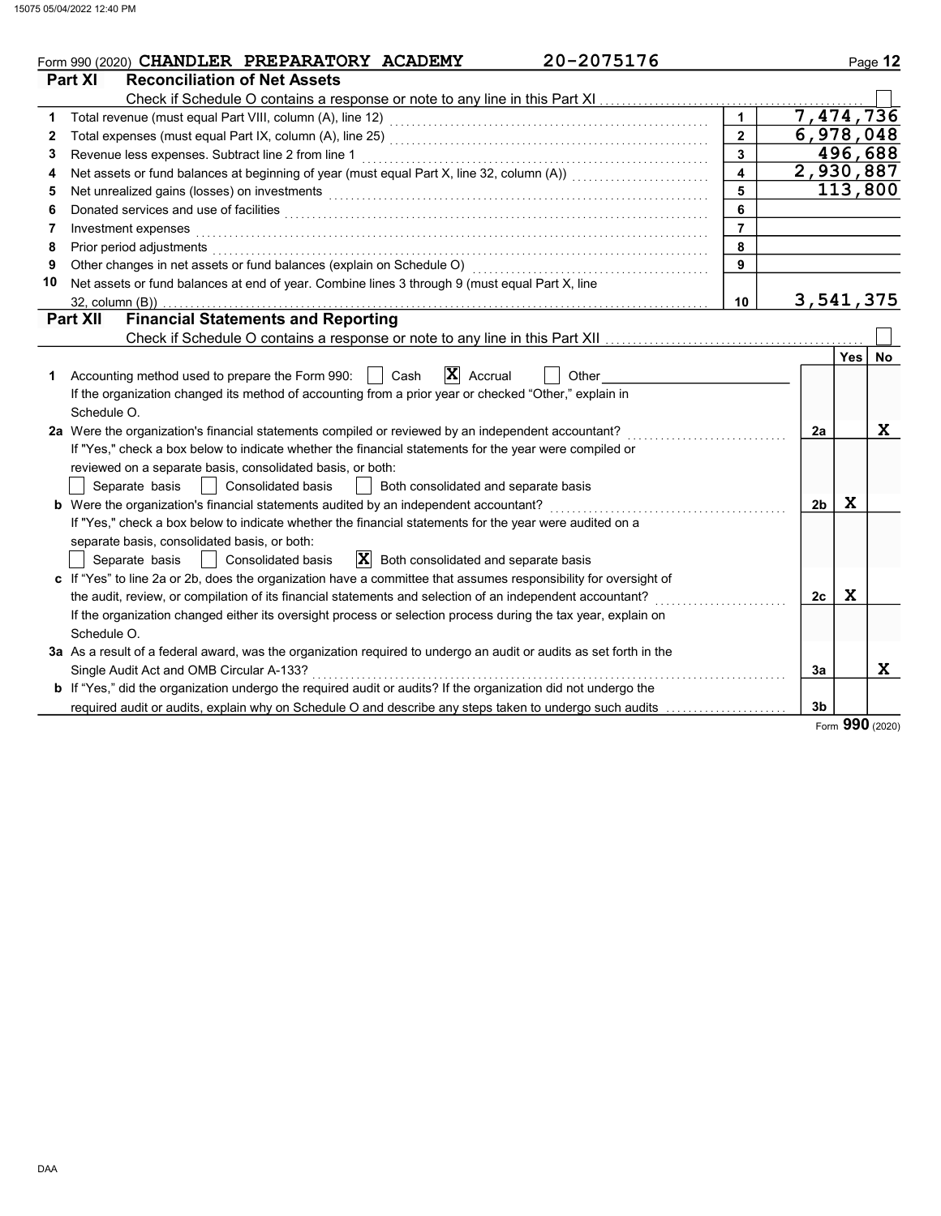Form 990 (2020) **CHANDLER PREPARATORY ACADEMY** 20-2075176 Page **12**

## Part XI Reconciliation of Net Assets

Check if Schedule O contains a response or note to any line in this Part XI ☐

| | | | |
|---|---|---|---|
| 1 | Total revenue (must equal Part VIII, column (A), line 12) | 1 | 7,474,736 |
| 2 | Total expenses (must equal Part IX, column (A), line 25) | 2 | 6,978,048 |
| 3 | Revenue less expenses. Subtract line 2 from line 1 | 3 | 496,688 |
| 4 | Net assets or fund balances at beginning of year (must equal Part X, line 32, column (A)) | 4 | 2,930,887 |
| 5 | Net unrealized gains (losses) on investments | 5 | 113,800 |
| 6 | Donated services and use of facilities | 6 | |
| 7 | Investment expenses | 7 | |
| 8 | Prior period adjustments | 8 | |
| 9 | Other changes in net assets or fund balances (explain on Schedule O) | 9 | |
| 10 | Net assets or fund balances at end of year. Combine lines 3 through 9 (must equal Part X, line 32, column (B)) | 10 | 3,541,375 |

## Part XII Financial Statements and Reporting

Check if Schedule O contains a response or note to any line in this Part XII ☐

| | | | Yes | No |
|---|---|---|---|---|
| 1 | Accounting method used to prepare the Form 990: ☐ Cash ☒ Accrual ☐ Other<br>If the organization changed its method of accounting from a prior year or checked "Other," explain in Schedule O. | | | |
| 2a | Were the organization's financial statements compiled or reviewed by an independent accountant?<br>If "Yes," check a box below to indicate whether the financial statements for the year were compiled or reviewed on a separate basis, consolidated basis, or both:<br>☐ Separate basis ☐ Consolidated basis ☐ Both consolidated and separate basis | 2a | | X |
| b | Were the organization's financial statements audited by an independent accountant?<br>If "Yes," check a box below to indicate whether the financial statements for the year were audited on a separate basis, consolidated basis, or both:<br>☐ Separate basis ☐ Consolidated basis ☒ Both consolidated and separate basis | 2b | X | |
| c | If "Yes" to line 2a or 2b, does the organization have a committee that assumes responsibility for oversight of the audit, review, or compilation of its financial statements and selection of an independent accountant?<br>If the organization changed either its oversight process or selection process during the tax year, explain on Schedule O. | 2c | X | |
| 3a | As a result of a federal award, was the organization required to undergo an audit or audits as set forth in the Single Audit Act and OMB Circular A-133? | 3a | | X |
| b | If "Yes," did the organization undergo the required audit or audits? If the organization did not undergo the required audit or audits, explain why on Schedule O and describe any steps taken to undergo such audits | 3b | | |

Form **990** (2020)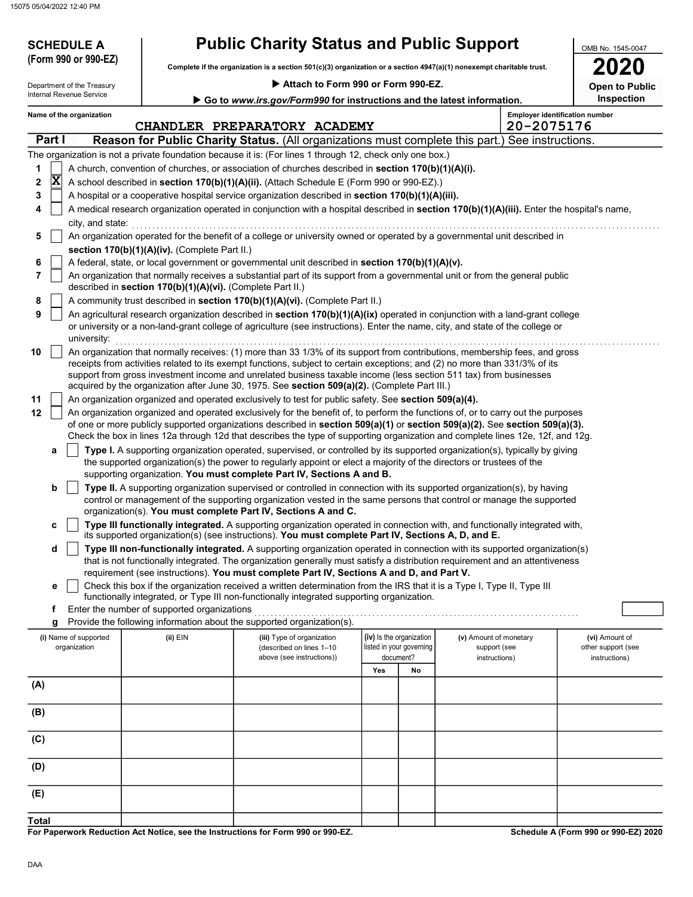15075 05/04/2022 12:40 PM

**SCHEDULE A (Form 990 or 990-EZ)**

Department of the Treasury
Internal Revenue Service

# Public Charity Status and Public Support

**Complete if the organization is a section 501(c)(3) organization or a section 4947(a)(1) nonexempt charitable trust.**

▶ **Attach to Form 990 or Form 990-EZ.**

▶ **Go to *www.irs.gov/Form990* for instructions and the latest information.**

OMB No. 1545-0047

**2020**

**Open to Public Inspection**

**Name of the organization:** CHANDLER PREPARATORY ACADEMY

**Employer identification number:** 20-2075176

## Part I — Reason for Public Charity Status. (All organizations must complete this part.) See instructions.

The organization is not a private foundation because it is: (For lines 1 through 12, check only one box.)

1. [ ] A church, convention of churches, or association of churches described in **section 170(b)(1)(A)(i).**
2. [X] A school described in **section 170(b)(1)(A)(ii).** (Attach Schedule E (Form 990 or 990-EZ).)
3. [ ] A hospital or a cooperative hospital service organization described in **section 170(b)(1)(A)(iii).**
4. [ ] A medical research organization operated in conjunction with a hospital described in **section 170(b)(1)(A)(iii).** Enter the hospital's name, city, and state:
5. [ ] An organization operated for the benefit of a college or university owned or operated by a governmental unit described in **section 170(b)(1)(A)(iv).** (Complete Part II.)
6. [ ] A federal, state, or local government or governmental unit described in **section 170(b)(1)(A)(v).**
7. [ ] An organization that normally receives a substantial part of its support from a governmental unit or from the general public described in **section 170(b)(1)(A)(vi).** (Complete Part II.)
8. [ ] A community trust described in **section 170(b)(1)(A)(vi).** (Complete Part II.)
9. [ ] An agricultural research organization described in **section 170(b)(1)(A)(ix)** operated in conjunction with a land-grant college or university or a non-land-grant college of agriculture (see instructions). Enter the name, city, and state of the college or university:
10. [ ] An organization that normally receives: (1) more than 33 1/3% of its support from contributions, membership fees, and gross receipts from activities related to its exempt functions, subject to certain exceptions; and (2) no more than 331/3% of its support from gross investment income and unrelated business taxable income (less section 511 tax) from businesses acquired by the organization after June 30, 1975. See **section 509(a)(2).** (Complete Part III.)
11. [ ] An organization organized and operated exclusively to test for public safety. See **section 509(a)(4).**
12. [ ] An organization organized and operated exclusively for the benefit of, to perform the functions of, or to carry out the purposes of one or more publicly supported organizations described in **section 509(a)(1)** or **section 509(a)(2).** See **section 509(a)(3).** Check the box in lines 12a through 12d that describes the type of supporting organization and complete lines 12e, 12f, and 12g.
   - **a** [ ] **Type I.** A supporting organization operated, supervised, or controlled by its supported organization(s), typically by giving the supported organization(s) the power to regularly appoint or elect a majority of the directors or trustees of the supporting organization. **You must complete Part IV, Sections A and B.**
   - **b** [ ] **Type II.** A supporting organization supervised or controlled in connection with its supported organization(s), by having control or management of the supporting organization vested in the same persons that control or manage the supported organization(s). **You must complete Part IV, Sections A and C.**
   - **c** [ ] **Type III functionally integrated.** A supporting organization operated in connection with, and functionally integrated with, its supported organization(s) (see instructions). **You must complete Part IV, Sections A, D, and E.**
   - **d** [ ] **Type III non-functionally integrated.** A supporting organization operated in connection with its supported organization(s) that is not functionally integrated. The organization generally must satisfy a distribution requirement and an attentiveness requirement (see instructions). **You must complete Part IV, Sections A and D, and Part V.**
   - **e** [ ] Check this box if the organization received a written determination from the IRS that it is a Type I, Type II, Type III functionally integrated, or Type III non-functionally integrated supporting organization.
   - **f** Enter the number of supported organizations
   - **g** Provide the following information about the supported organization(s).

| (i) Name of supported organization | (ii) EIN | (iii) Type of organization (described on lines 1–10 above (see instructions)) | (iv) Is the organization listed in your governing document? Yes | No | (v) Amount of monetary support (see instructions) | (vi) Amount of other support (see instructions) |
|---|---|---|---|---|---|---|
| (A) | | | | | | |
| (B) | | | | | | |
| (C) | | | | | | |
| (D) | | | | | | |
| (E) | | | | | | |
| **Total** | | | | | | |

**For Paperwork Reduction Act Notice, see the Instructions for Form 990 or 990-EZ.**

**Schedule A (Form 990 or 990-EZ) 2020**

DAA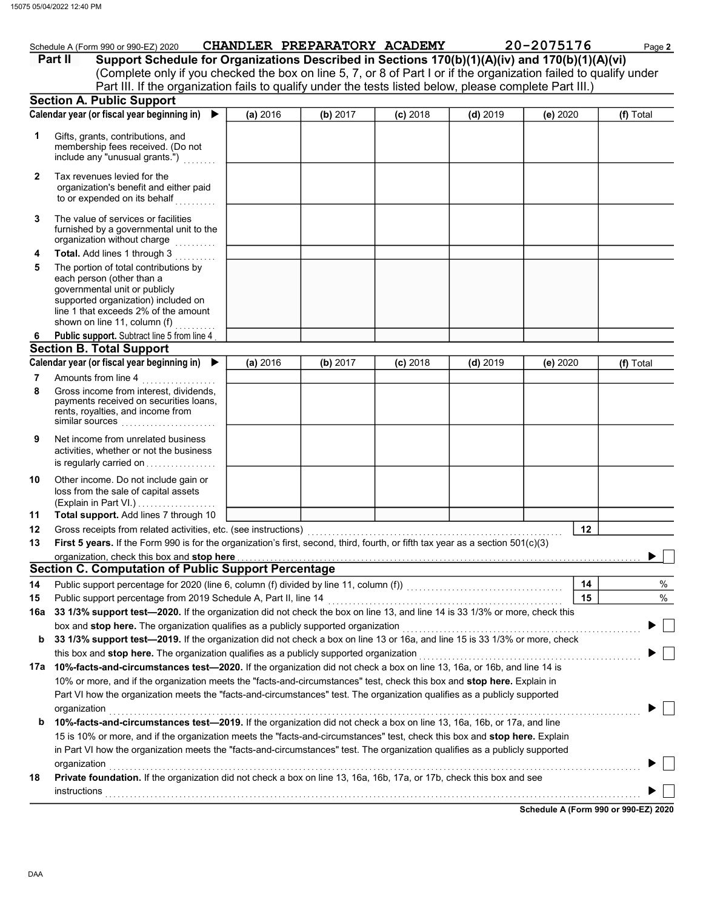Schedule A (Form 990 or 990-EZ) 2020 CHANDLER PREPARATORY ACADEMY 20-2075176 Page **2**

**Part II Support Schedule for Organizations Described in Sections 170(b)(1)(A)(iv) and 170(b)(1)(A)(vi)**
(Complete only if you checked the box on line 5, 7, or 8 of Part I or if the organization failed to qualify under Part III. If the organization fails to qualify under the tests listed below, please complete Part III.)

## Section A. Public Support

| Calendar year (or fiscal year beginning in) ▶ | (a) 2016 | (b) 2017 | (c) 2018 | (d) 2019 | (e) 2020 | (f) Total |
|---|---|---|---|---|---|---|
| **1** Gifts, grants, contributions, and membership fees received. (Do not include any "unusual grants.") | | | | | | |
| **2** Tax revenues levied for the organization's benefit and either paid to or expended on its behalf | | | | | | |
| **3** The value of services or facilities furnished by a governmental unit to the organization without charge | | | | | | |
| **4** **Total.** Add lines 1 through 3 | | | | | | |
| **5** The portion of total contributions by each person (other than a governmental unit or publicly supported organization) included on line 1 that exceeds 2% of the amount shown on line 11, column (f) | | | | | | |
| **6** **Public support.** Subtract line 5 from line 4 | | | | | | |

## Section B. Total Support

| Calendar year (or fiscal year beginning in) ▶ | (a) 2016 | (b) 2017 | (c) 2018 | (d) 2019 | (e) 2020 | (f) Total |
|---|---|---|---|---|---|---|
| **7** Amounts from line 4 | | | | | | |
| **8** Gross income from interest, dividends, payments received on securities loans, rents, royalties, and income from similar sources | | | | | | |
| **9** Net income from unrelated business activities, whether or not the business is regularly carried on | | | | | | |
| **10** Other income. Do not include gain or loss from the sale of capital assets (Explain in Part VI.) | | | | | | |
| **11** **Total support.** Add lines 7 through 10 | | | | | | |

**12** Gross receipts from related activities, etc. (see instructions) **12**

**13** **First 5 years.** If the Form 990 is for the organization's first, second, third, fourth, or fifth tax year as a section 501(c)(3) organization, check this box and **stop here** ▶ ☐

## Section C. Computation of Public Support Percentage

**14** Public support percentage for 2020 (line 6, column (f) divided by line 11, column (f)) **14** %

**15** Public support percentage from 2019 Schedule A, Part II, line 14 **15** %

**16a** **33 1/3% support test—2020.** If the organization did not check the box on line 13, and line 14 is 33 1/3% or more, check this box and **stop here.** The organization qualifies as a publicly supported organization ▶ ☐

**b** **33 1/3% support test—2019.** If the organization did not check a box on line 13 or 16a, and line 15 is 33 1/3% or more, check this box and **stop here.** The organization qualifies as a publicly supported organization ▶ ☐

**17a** **10%-facts-and-circumstances test—2020.** If the organization did not check a box on line 13, 16a, or 16b, and line 14 is 10% or more, and if the organization meets the "facts-and-circumstances" test, check this box and **stop here.** Explain in Part VI how the organization meets the "facts-and-circumstances" test. The organization qualifies as a publicly supported organization ▶ ☐

**b** **10%-facts-and-circumstances test—2019.** If the organization did not check a box on line 13, 16a, 16b, or 17a, and line 15 is 10% or more, and if the organization meets the "facts-and-circumstances" test, check this box and **stop here.** Explain in Part VI how the organization meets the "facts-and-circumstances" test. The organization qualifies as a publicly supported organization ▶ ☐

**18** **Private foundation.** If the organization did not check a box on line 13, 16a, 16b, 17a, or 17b, check this box and see instructions ▶ ☐

**Schedule A (Form 990 or 990-EZ) 2020**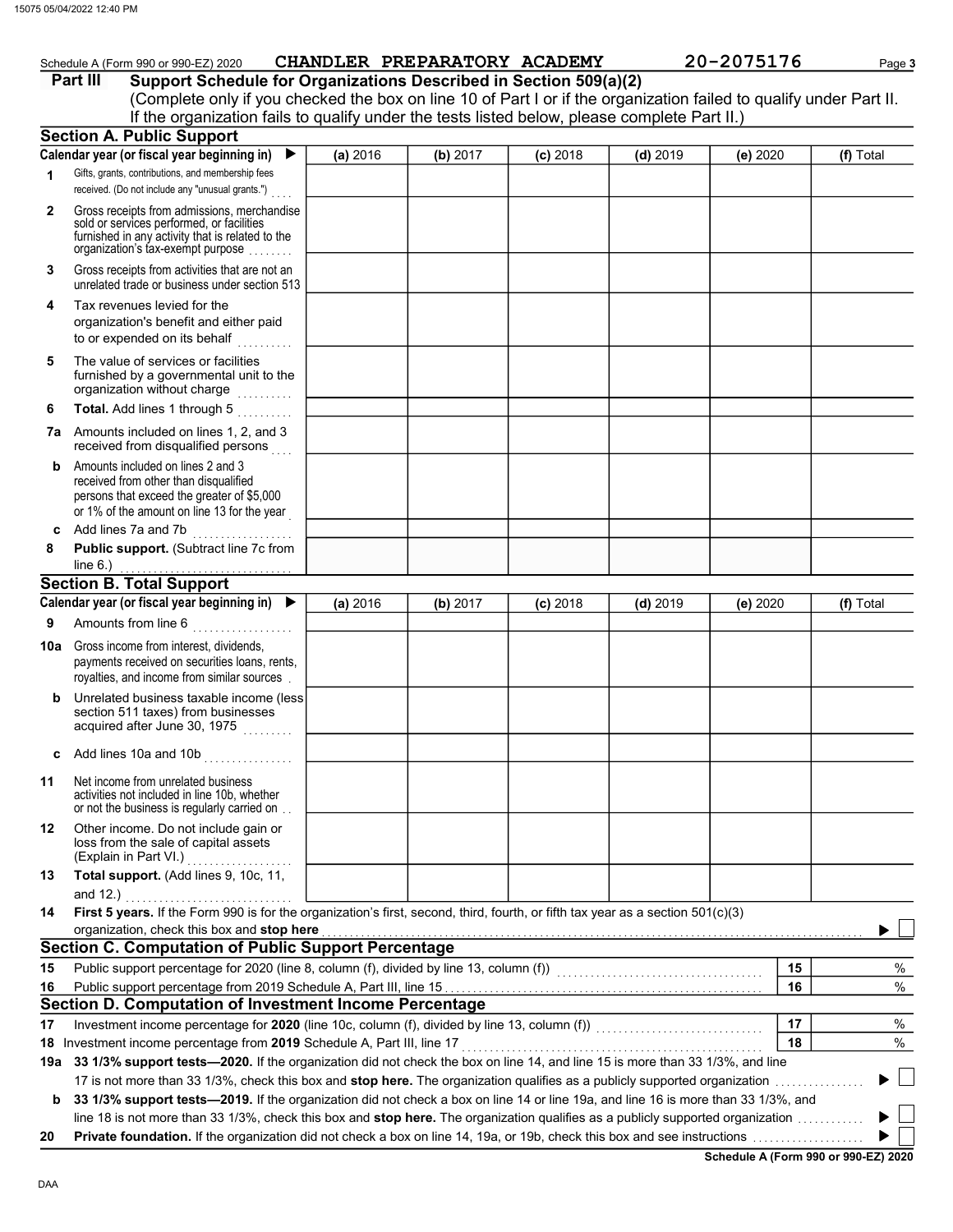Schedule A (Form 990 or 990-EZ) 2020 CHANDLER PREPARATORY ACADEMY 20-2075176

## Part III Support Schedule for Organizations Described in Section 509(a)(2)

(Complete only if you checked the box on line 10 of Part I or if the organization failed to qualify under Part II. If the organization fails to qualify under the tests listed below, please complete Part II.)

### Section A. Public Support

| Calendar year (or fiscal year beginning in) ▶ | (a) 2016 | (b) 2017 | (c) 2018 | (d) 2019 | (e) 2020 | (f) Total |
|---|---|---|---|---|---|---|
| 1 Gifts, grants, contributions, and membership fees received. (Do not include any "unusual grants.") | | | | | | |
| 2 Gross receipts from admissions, merchandise sold or services performed, or facilities furnished in any activity that is related to the organization's tax-exempt purpose | | | | | | |
| 3 Gross receipts from activities that are not an unrelated trade or business under section 513 | | | | | | |
| 4 Tax revenues levied for the organization's benefit and either paid to or expended on its behalf | | | | | | |
| 5 The value of services or facilities furnished by a governmental unit to the organization without charge | | | | | | |
| 6 **Total.** Add lines 1 through 5 | | | | | | |
| 7a Amounts included on lines 1, 2, and 3 received from disqualified persons | | | | | | |
| b Amounts included on lines 2 and 3 received from other than disqualified persons that exceed the greater of $5,000 or 1% of the amount on line 13 for the year | | | | | | |
| c Add lines 7a and 7b | | | | | | |
| 8 **Public support.** (Subtract line 7c from line 6.) | | | | | | |

### Section B. Total Support

| Calendar year (or fiscal year beginning in) ▶ | (a) 2016 | (b) 2017 | (c) 2018 | (d) 2019 | (e) 2020 | (f) Total |
|---|---|---|---|---|---|---|
| 9 Amounts from line 6 | | | | | | |
| 10a Gross income from interest, dividends, payments received on securities loans, rents, royalties, and income from similar sources | | | | | | |
| b Unrelated business taxable income (less section 511 taxes) from businesses acquired after June 30, 1975 | | | | | | |
| c Add lines 10a and 10b | | | | | | |
| 11 Net income from unrelated business activities not included in line 10b, whether or not the business is regularly carried on | | | | | | |
| 12 Other income. Do not include gain or loss from the sale of capital assets (Explain in Part VI.) | | | | | | |
| 13 **Total support.** (Add lines 9, 10c, 11, and 12.) | | | | | | |

**14** **First 5 years.** If the Form 990 is for the organization's first, second, third, fourth, or fifth tax year as a section 501(c)(3) organization, check this box and **stop here** ▶ ☐

### Section C. Computation of Public Support Percentage

| | | | |
|---|---|---|---|
| 15 | Public support percentage for 2020 (line 8, column (f), divided by line 13, column (f)) | 15 | % |
| 16 | Public support percentage from 2019 Schedule A, Part III, line 15 | 16 | % |

### Section D. Computation of Investment Income Percentage

| | | | |
|---|---|---|---|
| 17 | Investment income percentage for **2020** (line 10c, column (f), divided by line 13, column (f)) | 17 | % |
| 18 | Investment income percentage from **2019** Schedule A, Part III, line 17 | 18 | % |

**19a** **33 1/3% support tests—2020.** If the organization did not check the box on line 14, and line 15 is more than 33 1/3%, and line 17 is not more than 33 1/3%, check this box and **stop here.** The organization qualifies as a publicly supported organization ▶ ☐

**b** **33 1/3% support tests—2019.** If the organization did not check a box on line 14 or line 19a, and line 16 is more than 33 1/3%, and line 18 is not more than 33 1/3%, check this box and **stop here.** The organization qualifies as a publicly supported organization ▶ ☐

**20** **Private foundation.** If the organization did not check a box on line 14, 19a, or 19b, check this box and see instructions ▶ ☐

**Schedule A (Form 990 or 990-EZ) 2020**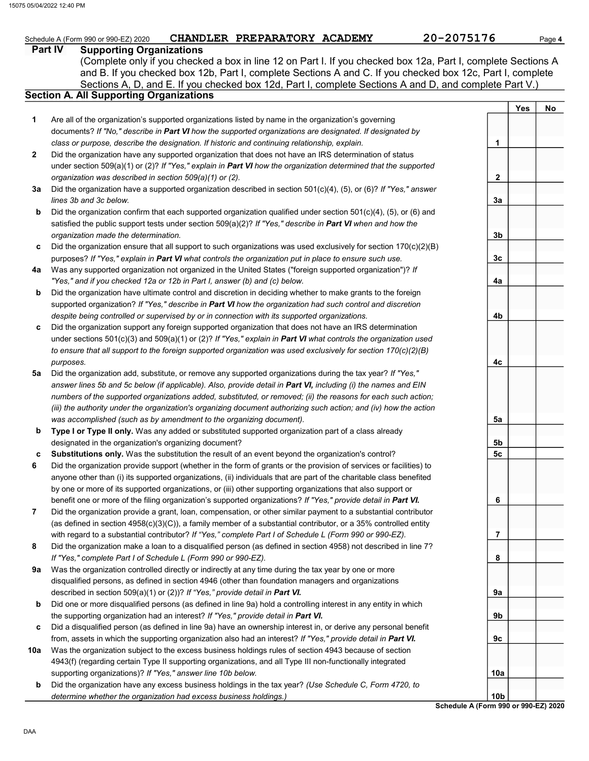Schedule A (Form 990 or 990-EZ) 2020 **CHANDLER PREPARATORY ACADEMY** **20-2075176** Page **4**

## Part IV Supporting Organizations

(Complete only if you checked a box in line 12 on Part I. If you checked box 12a, Part I, complete Sections A and B. If you checked box 12b, Part I, complete Sections A and C. If you checked box 12c, Part I, complete Sections A, D, and E. If you checked box 12d, Part I, complete Sections A and D, and complete Part V.)

### Section A. All Supporting Organizations

| | | | Yes | No |
|---|---|---|---|---|
| **1** | Are all of the organization's supported organizations listed by name in the organization's governing documents? *If "No," describe in **Part VI** how the supported organizations are designated. If designated by class or purpose, describe the designation. If historic and continuing relationship, explain.* | 1 | | |
| **2** | Did the organization have any supported organization that does not have an IRS determination of status under section 509(a)(1) or (2)? *If "Yes," explain in **Part VI** how the organization determined that the supported organization was described in section 509(a)(1) or (2).* | 2 | | |
| **3a** | Did the organization have a supported organization described in section 501(c)(4), (5), or (6)? *If "Yes," answer lines 3b and 3c below.* | 3a | | |
| **b** | Did the organization confirm that each supported organization qualified under section 501(c)(4), (5), or (6) and satisfied the public support tests under section 509(a)(2)? *If "Yes," describe in **Part VI** when and how the organization made the determination.* | 3b | | |
| **c** | Did the organization ensure that all support to such organizations was used exclusively for section 170(c)(2)(B) purposes? *If "Yes," explain in **Part VI** what controls the organization put in place to ensure such use.* | 3c | | |
| **4a** | Was any supported organization not organized in the United States ("foreign supported organization")? *If "Yes," and if you checked 12a or 12b in Part I, answer (b) and (c) below.* | 4a | | |
| **b** | Did the organization have ultimate control and discretion in deciding whether to make grants to the foreign supported organization? *If "Yes," describe in **Part VI** how the organization had such control and discretion despite being controlled or supervised by or in connection with its supported organizations.* | 4b | | |
| **c** | Did the organization support any foreign supported organization that does not have an IRS determination under sections 501(c)(3) and 509(a)(1) or (2)? *If "Yes," explain in **Part VI** what controls the organization used to ensure that all support to the foreign supported organization was used exclusively for section 170(c)(2)(B) purposes.* | 4c | | |
| **5a** | Did the organization add, substitute, or remove any supported organizations during the tax year? *If "Yes," answer lines 5b and 5c below (if applicable). Also, provide detail in **Part VI,** including (i) the names and EIN numbers of the supported organizations added, substituted, or removed; (ii) the reasons for each such action; (iii) the authority under the organization's organizing document authorizing such action; and (iv) how the action was accomplished (such as by amendment to the organizing document).* | 5a | | |
| **b** | **Type I or Type II only.** Was any added or substituted supported organization part of a class already designated in the organization's organizing document? | 5b | | |
| **c** | **Substitutions only.** Was the substitution the result of an event beyond the organization's control? | 5c | | |
| **6** | Did the organization provide support (whether in the form of grants or the provision of services or facilities) to anyone other than (i) its supported organizations, (ii) individuals that are part of the charitable class benefited by one or more of its supported organizations, or (iii) other supporting organizations that also support or benefit one or more of the filing organization's supported organizations? *If "Yes," provide detail in **Part VI.*** | 6 | | |
| **7** | Did the organization provide a grant, loan, compensation, or other similar payment to a substantial contributor (as defined in section 4958(c)(3)(C)), a family member of a substantial contributor, or a 35% controlled entity with regard to a substantial contributor? *If "Yes," complete Part I of Schedule L (Form 990 or 990-EZ).* | 7 | | |
| **8** | Did the organization make a loan to a disqualified person (as defined in section 4958) not described in line 7? *If "Yes," complete Part I of Schedule L (Form 990 or 990-EZ).* | 8 | | |
| **9a** | Was the organization controlled directly or indirectly at any time during the tax year by one or more disqualified persons, as defined in section 4946 (other than foundation managers and organizations described in section 509(a)(1) or (2))? *If "Yes," provide detail in **Part VI.*** | 9a | | |
| **b** | Did one or more disqualified persons (as defined in line 9a) hold a controlling interest in any entity in which the supporting organization had an interest? *If "Yes," provide detail in **Part VI.*** | 9b | | |
| **c** | Did a disqualified person (as defined in line 9a) have an ownership interest in, or derive any personal benefit from, assets in which the supporting organization also had an interest? *If "Yes," provide detail in **Part VI.*** | 9c | | |
| **10a** | Was the organization subject to the excess business holdings rules of section 4943 because of section 4943(f) (regarding certain Type II supporting organizations, and all Type III non-functionally integrated supporting organizations)? *If "Yes," answer line 10b below.* | 10a | | |
| **b** | Did the organization have any excess business holdings in the tax year? *(Use Schedule C, Form 4720, to determine whether the organization had excess business holdings.)* | 10b | | |

**Schedule A (Form 990 or 990-EZ) 2020**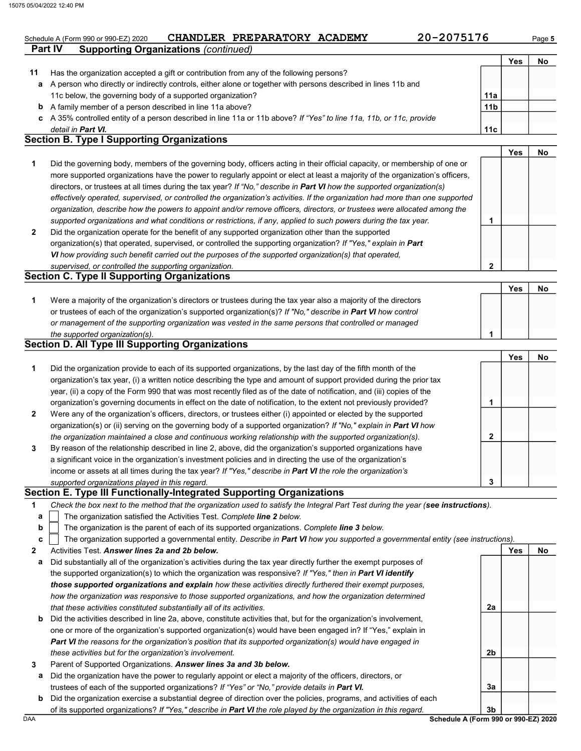Schedule A (Form 990 or 990-EZ) 2020 **CHANDLER PREPARATORY ACADEMY** **20-2075176** Page **5**

## Part IV Supporting Organizations *(continued)*

| | | | Yes | No |
|---|---|---|---|---|
| **11** | Has the organization accepted a gift or contribution from any of the following persons? | | | |
| **a** | A person who directly or indirectly controls, either alone or together with persons described in lines 11b and 11c below, the governing body of a supported organization? | **11a** | | |
| **b** | A family member of a person described in line 11a above? | **11b** | | |
| **c** | A 35% controlled entity of a person described in line 11a or 11b above? *If "Yes" to line 11a, 11b, or 11c, provide detail in* ***Part VI.*** | **11c** | | |

### Section B. Type I Supporting Organizations

| | | | Yes | No |
|---|---|---|---|---|
| **1** | Did the governing body, members of the governing body, officers acting in their official capacity, or membership of one or more supported organizations have the power to regularly appoint or elect at least a majority of the organization's officers, directors, or trustees at all times during the tax year? *If "No," describe in* ***Part VI*** *how the supported organization(s) effectively operated, supervised, or controlled the organization's activities. If the organization had more than one supported organization, describe how the powers to appoint and/or remove officers, directors, or trustees were allocated among the supported organizations and what conditions or restrictions, if any, applied to such powers during the tax year.* | **1** | | |
| **2** | Did the organization operate for the benefit of any supported organization other than the supported organization(s) that operated, supervised, or controlled the supporting organization? *If "Yes," explain in* ***Part VI*** *how providing such benefit carried out the purposes of the supported organization(s) that operated, supervised, or controlled the supporting organization.* | **2** | | |

### Section C. Type II Supporting Organizations

| | | | Yes | No |
|---|---|---|---|---|
| **1** | Were a majority of the organization's directors or trustees during the tax year also a majority of the directors or trustees of each of the organization's supported organization(s)? *If "No," describe in* ***Part VI*** *how control or management of the supporting organization was vested in the same persons that controlled or managed the supported organization(s).* | **1** | | |

### Section D. All Type III Supporting Organizations

| | | | Yes | No |
|---|---|---|---|---|
| **1** | Did the organization provide to each of its supported organizations, by the last day of the fifth month of the organization's tax year, (i) a written notice describing the type and amount of support provided during the prior tax year, (ii) a copy of the Form 990 that was most recently filed as of the date of notification, and (iii) copies of the organization's governing documents in effect on the date of notification, to the extent not previously provided? | **1** | | |
| **2** | Were any of the organization's officers, directors, or trustees either (i) appointed or elected by the supported organization(s) or (ii) serving on the governing body of a supported organization? *If "No," explain in* ***Part VI*** *how the organization maintained a close and continuous working relationship with the supported organization(s).* | **2** | | |
| **3** | By reason of the relationship described in line 2, above, did the organization's supported organizations have a significant voice in the organization's investment policies and in directing the use of the organization's income or assets at all times during the tax year? *If "Yes," describe in* ***Part VI*** *the role the organization's supported organizations played in this regard.* | **3** | | |

### Section E. Type III Functionally-Integrated Supporting Organizations

**1** *Check the box next to the method that the organization used to satisfy the Integral Part Test during the year (****see instructions****).*

- **a** ☐ The organization satisfied the Activities Test. *Complete* ***line 2*** *below.*
- **b** ☐ The organization is the parent of each of its supported organizations. *Complete* ***line 3*** *below.*
- **c** ☐ The organization supported a governmental entity. *Describe in* ***Part VI*** *how you supported a governmental entity (see instructions).*

| | | | Yes | No |
|---|---|---|---|---|
| **2** | Activities Test. ***Answer lines 2a and 2b below.*** | | | |
| **a** | Did substantially all of the organization's activities during the tax year directly further the exempt purposes of the supported organization(s) to which the organization was responsive? *If "Yes," then in* ***Part VI identify those supported organizations and explain*** *how these activities directly furthered their exempt purposes, how the organization was responsive to those supported organizations, and how the organization determined that these activities constituted substantially all of its activities.* | **2a** | | |
| **b** | Did the activities described in line 2a, above, constitute activities that, but for the organization's involvement, one or more of the organization's supported organization(s) would have been engaged in? If "Yes," explain in ***Part VI*** *the reasons for the organization's position that its supported organization(s) would have engaged in these activities but for the organization's involvement.* | **2b** | | |
| **3** | Parent of Supported Organizations. ***Answer lines 3a and 3b below.*** | | | |
| **a** | Did the organization have the power to regularly appoint or elect a majority of the officers, directors, or trustees of each of the supported organizations? *If "Yes" or "No," provide details in* ***Part VI.*** | **3a** | | |
| **b** | Did the organization exercise a substantial degree of direction over the policies, programs, and activities of each of its supported organizations? *If "Yes," describe in* ***Part VI*** *the role played by the organization in this regard.* | **3b** | | |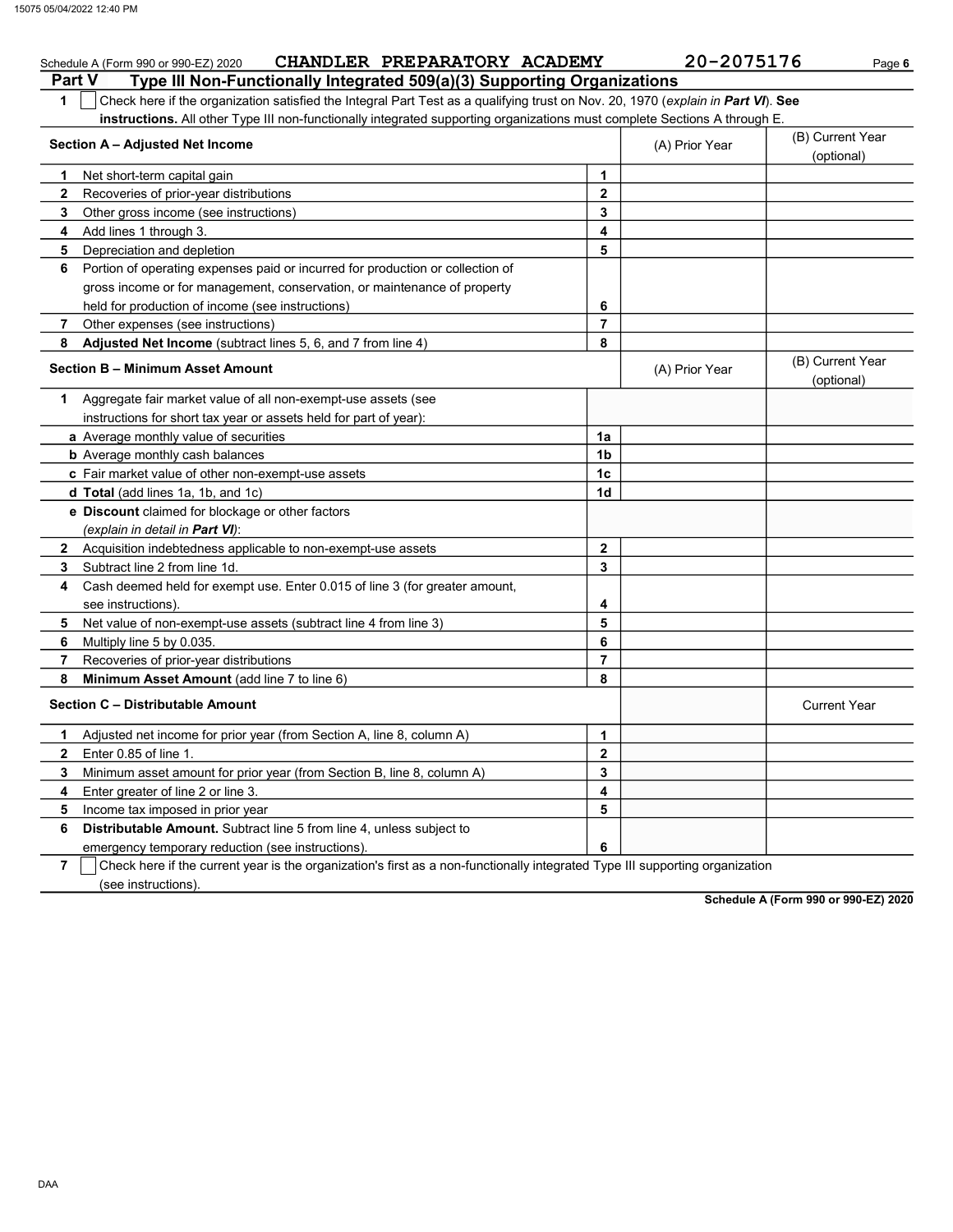Schedule A (Form 990 or 990-EZ) 2020 CHANDLER PREPARATORY ACADEMY 20-2075176

## Part V Type III Non-Functionally Integrated 509(a)(3) Supporting Organizations

**1** ☐ Check here if the organization satisfied the Integral Part Test as a qualifying trust on Nov. 20, 1970 (*explain in **Part VI***). **See instructions.** All other Type III non-functionally integrated supporting organizations must complete Sections A through E.

| **Section A – Adjusted Net Income** | | (A) Prior Year | (B) Current Year (optional) |
|---|---|---|---|
| **1** Net short-term capital gain | 1 | | |
| **2** Recoveries of prior-year distributions | 2 | | |
| **3** Other gross income (see instructions) | 3 | | |
| **4** Add lines 1 through 3. | 4 | | |
| **5** Depreciation and depletion | 5 | | |
| **6** Portion of operating expenses paid or incurred for production or collection of gross income or for management, conservation, or maintenance of property held for production of income (see instructions) | 6 | | |
| **7** Other expenses (see instructions) | 7 | | |
| **8** **Adjusted Net Income** (subtract lines 5, 6, and 7 from line 4) | 8 | | |

| **Section B – Minimum Asset Amount** | | (A) Prior Year | (B) Current Year (optional) |
|---|---|---|---|
| **1** Aggregate fair market value of all non-exempt-use assets (see instructions for short tax year or assets held for part of year): | | | |
| **a** Average monthly value of securities | 1a | | |
| **b** Average monthly cash balances | 1b | | |
| **c** Fair market value of other non-exempt-use assets | 1c | | |
| **d** **Total** (add lines 1a, 1b, and 1c) | 1d | | |
| **e** **Discount** claimed for blockage or other factors (*explain in detail in **Part VI***): | | | |
| **2** Acquisition indebtedness applicable to non-exempt-use assets | 2 | | |
| **3** Subtract line 2 from line 1d. | 3 | | |
| **4** Cash deemed held for exempt use. Enter 0.015 of line 3 (for greater amount, see instructions). | 4 | | |
| **5** Net value of non-exempt-use assets (subtract line 4 from line 3) | 5 | | |
| **6** Multiply line 5 by 0.035. | 6 | | |
| **7** Recoveries of prior-year distributions | 7 | | |
| **8** **Minimum Asset Amount** (add line 7 to line 6) | 8 | | |

| **Section C – Distributable Amount** | | | Current Year |
|---|---|---|---|
| **1** Adjusted net income for prior year (from Section A, line 8, column A) | 1 | | |
| **2** Enter 0.85 of line 1. | 2 | | |
| **3** Minimum asset amount for prior year (from Section B, line 8, column A) | 3 | | |
| **4** Enter greater of line 2 or line 3. | 4 | | |
| **5** Income tax imposed in prior year | 5 | | |
| **6** **Distributable Amount.** Subtract line 5 from line 4, unless subject to emergency temporary reduction (see instructions). | 6 | | |

**7** ☐ Check here if the current year is the organization's first as a non-functionally integrated Type III supporting organization (see instructions).

**Schedule A (Form 990 or 990-EZ) 2020**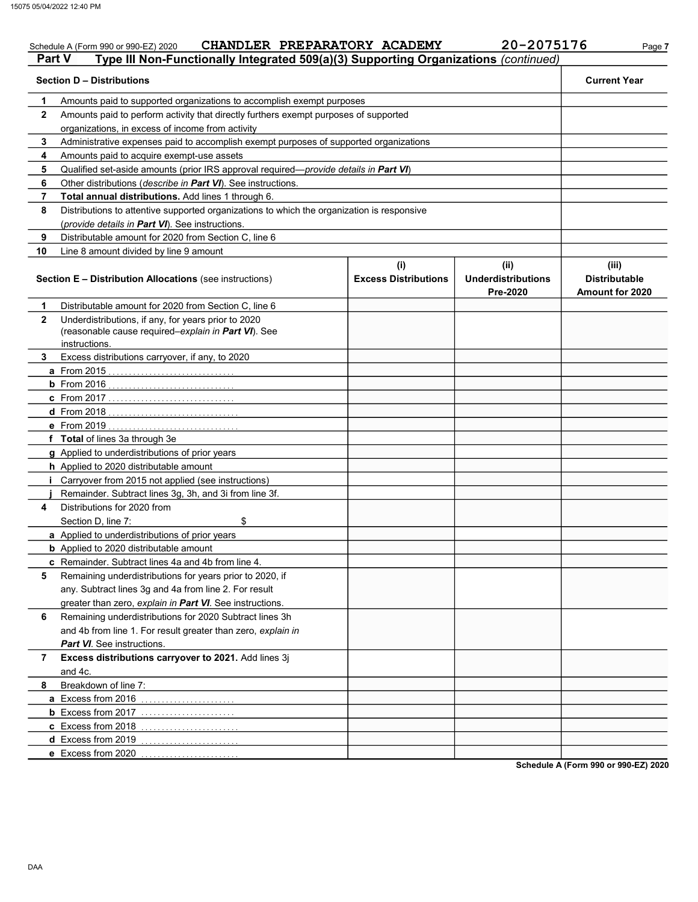Schedule A (Form 990 or 990-EZ) 2020 CHANDLER PREPARATORY ACADEMY 20-2075176 Page 7

## Part V Type III Non-Functionally Integrated 509(a)(3) Supporting Organizations *(continued)*

| | Section D – Distributions | Current Year |
|---|---|---|
| 1 | Amounts paid to supported organizations to accomplish exempt purposes | |
| 2 | Amounts paid to perform activity that directly furthers exempt purposes of supported organizations, in excess of income from activity | |
| 3 | Administrative expenses paid to accomplish exempt purposes of supported organizations | |
| 4 | Amounts paid to acquire exempt-use assets | |
| 5 | Qualified set-aside amounts (prior IRS approval required—*provide details in **Part VI***) | |
| 6 | Other distributions (*describe in **Part VI***). See instructions. | |
| 7 | **Total annual distributions.** Add lines 1 through 6. | |
| 8 | Distributions to attentive supported organizations to which the organization is responsive (*provide details in **Part VI***). See instructions. | |
| 9 | Distributable amount for 2020 from Section C, line 6 | |
| 10 | Line 8 amount divided by line 9 amount | |

| | Section E – Distribution Allocations (see instructions) | (i) Excess Distributions | (ii) Underdistributions Pre-2020 | (iii) Distributable Amount for 2020 |
|---|---|---|---|---|
| 1 | Distributable amount for 2020 from Section C, line 6 | | | |
| 2 | Underdistributions, if any, for years prior to 2020 (reasonable cause required–*explain in **Part VI***). See instructions. | | | |
| 3 | Excess distributions carryover, if any, to 2020 | | | |
| a | From 2015 | | | |
| b | From 2016 | | | |
| c | From 2017 | | | |
| d | From 2018 | | | |
| e | From 2019 | | | |
| f | **Total** of lines 3a through 3e | | | |
| g | Applied to underdistributions of prior years | | | |
| h | Applied to 2020 distributable amount | | | |
| i | Carryover from 2015 not applied (see instructions) | | | |
| j | Remainder. Subtract lines 3g, 3h, and 3i from line 3f. | | | |
| 4 | Distributions for 2020 from Section D, line 7: $ | | | |
| a | Applied to underdistributions of prior years | | | |
| b | Applied to 2020 distributable amount | | | |
| c | Remainder. Subtract lines 4a and 4b from line 4. | | | |
| 5 | Remaining underdistributions for years prior to 2020, if any. Subtract lines 3g and 4a from line 2. For result greater than zero, *explain in **Part VI***. See instructions. | | | |
| 6 | Remaining underdistributions for 2020 Subtract lines 3h and 4b from line 1. For result greater than zero, *explain in **Part VI***. See instructions. | | | |
| 7 | **Excess distributions carryover to 2021.** Add lines 3j and 4c. | | | |
| 8 | Breakdown of line 7: | | | |
| a | Excess from 2016 | | | |
| b | Excess from 2017 | | | |
| c | Excess from 2018 | | | |
| d | Excess from 2019 | | | |
| e | Excess from 2020 | | | |

**Schedule A (Form 990 or 990-EZ) 2020**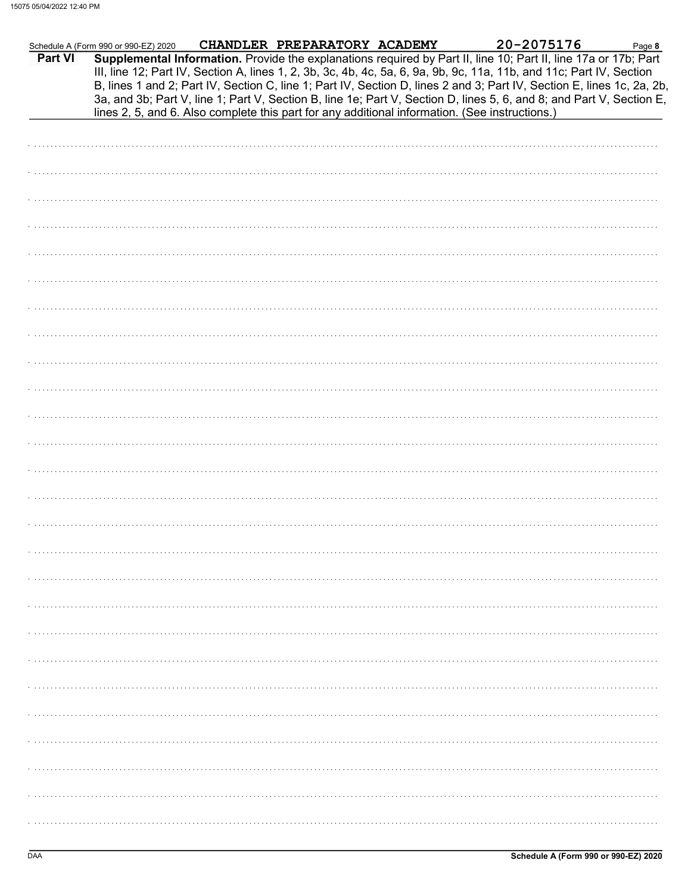Schedule A (Form 990 or 990-EZ) 2020 CHANDLER PREPARATORY ACADEMY 20-2075176

**Part VI** **Supplemental Information.** Provide the explanations required by Part II, line 10; Part II, line 17a or 17b; Part III, line 12; Part IV, Section A, lines 1, 2, 3b, 3c, 4b, 4c, 5a, 6, 9a, 9b, 9c, 11a, 11b, and 11c; Part IV, Section B, lines 1 and 2; Part IV, Section C, line 1; Part IV, Section D, lines 2 and 3; Part IV, Section E, lines 1c, 2a, 2b, 3a, and 3b; Part V, line 1; Part V, Section B, line 1e; Part V, Section D, lines 5, 6, and 8; and Part V, Section E, lines 2, 5, and 6. Also complete this part for any additional information. (See instructions.)

Schedule A (Form 990 or 990-EZ) 2020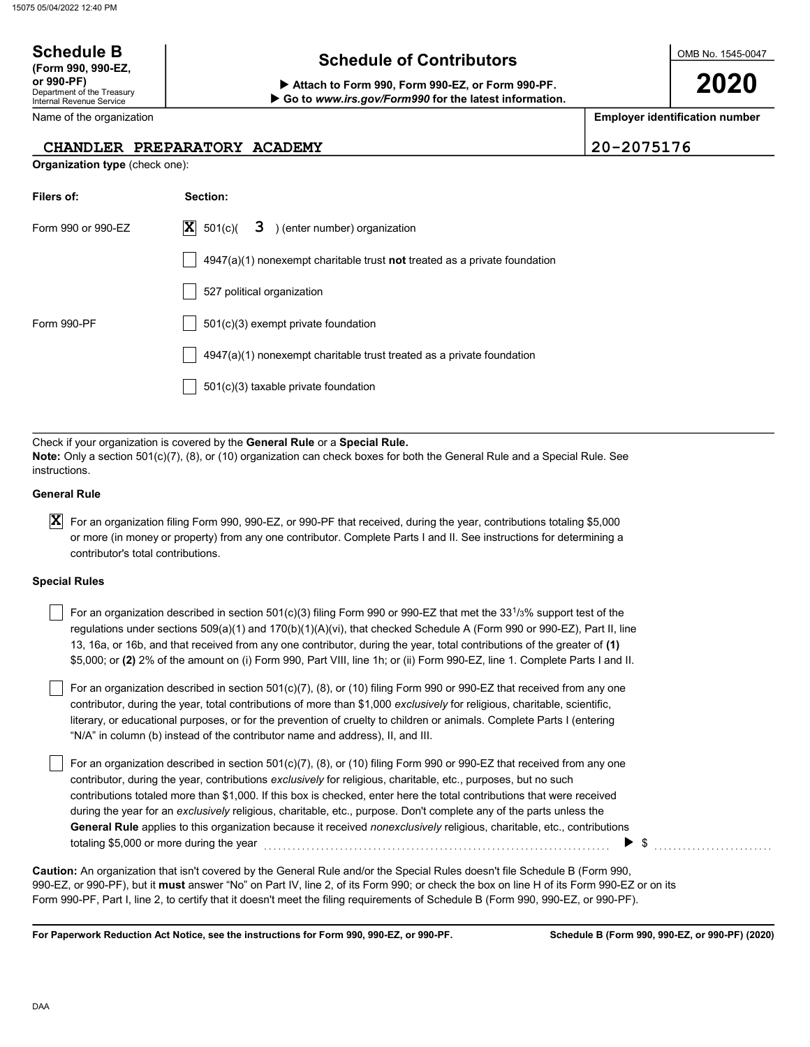**Schedule B**
**(Form 990, 990-EZ, or 990-PF)**
Department of the Treasury
Internal Revenue Service

# Schedule of Contributors

▶ **Attach to Form 990, Form 990-EZ, or Form 990-PF.**
▶ **Go to *www.irs.gov/Form990* for the latest information.**

OMB No. 1545-0047

**2020**

| Name of the organization | Employer identification number |
|---|---|
| CHANDLER PREPARATORY ACADEMY | 20-2075176 |

**Organization type** (check one):

| Filers of: | Section: |
|---|---|
| Form 990 or 990-EZ | [X] 501(c)( 3 ) (enter number) organization |
| | [ ] 4947(a)(1) nonexempt charitable trust **not** treated as a private foundation |
| | [ ] 527 political organization |
| Form 990-PF | [ ] 501(c)(3) exempt private foundation |
| | [ ] 4947(a)(1) nonexempt charitable trust treated as a private foundation |
| | [ ] 501(c)(3) taxable private foundation |

Check if your organization is covered by the **General Rule** or a **Special Rule.**
**Note:** Only a section 501(c)(7), (8), or (10) organization can check boxes for both the General Rule and a Special Rule. See instructions.

**General Rule**

[X] For an organization filing Form 990, 990-EZ, or 990-PF that received, during the year, contributions totaling $5,000 or more (in money or property) from any one contributor. Complete Parts I and II. See instructions for determining a contributor's total contributions.

**Special Rules**

[ ] For an organization described in section 501(c)(3) filing Form 990 or 990-EZ that met the 33 1/3% support test of the regulations under sections 509(a)(1) and 170(b)(1)(A)(vi), that checked Schedule A (Form 990 or 990-EZ), Part II, line 13, 16a, or 16b, and that received from any one contributor, during the year, total contributions of the greater of **(1)** $5,000; or **(2)** 2% of the amount on (i) Form 990, Part VIII, line 1h; or (ii) Form 990-EZ, line 1. Complete Parts I and II.

[ ] For an organization described in section 501(c)(7), (8), or (10) filing Form 990 or 990-EZ that received from any one contributor, during the year, total contributions of more than $1,000 *exclusively* for religious, charitable, scientific, literary, or educational purposes, or for the prevention of cruelty to children or animals. Complete Parts I (entering "N/A" in column (b) instead of the contributor name and address), II, and III.

[ ] For an organization described in section 501(c)(7), (8), or (10) filing Form 990 or 990-EZ that received from any one contributor, during the year, contributions *exclusively* for religious, charitable, etc., purposes, but no such contributions totaled more than $1,000. If this box is checked, enter here the total contributions that were received during the year for an *exclusively* religious, charitable, etc., purpose. Don't complete any of the parts unless the **General Rule** applies to this organization because it received *nonexclusively* religious, charitable, etc., contributions totaling $5,000 or more during the year ▶ $

**Caution:** An organization that isn't covered by the General Rule and/or the Special Rules doesn't file Schedule B (Form 990, 990-EZ, or 990-PF), but it **must** answer "No" on Part IV, line 2, of its Form 990; or check the box on line H of its Form 990-EZ or on its Form 990-PF, Part I, line 2, to certify that it doesn't meet the filing requirements of Schedule B (Form 990, 990-EZ, or 990-PF).

**For Paperwork Reduction Act Notice, see the instructions for Form 990, 990-EZ, or 990-PF.** **Schedule B (Form 990, 990-EZ, or 990-PF) (2020)**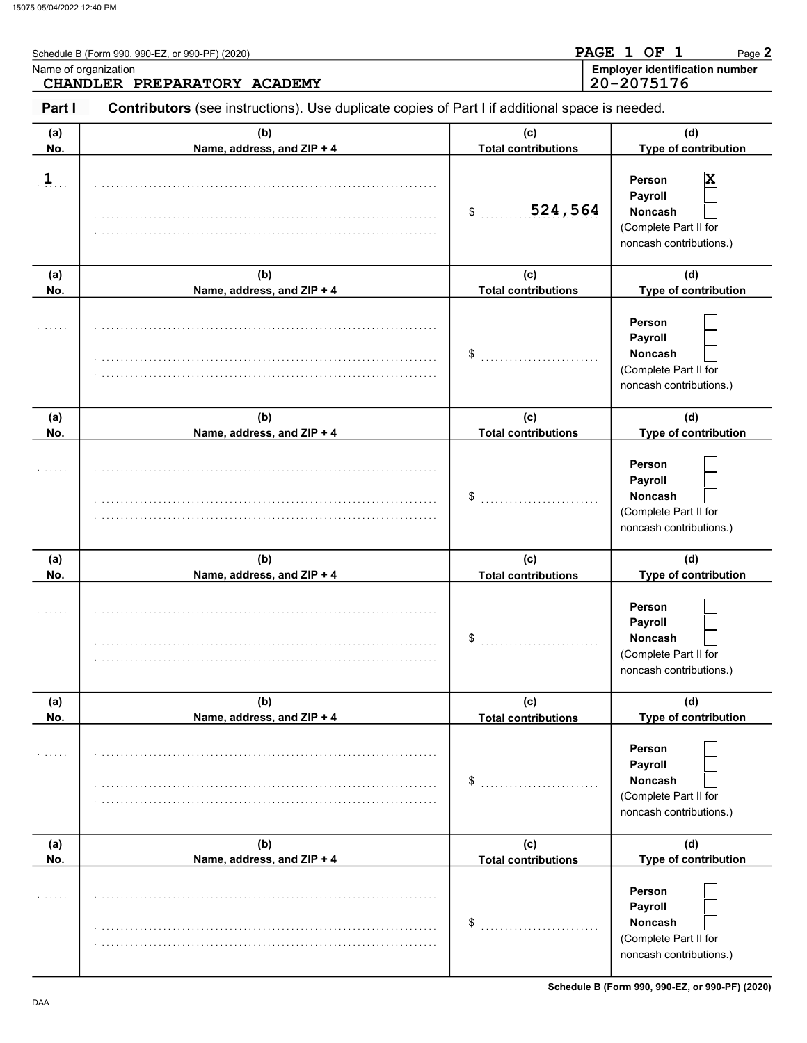Schedule B (Form 990, 990-EZ, or 990-PF) (2020)

Name of organization: **CHANDLER PREPARATORY ACADEMY**

**Employer identification number:** 20-2075176

## Part I — Contributors (see instructions). Use duplicate copies of Part I if additional space is needed.

| (a) No. | (b) Name, address, and ZIP + 4 | (c) Total contributions | (d) Type of contribution |
|---|---|---|---|
| 1 | | $ 524,564 | Person [X] Payroll [ ] Noncash [ ] (Complete Part II for noncash contributions.) |
| | | $ | Person [ ] Payroll [ ] Noncash [ ] (Complete Part II for noncash contributions.) |
| | | $ | Person [ ] Payroll [ ] Noncash [ ] (Complete Part II for noncash contributions.) |
| | | $ | Person [ ] Payroll [ ] Noncash [ ] (Complete Part II for noncash contributions.) |
| | | $ | Person [ ] Payroll [ ] Noncash [ ] (Complete Part II for noncash contributions.) |
| | | $ | Person [ ] Payroll [ ] Noncash [ ] (Complete Part II for noncash contributions.) |

Schedule B (Form 990, 990-EZ, or 990-PF) (2020)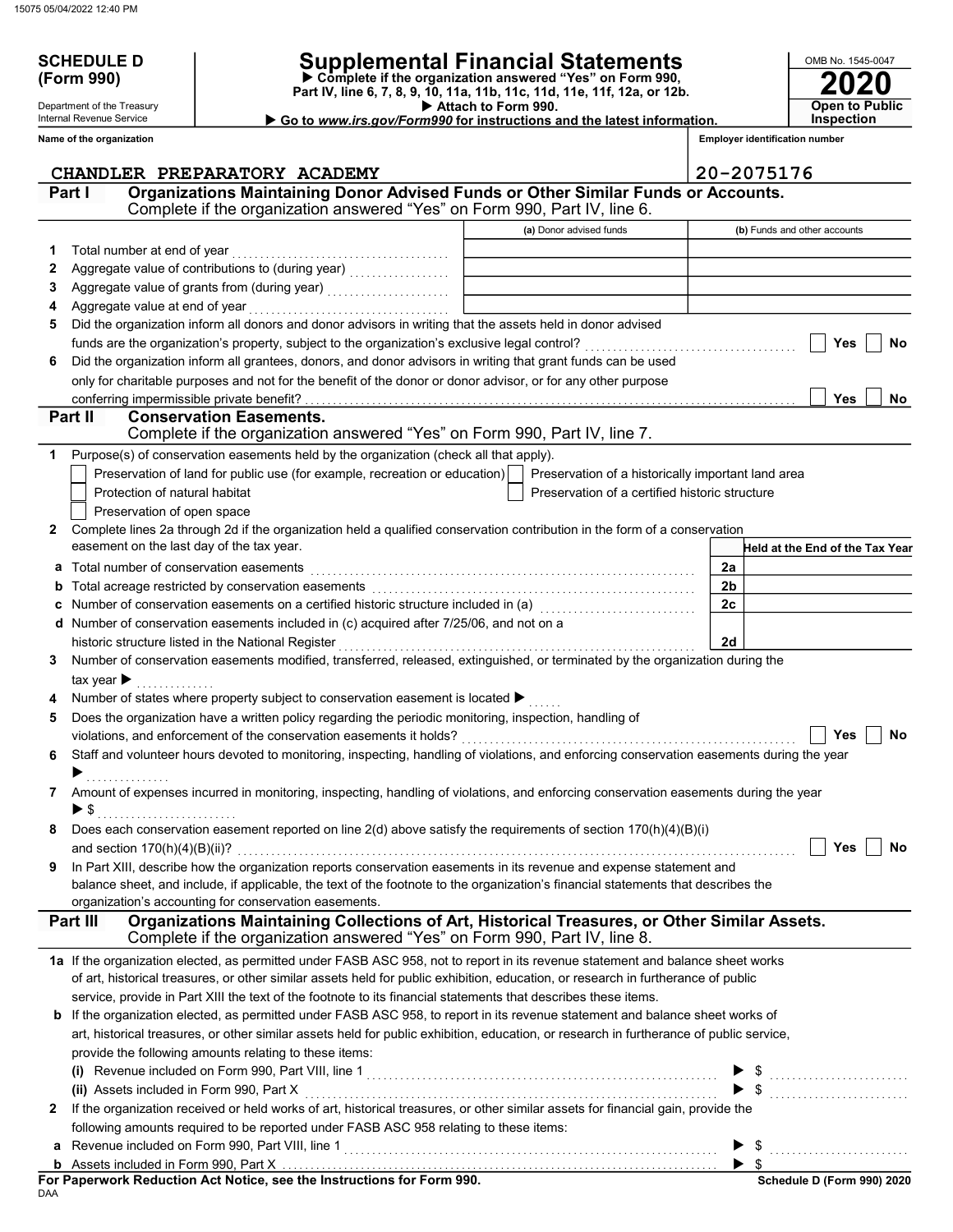**SCHEDULE D (Form 990)**

Department of the Treasury
Internal Revenue Service

# Supplemental Financial Statements

▶ Complete if the organization answered "Yes" on Form 990, Part IV, line 6, 7, 8, 9, 10, 11a, 11b, 11c, 11d, 11e, 11f, 12a, or 12b.
▶ Attach to Form 990.
▶ Go to *www.irs.gov/Form990* for instructions and the latest information.

OMB No. 1545-0047

**2020**

**Open to Public Inspection**

**Name of the organization:** CHANDLER PREPARATORY ACADEMY

**Employer identification number:** 20-2075176

## Part I Organizations Maintaining Donor Advised Funds or Other Similar Funds or Accounts.

Complete if the organization answered "Yes" on Form 990, Part IV, line 6.

| | | (a) Donor advised funds | (b) Funds and other accounts |
|---|---|---|---|
| 1 | Total number at end of year | | |
| 2 | Aggregate value of contributions to (during year) | | |
| 3 | Aggregate value of grants from (during year) | | |
| 4 | Aggregate value at end of year | | |

5 Did the organization inform all donors and donor advisors in writing that the assets held in donor advised funds are the organization's property, subject to the organization's exclusive legal control? ☐ Yes ☐ No

6 Did the organization inform all grantees, donors, and donor advisors in writing that grant funds can be used only for charitable purposes and not for the benefit of the donor or donor advisor, or for any other purpose conferring impermissible private benefit? ☐ Yes ☐ No

## Part II Conservation Easements.

Complete if the organization answered "Yes" on Form 990, Part IV, line 7.

1 Purpose(s) of conservation easements held by the organization (check all that apply).

- ☐ Preservation of land for public use (for example, recreation or education)
- ☐ Preservation of a historically important land area
- ☐ Protection of natural habitat
- ☐ Preservation of a certified historic structure
- ☐ Preservation of open space

2 Complete lines 2a through 2d if the organization held a qualified conservation contribution in the form of a conservation easement on the last day of the tax year.

| | | | Held at the End of the Tax Year |
|---|---|---|---|
| a | Total number of conservation easements | 2a | |
| b | Total acreage restricted by conservation easements | 2b | |
| c | Number of conservation easements on a certified historic structure included in (a) | 2c | |
| d | Number of conservation easements included in (c) acquired after 7/25/06, and not on a historic structure listed in the National Register | 2d | |

3 Number of conservation easements modified, transferred, released, extinguished, or terminated by the organization during the tax year ▶

4 Number of states where property subject to conservation easement is located ▶

5 Does the organization have a written policy regarding the periodic monitoring, inspection, handling of violations, and enforcement of the conservation easements it holds? ☐ Yes ☐ No

6 Staff and volunteer hours devoted to monitoring, inspecting, handling of violations, and enforcing conservation easements during the year ▶

7 Amount of expenses incurred in monitoring, inspecting, handling of violations, and enforcing conservation easements during the year ▶ $

8 Does each conservation easement reported on line 2(d) above satisfy the requirements of section 170(h)(4)(B)(i) and section 170(h)(4)(B)(ii)? ☐ Yes ☐ No

9 In Part XIII, describe how the organization reports conservation easements in its revenue and expense statement and balance sheet, and include, if applicable, the text of the footnote to the organization's financial statements that describes the organization's accounting for conservation easements.

## Part III Organizations Maintaining Collections of Art, Historical Treasures, or Other Similar Assets.

Complete if the organization answered "Yes" on Form 990, Part IV, line 8.

1a If the organization elected, as permitted under FASB ASC 958, not to report in its revenue statement and balance sheet works of art, historical treasures, or other similar assets held for public exhibition, education, or research in furtherance of public service, provide in Part XIII the text of the footnote to its financial statements that describes these items.

b If the organization elected, as permitted under FASB ASC 958, to report in its revenue statement and balance sheet works of art, historical treasures, or other similar assets held for public exhibition, education, or research in furtherance of public service, provide the following amounts relating to these items:

(i) Revenue included on Form 990, Part VIII, line 1 ▶ $

(ii) Assets included in Form 990, Part X ▶ $

2 If the organization received or held works of art, historical treasures, or other similar assets for financial gain, provide the following amounts required to be reported under FASB ASC 958 relating to these items:

a Revenue included on Form 990, Part VIII, line 1 ▶ $

b Assets included in Form 990, Part X ▶ $

**For Paperwork Reduction Act Notice, see the Instructions for Form 990.** **Schedule D (Form 990) 2020**

DAA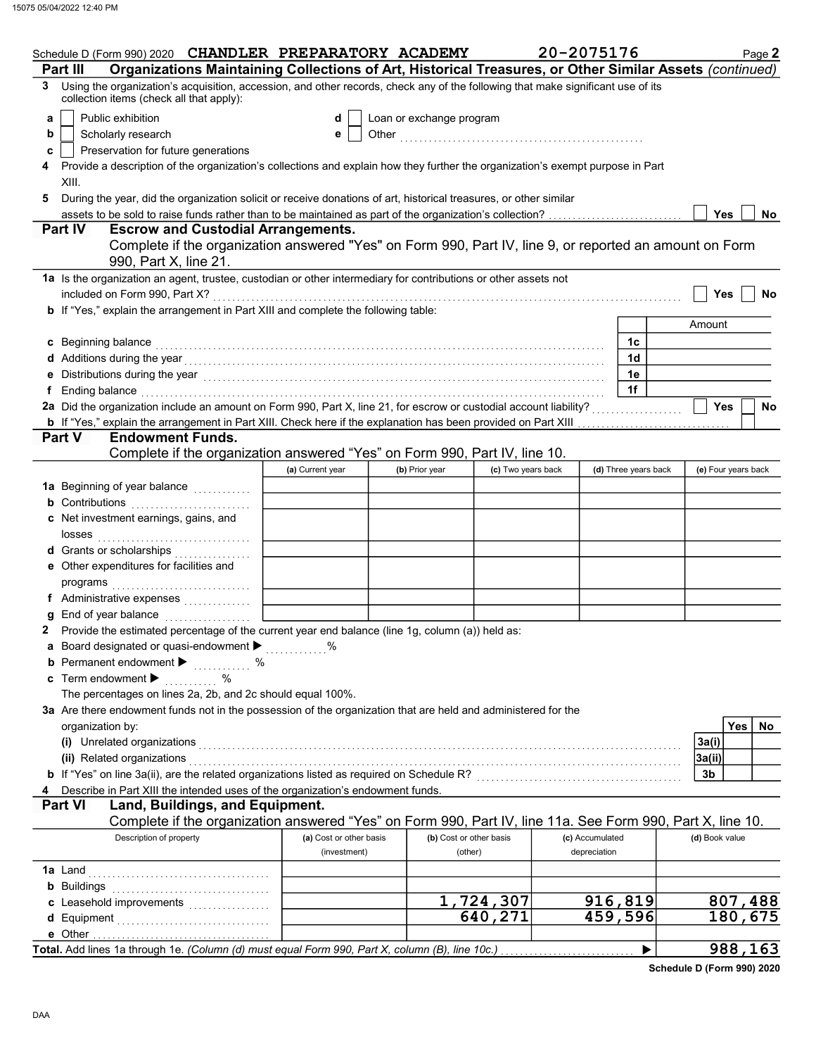Schedule D (Form 990) 2020 CHANDLER PREPARATORY ACADEMY 20-2075176 Page 2

## Part III Organizations Maintaining Collections of Art, Historical Treasures, or Other Similar Assets (continued)

**3** Using the organization's acquisition, accession, and other records, check any of the following that make significant use of its collection items (check all that apply):

- **a** ☐ Public exhibition
- **b** ☐ Scholarly research
- **c** ☐ Preservation for future generations
- **d** ☐ Loan or exchange program
- **e** ☐ Other ..................................................

**4** Provide a description of the organization's collections and explain how they further the organization's exempt purpose in Part XIII.

**5** During the year, did the organization solicit or receive donations of art, historical treasures, or other similar assets to be sold to raise funds rather than to be maintained as part of the organization's collection? ☐ Yes ☐ No

## Part IV Escrow and Custodial Arrangements.

Complete if the organization answered "Yes" on Form 990, Part IV, line 9, or reported an amount on Form 990, Part X, line 21.

**1a** Is the organization an agent, trustee, custodian or other intermediary for contributions or other assets not included on Form 990, Part X? ☐ Yes ☐ No

**b** If "Yes," explain the arrangement in Part XIII and complete the following table:

| | | Amount |
|---|---|---|
| **c** Beginning balance | 1c | |
| **d** Additions during the year | 1d | |
| **e** Distributions during the year | 1e | |
| **f** Ending balance | 1f | |

**2a** Did the organization include an amount on Form 990, Part X, line 21, for escrow or custodial account liability? ☐ Yes ☐ No

**b** If "Yes," explain the arrangement in Part XIII. Check here if the explanation has been provided on Part XIII ☐

## Part V Endowment Funds.

Complete if the organization answered "Yes" on Form 990, Part IV, line 10.

| | (a) Current year | (b) Prior year | (c) Two years back | (d) Three years back | (e) Four years back |
|---|---|---|---|---|---|
| **1a** Beginning of year balance | | | | | |
| **b** Contributions | | | | | |
| **c** Net investment earnings, gains, and losses | | | | | |
| **d** Grants or scholarships | | | | | |
| **e** Other expenditures for facilities and programs | | | | | |
| **f** Administrative expenses | | | | | |
| **g** End of year balance | | | | | |

**2** Provide the estimated percentage of the current year end balance (line 1g, column (a)) held as:

- **a** Board designated or quasi-endowment ▶ ............ %
- **b** Permanent endowment ▶ ............ %
- **c** Term endowment ▶ ............ %

The percentages on lines 2a, 2b, and 2c should equal 100%.

**3a** Are there endowment funds not in the possession of the organization that are held and administered for the organization by:

| | | Yes | No |
|---|---|---|---|
| **(i)** Unrelated organizations | 3a(i) | | |
| **(ii)** Related organizations | 3a(ii) | | |
| **b** If "Yes" on line 3a(ii), are the related organizations listed as required on Schedule R? | 3b | | |

**4** Describe in Part XIII the intended uses of the organization's endowment funds.

## Part VI Land, Buildings, and Equipment.

Complete if the organization answered "Yes" on Form 990, Part IV, line 11a. See Form 990, Part X, line 10.

| Description of property | (a) Cost or other basis (investment) | (b) Cost or other basis (other) | (c) Accumulated depreciation | (d) Book value |
|---|---|---|---|---|
| **1a** Land | | | | |
| **b** Buildings | | | | |
| **c** Leasehold improvements | | 1,724,307 | 916,819 | 807,488 |
| **d** Equipment | | 640,271 | 459,596 | 180,675 |
| **e** Other | | | | |
| **Total.** Add lines 1a through 1e. *(Column (d) must equal Form 990, Part X, column (B), line 10c.)* ▶ | | | | 988,163 |

Schedule D (Form 990) 2020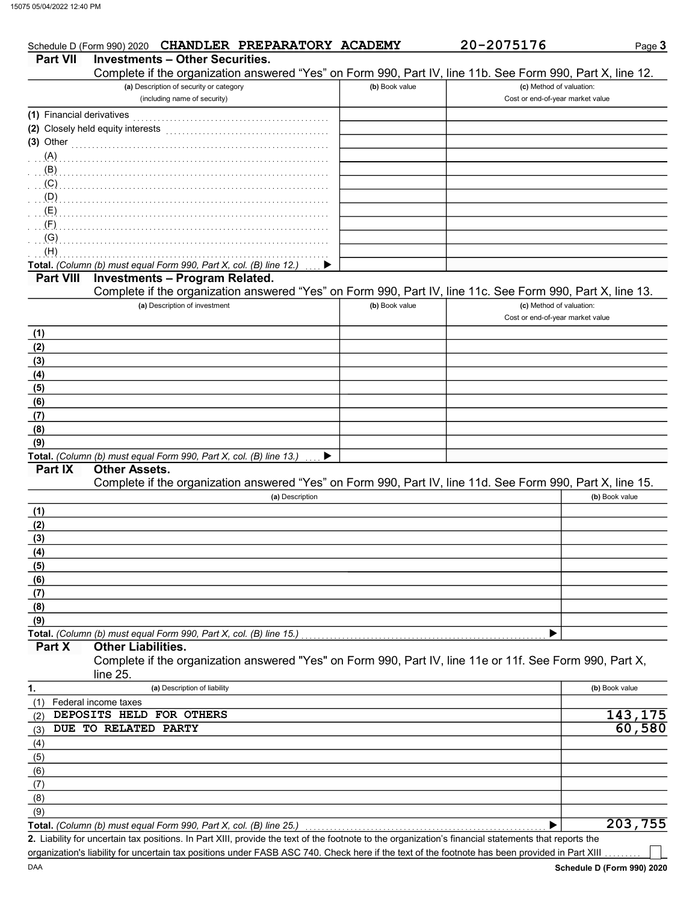Schedule D (Form 990) 2020 CHANDLER PREPARATORY ACADEMY 20-2075176 Page 3

## Part VII Investments – Other Securities.

Complete if the organization answered "Yes" on Form 990, Part IV, line 11b. See Form 990, Part X, line 12.

| (a) Description of security or category (including name of security) | (b) Book value | (c) Method of valuation: Cost or end-of-year market value |
|---|---|---|
| (1) Financial derivatives | | |
| (2) Closely held equity interests | | |
| (3) Other | | |
| (A) | | |
| (B) | | |
| (C) | | |
| (D) | | |
| (E) | | |
| (F) | | |
| (G) | | |
| (H) | | |
| **Total.** *(Column (b) must equal Form 990, Part X, col. (B) line 12.)* ▶ | | |

## Part VIII Investments – Program Related.

Complete if the organization answered "Yes" on Form 990, Part IV, line 11c. See Form 990, Part X, line 13.

| (a) Description of investment | (b) Book value | (c) Method of valuation: Cost or end-of-year market value |
|---|---|---|
| (1) | | |
| (2) | | |
| (3) | | |
| (4) | | |
| (5) | | |
| (6) | | |
| (7) | | |
| (8) | | |
| (9) | | |
| **Total.** *(Column (b) must equal Form 990, Part X, col. (B) line 13.)* ▶ | | |

## Part IX Other Assets.

Complete if the organization answered "Yes" on Form 990, Part IV, line 11d. See Form 990, Part X, line 15.

| (a) Description | (b) Book value |
|---|---|
| (1) | |
| (2) | |
| (3) | |
| (4) | |
| (5) | |
| (6) | |
| (7) | |
| (8) | |
| (9) | |
| **Total.** *(Column (b) must equal Form 990, Part X, col. (B) line 15.)* ▶ | |

## Part X Other Liabilities.

Complete if the organization answered "Yes" on Form 990, Part IV, line 11e or 11f. See Form 990, Part X, line 25.

| 1. (a) Description of liability | (b) Book value |
|---|---|
| (1) Federal income taxes | |
| (2) DEPOSITS HELD FOR OTHERS | 143,175 |
| (3) DUE TO RELATED PARTY | 60,580 |
| (4) | |
| (5) | |
| (6) | |
| (7) | |
| (8) | |
| (9) | |
| **Total.** *(Column (b) must equal Form 990, Part X, col. (B) line 25.)* ▶ | 203,755 |

**2.** Liability for uncertain tax positions. In Part XIII, provide the text of the footnote to the organization's financial statements that reports the organization's liability for uncertain tax positions under FASB ASC 740. Check here if the text of the footnote has been provided in Part XIII ☐

Schedule D (Form 990) 2020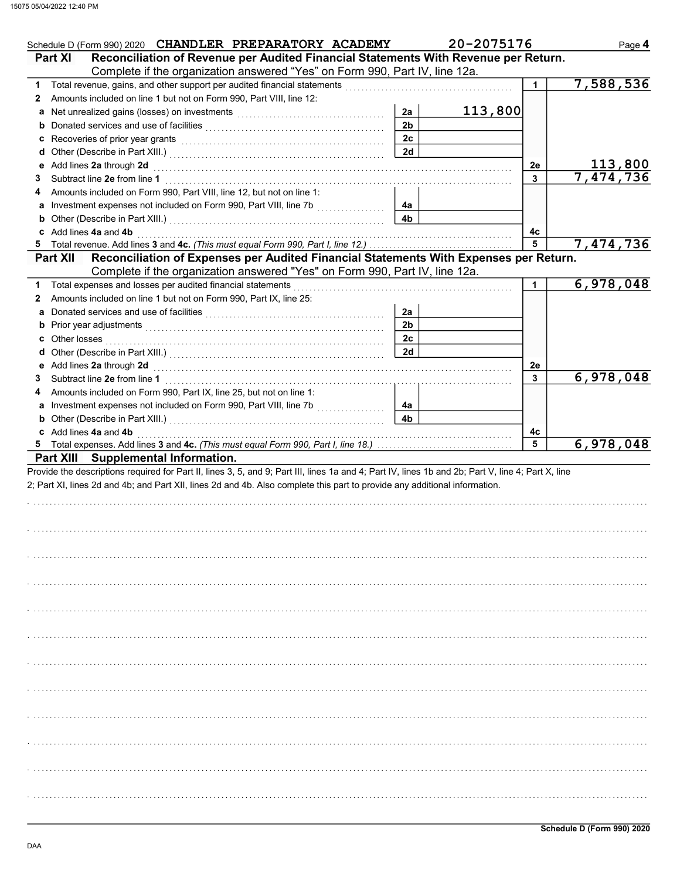Schedule D (Form 990) 2020 **CHANDLER PREPARATORY ACADEMY** 20-2075176 Page **4**

## Part XI Reconciliation of Revenue per Audited Financial Statements With Revenue per Return.

Complete if the organization answered "Yes" on Form 990, Part IV, line 12a.

| | | | | | |
|---|---|---|---|---|---|
| **1** | Total revenue, gains, and other support per audited financial statements | | | 1 | 7,588,536 |
| **2** | Amounts included on line 1 but not on Form 990, Part VIII, line 12: | | | | |
| **a** | Net unrealized gains (losses) on investments | 2a | 113,800 | | |
| **b** | Donated services and use of facilities | 2b | | | |
| **c** | Recoveries of prior year grants | 2c | | | |
| **d** | Other (Describe in Part XIII.) | 2d | | | |
| **e** | Add lines **2a** through **2d** | | | 2e | 113,800 |
| **3** | Subtract line **2e** from line **1** | | | 3 | 7,474,736 |
| **4** | Amounts included on Form 990, Part VIII, line 12, but not on line 1: | | | | |
| **a** | Investment expenses not included on Form 990, Part VIII, line 7b | 4a | | | |
| **b** | Other (Describe in Part XIII.) | 4b | | | |
| **c** | Add lines **4a** and **4b** | | | 4c | |
| **5** | Total revenue. Add lines **3** and **4c.** *(This must equal Form 990, Part I, line 12.)* | | | 5 | 7,474,736 |

## Part XII Reconciliation of Expenses per Audited Financial Statements With Expenses per Return.

Complete if the organization answered "Yes" on Form 990, Part IV, line 12a.

| | | | | | |
|---|---|---|---|---|---|
| **1** | Total expenses and losses per audited financial statements | | | 1 | 6,978,048 |
| **2** | Amounts included on line 1 but not on Form 990, Part IX, line 25: | | | | |
| **a** | Donated services and use of facilities | 2a | | | |
| **b** | Prior year adjustments | 2b | | | |
| **c** | Other losses | 2c | | | |
| **d** | Other (Describe in Part XIII.) | 2d | | | |
| **e** | Add lines **2a** through **2d** | | | 2e | |
| **3** | Subtract line **2e** from line **1** | | | 3 | 6,978,048 |
| **4** | Amounts included on Form 990, Part IX, line 25, but not on line 1: | | | | |
| **a** | Investment expenses not included on Form 990, Part VIII, line 7b | 4a | | | |
| **b** | Other (Describe in Part XIII.) | 4b | | | |
| **c** | Add lines **4a** and **4b** | | | 4c | |
| **5** | Total expenses. Add lines **3** and **4c.** *(This must equal Form 990, Part I, line 18.)* | | | 5 | 6,978,048 |

## Part XIII Supplemental Information.

Provide the descriptions required for Part II, lines 3, 5, and 9; Part III, lines 1a and 4; Part IV, lines 1b and 2b; Part V, line 4; Part X, line 2; Part XI, lines 2d and 4b; and Part XII, lines 2d and 4b. Also complete this part to provide any additional information.

**Schedule D (Form 990) 2020**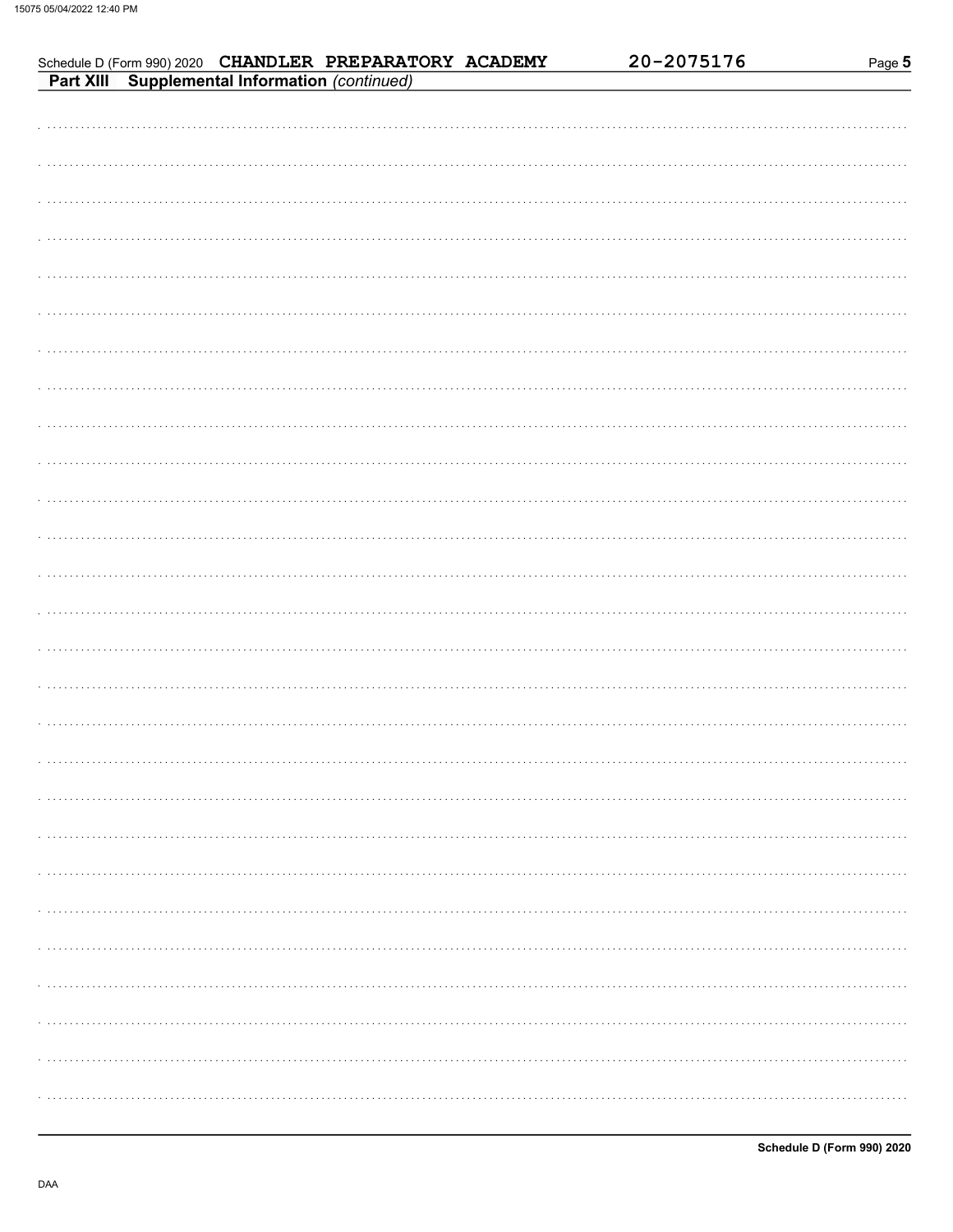Schedule D (Form 990) 2020 **CHANDLER PREPARATORY ACADEMY** 20-2075176 Page **5**

**Part XIII Supplemental Information** *(continued)*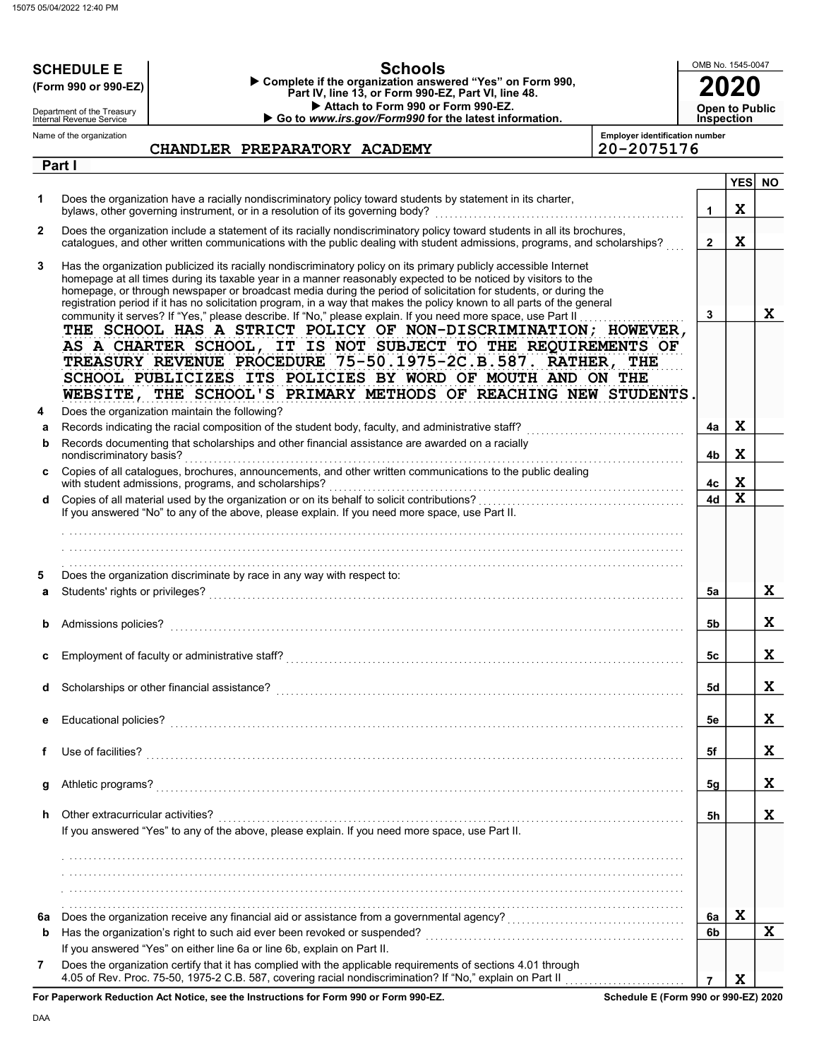**SCHEDULE E (Form 990 or 990-EZ)**

Department of the Treasury
Internal Revenue Service

# Schools

▶ Complete if the organization answered "Yes" on Form 990, Part IV, line 13, or Form 990-EZ, Part VI, line 48.
▶ Attach to Form 990 or Form 990-EZ.
▶ Go to *www.irs.gov/Form990* for the latest information.

OMB No. 1545-0047

**2020**

**Open to Public Inspection**

Name of the organization: CHANDLER PREPARATORY ACADEMY

Employer identification number: 20-2075176

## Part I

| | | | YES | NO |
|---|---|---|---|---|
| 1 | Does the organization have a racially nondiscriminatory policy toward students by statement in its charter, bylaws, other governing instrument, or in a resolution of its governing body? | 1 | X | |
| 2 | Does the organization include a statement of its racially nondiscriminatory policy toward students in all its brochures, catalogues, and other written communications with the public dealing with student admissions, programs, and scholarships? | 2 | X | |
| 3 | Has the organization publicized its racially nondiscriminatory policy on its primary publicly accessible Internet homepage at all times during its taxable year in a manner reasonably expected to be noticed by visitors to the homepage, or through newspaper or broadcast media during the period of solicitation for students, or during the registration period if it has no solicitation program, in a way that makes the policy known to all parts of the general community it serves? If "Yes," please describe. If "No," please explain. If you need more space, use Part II | 3 | | X |

THE SCHOOL HAS A STRICT POLICY OF NON-DISCRIMINATION; HOWEVER, AS A CHARTER SCHOOL, IT IS NOT SUBJECT TO THE REQUIREMENTS OF TREASURY REVENUE PROCEDURE 75-50.1975-2C.B.587. RATHER, THE SCHOOL PUBLICIZES ITS POLICIES BY WORD OF MOUTH AND ON THE WEBSITE, THE SCHOOL'S PRIMARY METHODS OF REACHING NEW STUDENTS.

| | | | YES | NO |
|---|---|---|---|---|
| 4 | Does the organization maintain the following? | | | |
| a | Records indicating the racial composition of the student body, faculty, and administrative staff? | 4a | X | |
| b | Records documenting that scholarships and other financial assistance are awarded on a racially nondiscriminatory basis? | 4b | X | |
| c | Copies of all catalogues, brochures, announcements, and other written communications to the public dealing with student admissions, programs, and scholarships? | 4c | X | |
| d | Copies of all material used by the organization or on its behalf to solicit contributions? | 4d | X | |
| | If you answered "No" to any of the above, please explain. If you need more space, use Part II. | | | |
| 5 | Does the organization discriminate by race in any way with respect to: | | | |
| a | Students' rights or privileges? | 5a | | X |
| b | Admissions policies? | 5b | | X |
| c | Employment of faculty or administrative staff? | 5c | | X |
| d | Scholarships or other financial assistance? | 5d | | X |
| e | Educational policies? | 5e | | X |
| f | Use of facilities? | 5f | | X |
| g | Athletic programs? | 5g | | X |
| h | Other extracurricular activities? | 5h | | X |
| | If you answered "Yes" to any of the above, please explain. If you need more space, use Part II. | | | |
| 6a | Does the organization receive any financial aid or assistance from a governmental agency? | 6a | X | |
| b | Has the organization's right to such aid ever been revoked or suspended? | 6b | | X |
| | If you answered "Yes" on either line 6a or line 6b, explain on Part II. | | | |
| 7 | Does the organization certify that it has complied with the applicable requirements of sections 4.01 through 4.05 of Rev. Proc. 75-50, 1975-2 C.B. 587, covering racial nondiscrimination? If "No," explain on Part II | 7 | X | |

**For Paperwork Reduction Act Notice, see the Instructions for Form 990 or Form 990-EZ.**

**Schedule E (Form 990 or 990-EZ) 2020**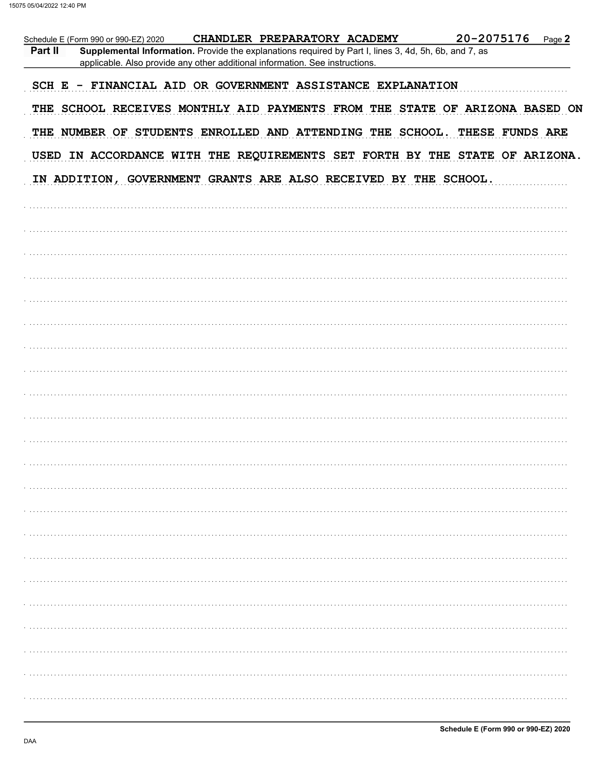Schedule E (Form 990 or 990-EZ) 2020 CHANDLER PREPARATORY ACADEMY 20-2075176 Page **2**

**Part II** **Supplemental Information.** Provide the explanations required by Part I, lines 3, 4d, 5h, 6b, and 7, as applicable. Also provide any other additional information. See instructions.

SCH E - FINANCIAL AID OR GOVERNMENT ASSISTANCE EXPLANATION

THE SCHOOL RECEIVES MONTHLY AID PAYMENTS FROM THE STATE OF ARIZONA BASED ON THE NUMBER OF STUDENTS ENROLLED AND ATTENDING THE SCHOOL. THESE FUNDS ARE USED IN ACCORDANCE WITH THE REQUIREMENTS SET FORTH BY THE STATE OF ARIZONA. IN ADDITION, GOVERNMENT GRANTS ARE ALSO RECEIVED BY THE SCHOOL.

Schedule E (Form 990 or 990-EZ) 2020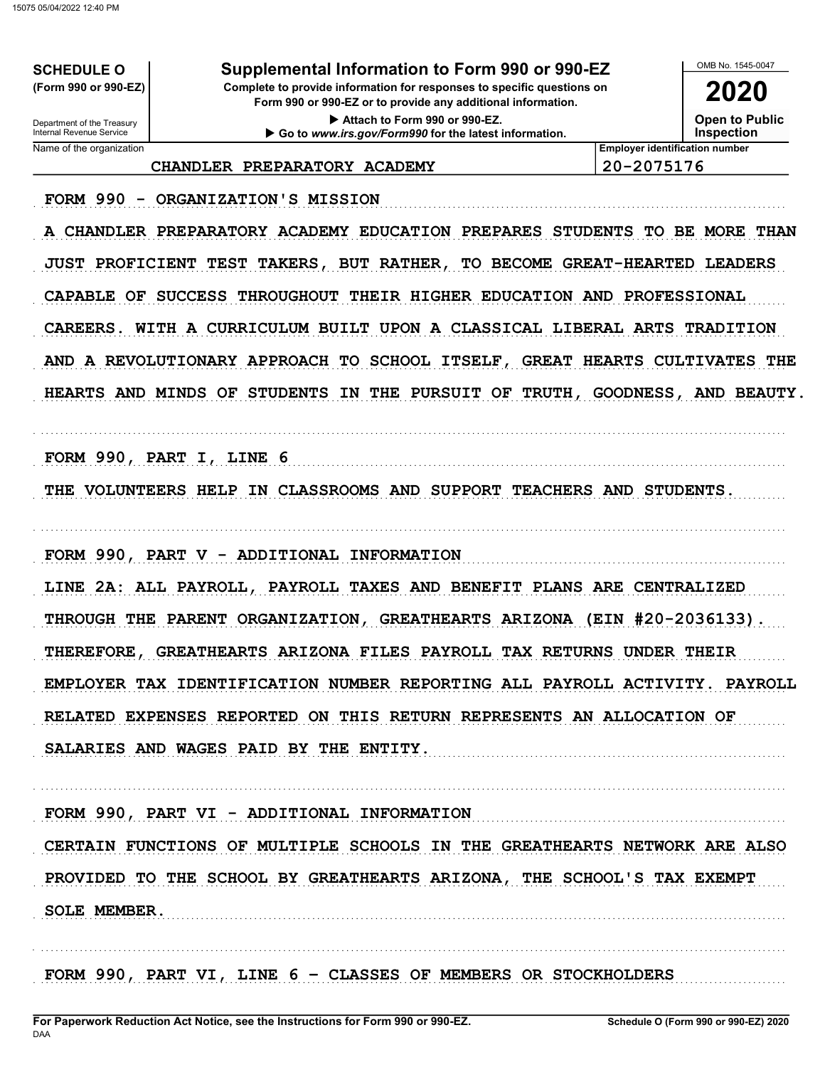**SCHEDULE O**
**(Form 990 or 990-EZ)**

Department of the Treasury
Internal Revenue Service

# Supplemental Information to Form 990 or 990-EZ

**Complete to provide information for responses to specific questions on Form 990 or 990-EZ or to provide any additional information.**

▶ Attach to Form 990 or 990-EZ.

▶ Go to *www.irs.gov/Form990* for the latest information.

OMB No. 1545-0047

**2020**

**Open to Public Inspection**

| Name of the organization | Employer identification number |
| --- | --- |
| CHANDLER PREPARATORY ACADEMY | 20-2075176 |

FORM 990 - ORGANIZATION'S MISSION

A CHANDLER PREPARATORY ACADEMY EDUCATION PREPARES STUDENTS TO BE MORE THAN JUST PROFICIENT TEST TAKERS, BUT RATHER, TO BECOME GREAT-HEARTED LEADERS CAPABLE OF SUCCESS THROUGHOUT THEIR HIGHER EDUCATION AND PROFESSIONAL CAREERS. WITH A CURRICULUM BUILT UPON A CLASSICAL LIBERAL ARTS TRADITION AND A REVOLUTIONARY APPROACH TO SCHOOL ITSELF, GREAT HEARTS CULTIVATES THE HEARTS AND MINDS OF STUDENTS IN THE PURSUIT OF TRUTH, GOODNESS, AND BEAUTY.

FORM 990, PART I, LINE 6

THE VOLUNTEERS HELP IN CLASSROOMS AND SUPPORT TEACHERS AND STUDENTS.

FORM 990, PART V - ADDITIONAL INFORMATION

LINE 2A: ALL PAYROLL, PAYROLL TAXES AND BENEFIT PLANS ARE CENTRALIZED THROUGH THE PARENT ORGANIZATION, GREATHEARTS ARIZONA (EIN #20-2036133). THEREFORE, GREATHEARTS ARIZONA FILES PAYROLL TAX RETURNS UNDER THEIR EMPLOYER TAX IDENTIFICATION NUMBER REPORTING ALL PAYROLL ACTIVITY. PAYROLL RELATED EXPENSES REPORTED ON THIS RETURN REPRESENTS AN ALLOCATION OF SALARIES AND WAGES PAID BY THE ENTITY.

FORM 990, PART VI - ADDITIONAL INFORMATION

CERTAIN FUNCTIONS OF MULTIPLE SCHOOLS IN THE GREATHEARTS NETWORK ARE ALSO PROVIDED TO THE SCHOOL BY GREATHEARTS ARIZONA, THE SCHOOL'S TAX EXEMPT SOLE MEMBER.

FORM 990, PART VI, LINE 6 - CLASSES OF MEMBERS OR STOCKHOLDERS

For Paperwork Reduction Act Notice, see the Instructions for Form 990 or 990-EZ.

Schedule O (Form 990 or 990-EZ) 2020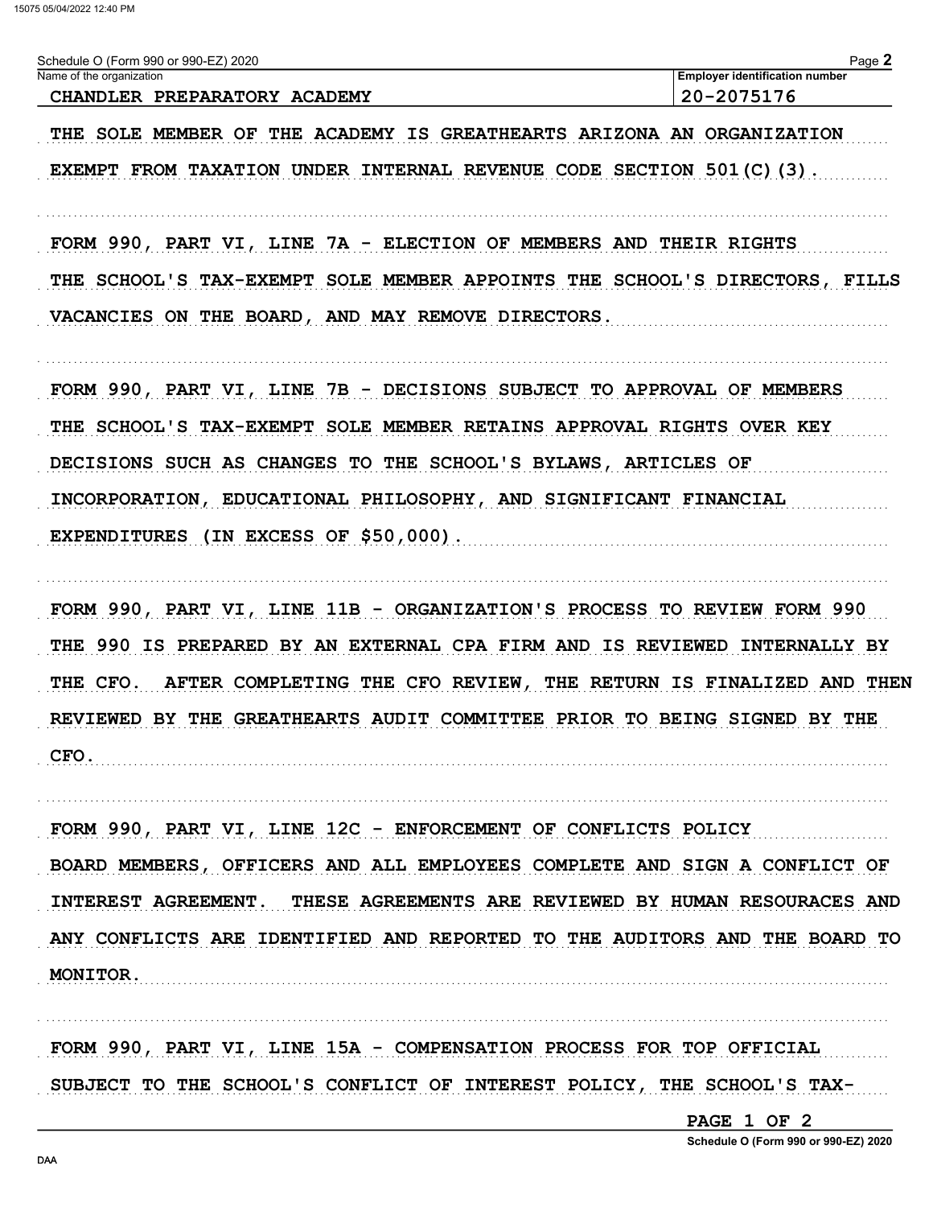Schedule O (Form 990 or 990-EZ) 2020

| Name of the organization | Employer identification number |
| --- | --- |
| CHANDLER PREPARATORY ACADEMY | 20-2075176 |

THE SOLE MEMBER OF THE ACADEMY IS GREATHEARTS ARIZONA AN ORGANIZATION EXEMPT FROM TAXATION UNDER INTERNAL REVENUE CODE SECTION 501(C)(3).

FORM 990, PART VI, LINE 7A - ELECTION OF MEMBERS AND THEIR RIGHTS

THE SCHOOL'S TAX-EXEMPT SOLE MEMBER APPOINTS THE SCHOOL'S DIRECTORS, FILLS VACANCIES ON THE BOARD, AND MAY REMOVE DIRECTORS.

FORM 990, PART VI, LINE 7B - DECISIONS SUBJECT TO APPROVAL OF MEMBERS

THE SCHOOL'S TAX-EXEMPT SOLE MEMBER RETAINS APPROVAL RIGHTS OVER KEY DECISIONS SUCH AS CHANGES TO THE SCHOOL'S BYLAWS, ARTICLES OF INCORPORATION, EDUCATIONAL PHILOSOPHY, AND SIGNIFICANT FINANCIAL EXPENDITURES (IN EXCESS OF $50,000).

FORM 990, PART VI, LINE 11B - ORGANIZATION'S PROCESS TO REVIEW FORM 990

THE 990 IS PREPARED BY AN EXTERNAL CPA FIRM AND IS REVIEWED INTERNALLY BY THE CFO. AFTER COMPLETING THE CFO REVIEW, THE RETURN IS FINALIZED AND THEN REVIEWED BY THE GREATHEARTS AUDIT COMMITTEE PRIOR TO BEING SIGNED BY THE CFO.

FORM 990, PART VI, LINE 12C - ENFORCEMENT OF CONFLICTS POLICY

BOARD MEMBERS, OFFICERS AND ALL EMPLOYEES COMPLETE AND SIGN A CONFLICT OF INTEREST AGREEMENT. THESE AGREEMENTS ARE REVIEWED BY HUMAN RESOURACES AND ANY CONFLICTS ARE IDENTIFIED AND REPORTED TO THE AUDITORS AND THE BOARD TO MONITOR.

FORM 990, PART VI, LINE 15A - COMPENSATION PROCESS FOR TOP OFFICIAL

SUBJECT TO THE SCHOOL'S CONFLICT OF INTEREST POLICY, THE SCHOOL'S TAX-

PAGE 1 OF 2

Schedule O (Form 990 or 990-EZ) 2020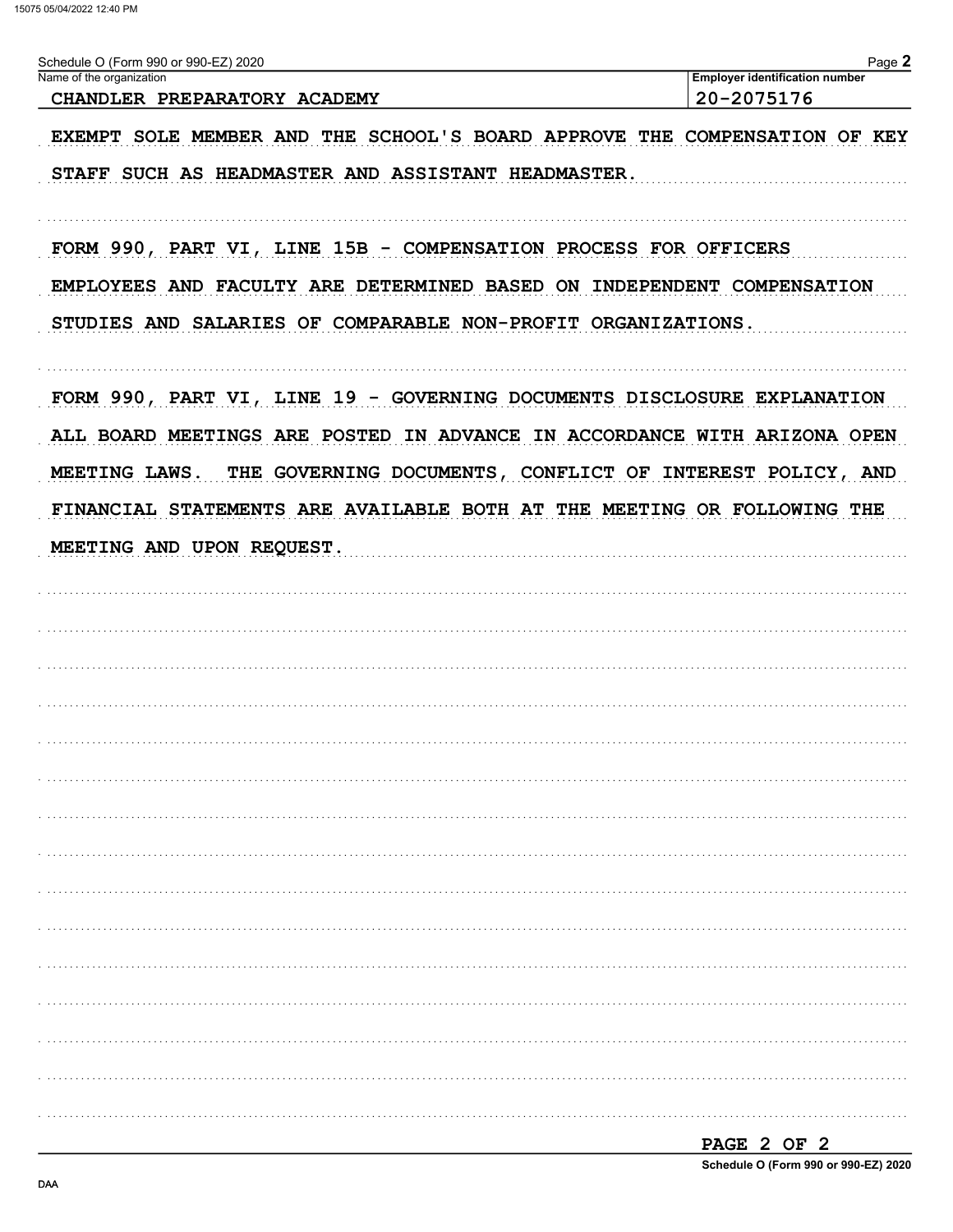Schedule O (Form 990 or 990-EZ) 2020

| Name of the organization | Employer identification number |
| --- | --- |
| CHANDLER PREPARATORY ACADEMY | 20-2075176 |

EXEMPT SOLE MEMBER AND THE SCHOOL'S BOARD APPROVE THE COMPENSATION OF KEY STAFF SUCH AS HEADMASTER AND ASSISTANT HEADMASTER.

FORM 990, PART VI, LINE 15B - COMPENSATION PROCESS FOR OFFICERS EMPLOYEES AND FACULTY ARE DETERMINED BASED ON INDEPENDENT COMPENSATION STUDIES AND SALARIES OF COMPARABLE NON-PROFIT ORGANIZATIONS.

FORM 990, PART VI, LINE 19 - GOVERNING DOCUMENTS DISCLOSURE EXPLANATION ALL BOARD MEETINGS ARE POSTED IN ADVANCE IN ACCORDANCE WITH ARIZONA OPEN MEETING LAWS. THE GOVERNING DOCUMENTS, CONFLICT OF INTEREST POLICY, AND FINANCIAL STATEMENTS ARE AVAILABLE BOTH AT THE MEETING OR FOLLOWING THE MEETING AND UPON REQUEST.

Schedule O (Form 990 or 990-EZ) 2020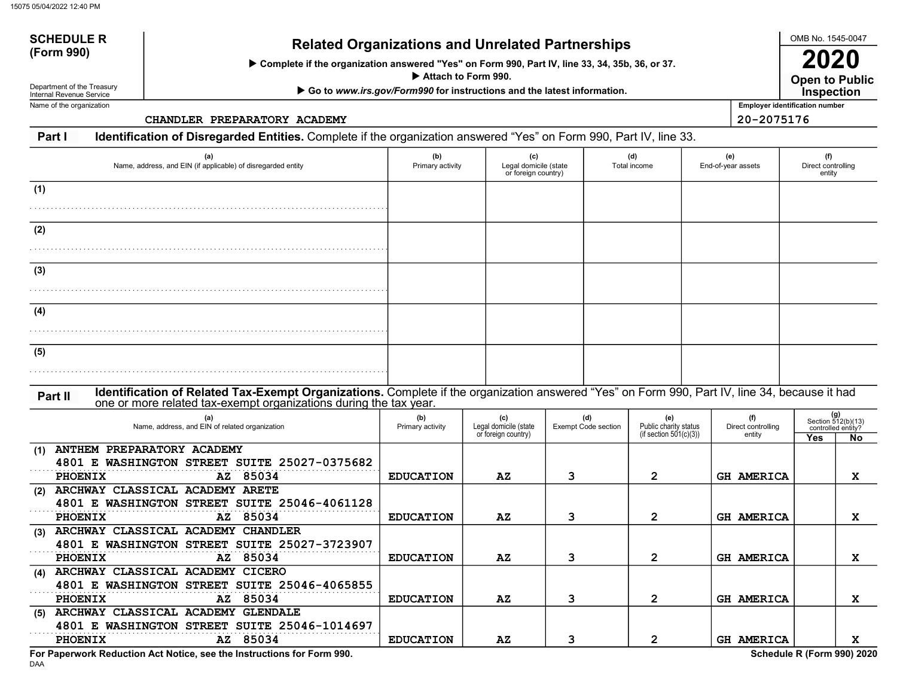**SCHEDULE R (Form 990)**

Department of the Treasury
Internal Revenue Service

# Related Organizations and Unrelated Partnerships

▶ Complete if the organization answered "Yes" on Form 990, Part IV, line 33, 34, 35b, 36, or 37.
▶ Attach to Form 990.
▶ Go to *www.irs.gov/Form990* for instructions and the latest information.

OMB No. 1545-0047

**2020**

**Open to Public Inspection**

Name of the organization: CHANDLER PREPARATORY ACADEMY

Employer identification number: 20-2075176

## Part I Identification of Disregarded Entities.

Complete if the organization answered "Yes" on Form 990, Part IV, line 33.

| | (a) Name, address, and EIN (if applicable) of disregarded entity | (b) Primary activity | (c) Legal domicile (state or foreign country) | (d) Total income | (e) End-of-year assets | (f) Direct controlling entity |
|---|---|---|---|---|---|---|
| (1) | | | | | | |
| (2) | | | | | | |
| (3) | | | | | | |
| (4) | | | | | | |
| (5) | | | | | | |

## Part II Identification of Related Tax-Exempt Organizations.

Complete if the organization answered "Yes" on Form 990, Part IV, line 34, because it had one or more related tax-exempt organizations during the tax year.

| | (a) Name, address, and EIN of related organization | (b) Primary activity | (c) Legal domicile (state or foreign country) | (d) Exempt Code section | (e) Public charity status (if section 501(c)(3)) | (f) Direct controlling entity | (g) Section 512(b)(13) controlled entity? Yes | No |
|---|---|---|---|---|---|---|---|---|
| (1) | ANTHEM PREPARATORY ACADEMY 4801 E WASHINGTON STREET SUITE 25027-0375682 PHOENIX AZ 85034 | EDUCATION | AZ | 3 | 2 | GH AMERICA | | X |
| (2) | ARCHWAY CLASSICAL ACADEMY ARETE 4801 E WASHINGTON STREET SUITE 25046-4061128 PHOENIX AZ 85034 | EDUCATION | AZ | 3 | 2 | GH AMERICA | | X |
| (3) | ARCHWAY CLASSICAL ACADEMY CHANDLER 4801 E WASHINGTON STREET SUITE 25027-3723907 PHOENIX AZ 85034 | EDUCATION | AZ | 3 | 2 | GH AMERICA | | X |
| (4) | ARCHWAY CLASSICAL ACADEMY CICERO 4801 E WASHINGTON STREET SUITE 25046-4065855 PHOENIX AZ 85034 | EDUCATION | AZ | 3 | 2 | GH AMERICA | | X |
| (5) | ARCHWAY CLASSICAL ACADEMY GLENDALE 4801 E WASHINGTON STREET SUITE 25046-1014697 PHOENIX AZ 85034 | EDUCATION | AZ | 3 | 2 | GH AMERICA | | X |

**For Paperwork Reduction Act Notice, see the Instructions for Form 990.**

DAA

**Schedule R (Form 990) 2020**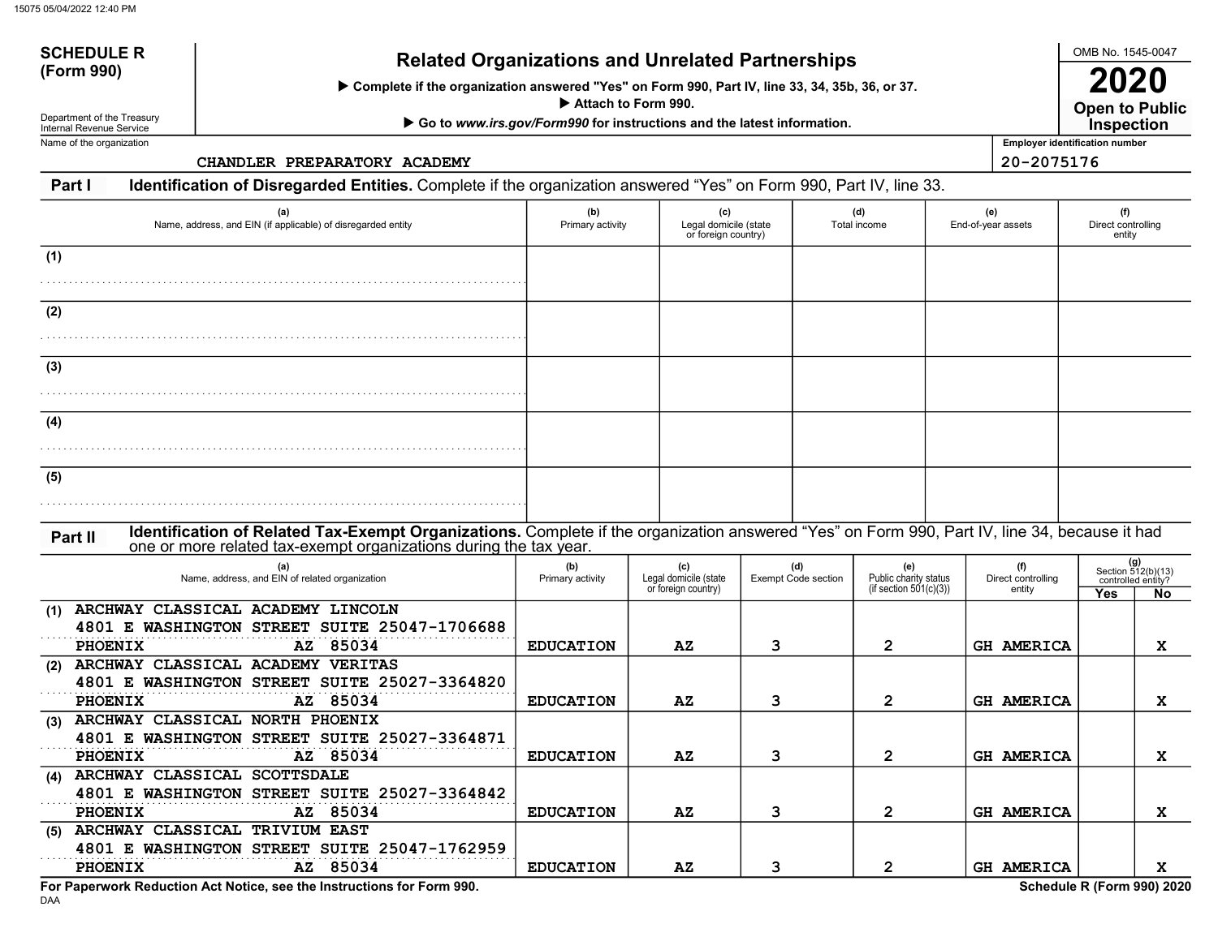**SCHEDULE R (Form 990)**

Department of the Treasury
Internal Revenue Service

# Related Organizations and Unrelated Partnerships

▶ Complete if the organization answered "Yes" on Form 990, Part IV, line 33, 34, 35b, 36, or 37.
▶ Attach to Form 990.
▶ Go to *www.irs.gov/Form990* for instructions and the latest information.

OMB No. 1545-0047

**2020**

**Open to Public Inspection**

Name of the organization: CHANDLER PREPARATORY ACADEMY

Employer identification number: 20-2075176

**Part I** **Identification of Disregarded Entities.** Complete if the organization answered "Yes" on Form 990, Part IV, line 33.

| | (a) Name, address, and EIN (if applicable) of disregarded entity | (b) Primary activity | (c) Legal domicile (state or foreign country) | (d) Total income | (e) End-of-year assets | (f) Direct controlling entity |
|---|---|---|---|---|---|---|
| (1) | | | | | | |
| (2) | | | | | | |
| (3) | | | | | | |
| (4) | | | | | | |
| (5) | | | | | | |

**Part II** **Identification of Related Tax-Exempt Organizations.** Complete if the organization answered "Yes" on Form 990, Part IV, line 34, because it had one or more related tax-exempt organizations during the tax year.

| | (a) Name, address, and EIN of related organization | (b) Primary activity | (c) Legal domicile (state or foreign country) | (d) Exempt Code section | (e) Public charity status (if section 501(c)(3)) | (f) Direct controlling entity | (g) Section 512(b)(13) controlled entity? Yes | No |
|---|---|---|---|---|---|---|---|---|
| (1) | ARCHWAY CLASSICAL ACADEMY LINCOLN 4801 E WASHINGTON STREET SUITE 25047-1706688 PHOENIX AZ 85034 | EDUCATION | AZ | 3 | 2 | GH AMERICA | | X |
| (2) | ARCHWAY CLASSICAL ACADEMY VERITAS 4801 E WASHINGTON STREET SUITE 25027-3364820 PHOENIX AZ 85034 | EDUCATION | AZ | 3 | 2 | GH AMERICA | | X |
| (3) | ARCHWAY CLASSICAL NORTH PHOENIX 4801 E WASHINGTON STREET SUITE 25027-3364871 PHOENIX AZ 85034 | EDUCATION | AZ | 3 | 2 | GH AMERICA | | X |
| (4) | ARCHWAY CLASSICAL SCOTTSDALE 4801 E WASHINGTON STREET SUITE 25027-3364842 PHOENIX AZ 85034 | EDUCATION | AZ | 3 | 2 | GH AMERICA | | X |
| (5) | ARCHWAY CLASSICAL TRIVIUM EAST 4801 E WASHINGTON STREET SUITE 25047-1762959 PHOENIX AZ 85034 | EDUCATION | AZ | 3 | 2 | GH AMERICA | | X |

**For Paperwork Reduction Act Notice, see the Instructions for Form 990.**

DAA

**Schedule R (Form 990) 2020**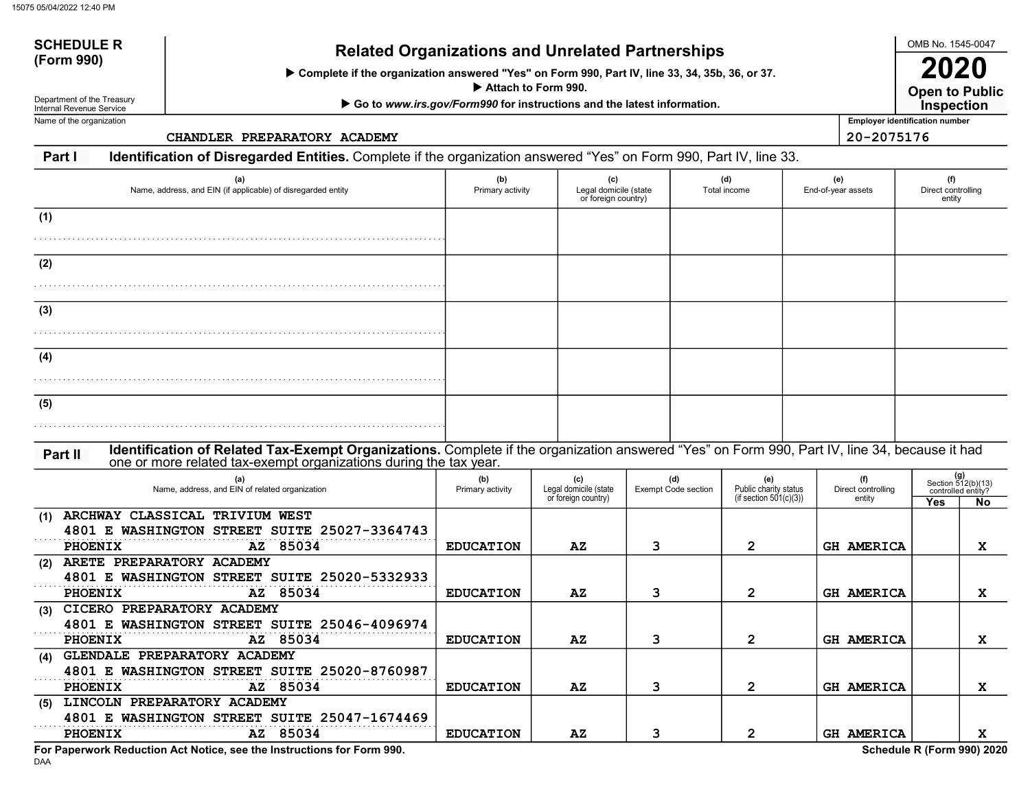**SCHEDULE R (Form 990)**

Department of the Treasury
Internal Revenue Service

# Related Organizations and Unrelated Partnerships

▶ Complete if the organization answered "Yes" on Form 990, Part IV, line 33, 34, 35b, 36, or 37.
▶ Attach to Form 990.
▶ Go to *www.irs.gov/Form990* for instructions and the latest information.

OMB No. 1545-0047

**2020**

**Open to Public Inspection**

Name of the organization: CHANDLER PREPARATORY ACADEMY

Employer identification number: 20-2075176

**Part I — Identification of Disregarded Entities.** Complete if the organization answered "Yes" on Form 990, Part IV, line 33.

| | (a) Name, address, and EIN (if applicable) of disregarded entity | (b) Primary activity | (c) Legal domicile (state or foreign country) | (d) Total income | (e) End-of-year assets | (f) Direct controlling entity |
|---|---|---|---|---|---|---|
| (1) | | | | | | |
| (2) | | | | | | |
| (3) | | | | | | |
| (4) | | | | | | |
| (5) | | | | | | |

**Part II — Identification of Related Tax-Exempt Organizations.** Complete if the organization answered "Yes" on Form 990, Part IV, line 34, because it had one or more related tax-exempt organizations during the tax year.

| | (a) Name, address, and EIN of related organization | (b) Primary activity | (c) Legal domicile (state or foreign country) | (d) Exempt Code section | (e) Public charity status (if section 501(c)(3)) | (f) Direct controlling entity | (g) Section 512(b)(13) controlled entity? Yes | No |
|---|---|---|---|---|---|---|---|---|
| (1) | ARCHWAY CLASSICAL TRIVIUM WEST<br>4801 E WASHINGTON STREET SUITE 25027-3364743<br>PHOENIX AZ 85034 | EDUCATION | AZ | 3 | 2 | GH AMERICA | | X |
| (2) | ARETE PREPARATORY ACADEMY<br>4801 E WASHINGTON STREET SUITE 25020-5332933<br>PHOENIX AZ 85034 | EDUCATION | AZ | 3 | 2 | GH AMERICA | | X |
| (3) | CICERO PREPARATORY ACADEMY<br>4801 E WASHINGTON STREET SUITE 25046-4096974<br>PHOENIX AZ 85034 | EDUCATION | AZ | 3 | 2 | GH AMERICA | | X |
| (4) | GLENDALE PREPARATORY ACADEMY<br>4801 E WASHINGTON STREET SUITE 25020-8760987<br>PHOENIX AZ 85034 | EDUCATION | AZ | 3 | 2 | GH AMERICA | | X |
| (5) | LINCOLN PREPARATORY ACADEMY<br>4801 E WASHINGTON STREET SUITE 25047-1674469<br>PHOENIX AZ 85034 | EDUCATION | AZ | 3 | 2 | GH AMERICA | | X |

**For Paperwork Reduction Act Notice, see the Instructions for Form 990.**

Schedule R (Form 990) 2020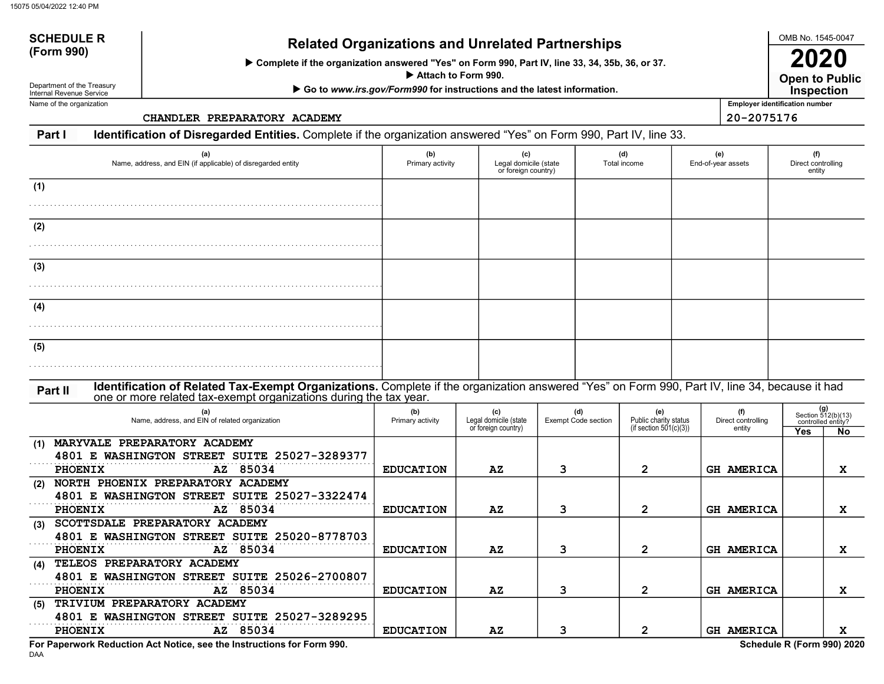**SCHEDULE R (Form 990)**

Department of the Treasury
Internal Revenue Service

# Related Organizations and Unrelated Partnerships

▶ Complete if the organization answered "Yes" on Form 990, Part IV, line 33, 34, 35b, 36, or 37.

▶ Attach to Form 990.

▶ Go to *www.irs.gov/Form990* for instructions and the latest information.

OMB No. 1545-0047

**2020**

**Open to Public Inspection**

Name of the organization: CHANDLER PREPARATORY ACADEMY

Employer identification number: 20-2075176

**Part I** **Identification of Disregarded Entities.** Complete if the organization answered "Yes" on Form 990, Part IV, line 33.

| | (a) Name, address, and EIN (if applicable) of disregarded entity | (b) Primary activity | (c) Legal domicile (state or foreign country) | (d) Total income | (e) End-of-year assets | (f) Direct controlling entity |
|---|---|---|---|---|---|---|
| (1) | | | | | | |
| (2) | | | | | | |
| (3) | | | | | | |
| (4) | | | | | | |
| (5) | | | | | | |

**Part II** **Identification of Related Tax-Exempt Organizations.** Complete if the organization answered "Yes" on Form 990, Part IV, line 34, because it had one or more related tax-exempt organizations during the tax year.

| | (a) Name, address, and EIN of related organization | (b) Primary activity | (c) Legal domicile (state or foreign country) | (d) Exempt Code section | (e) Public charity status (if section 501(c)(3)) | (f) Direct controlling entity | (g) Section 512(b)(13) controlled entity? Yes | No |
|---|---|---|---|---|---|---|---|---|
| (1) | MARYVALE PREPARATORY ACADEMY<br>4801 E WASHINGTON STREET SUITE 25027-3289377<br>PHOENIX AZ 85034 | EDUCATION | AZ | 3 | 2 | GH AMERICA | | X |
| (2) | NORTH PHOENIX PREPARATORY ACADEMY<br>4801 E WASHINGTON STREET SUITE 25027-3322474<br>PHOENIX AZ 85034 | EDUCATION | AZ | 3 | 2 | GH AMERICA | | X |
| (3) | SCOTTSDALE PREPARATORY ACADEMY<br>4801 E WASHINGTON STREET SUITE 25020-8778703<br>PHOENIX AZ 85034 | EDUCATION | AZ | 3 | 2 | GH AMERICA | | X |
| (4) | TELEOS PREPARATORY ACADEMY<br>4801 E WASHINGTON STREET SUITE 25026-2700807<br>PHOENIX AZ 85034 | EDUCATION | AZ | 3 | 2 | GH AMERICA | | X |
| (5) | TRIVIUM PREPARATORY ACADEMY<br>4801 E WASHINGTON STREET SUITE 25027-3289295<br>PHOENIX AZ 85034 | EDUCATION | AZ | 3 | 2 | GH AMERICA | | X |

**For Paperwork Reduction Act Notice, see the Instructions for Form 990.**

DAA

**Schedule R (Form 990) 2020**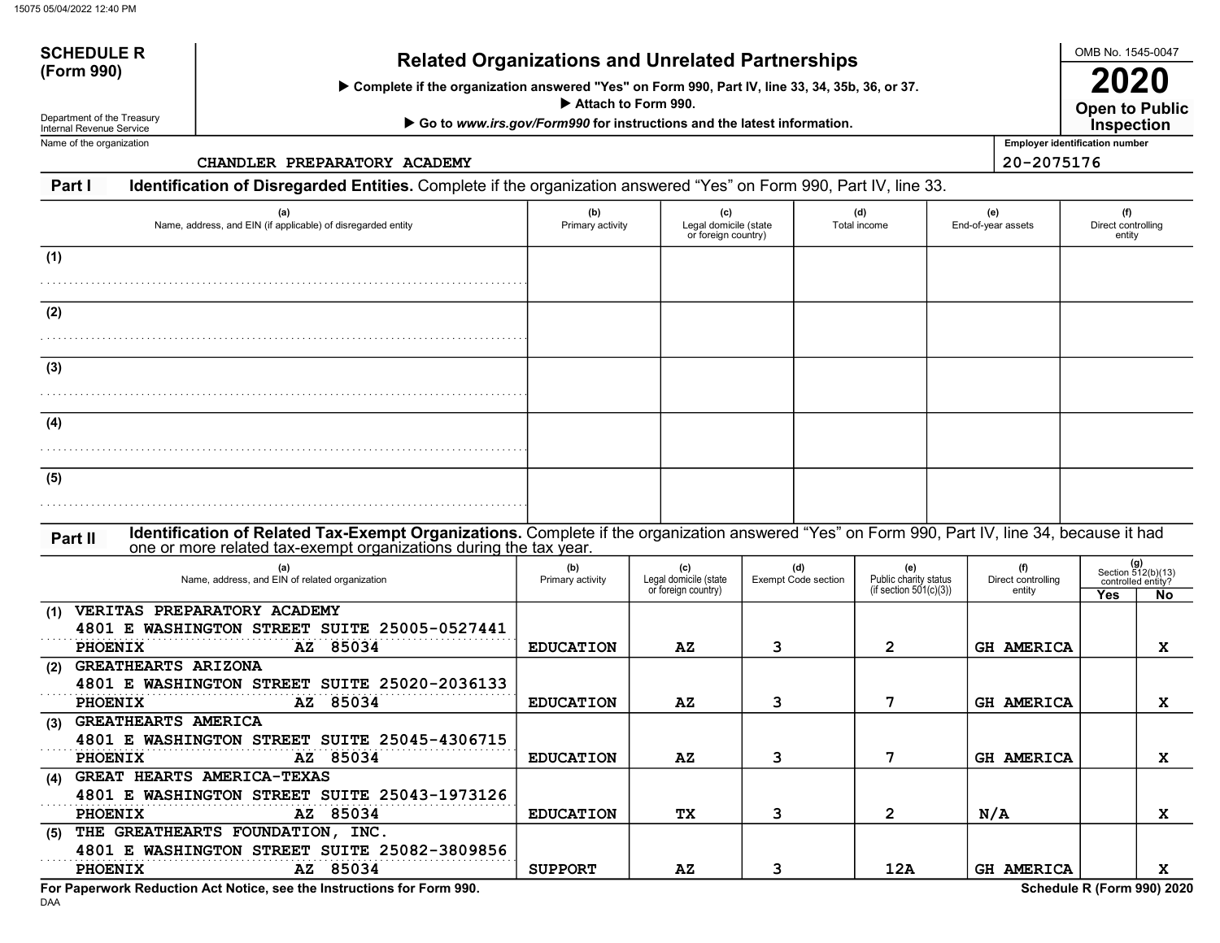**SCHEDULE R (Form 990)**

Department of the Treasury
Internal Revenue Service

# Related Organizations and Unrelated Partnerships

▶ Complete if the organization answered "Yes" on Form 990, Part IV, line 33, 34, 35b, 36, or 37.
▶ Attach to Form 990.
▶ Go to *www.irs.gov/Form990* for instructions and the latest information.

OMB No. 1545-0047

**2020**

**Open to Public Inspection**

Name of the organization: CHANDLER PREPARATORY ACADEMY

Employer identification number: 20-2075176

## Part I Identification of Disregarded Entities. 
Complete if the organization answered "Yes" on Form 990, Part IV, line 33.

| | (a) Name, address, and EIN (if applicable) of disregarded entity | (b) Primary activity | (c) Legal domicile (state or foreign country) | (d) Total income | (e) End-of-year assets | (f) Direct controlling entity |
|---|---|---|---|---|---|---|
| (1) | | | | | | |
| (2) | | | | | | |
| (3) | | | | | | |
| (4) | | | | | | |
| (5) | | | | | | |

## Part II Identification of Related Tax-Exempt Organizations. 
Complete if the organization answered "Yes" on Form 990, Part IV, line 34, because it had one or more related tax-exempt organizations during the tax year.

| | (a) Name, address, and EIN of related organization | (b) Primary activity | (c) Legal domicile (state or foreign country) | (d) Exempt Code section | (e) Public charity status (if section 501(c)(3)) | (f) Direct controlling entity | (g) Section 512(b)(13) controlled entity? Yes | No |
|---|---|---|---|---|---|---|---|---|
| (1) | VERITAS PREPARATORY ACADEMY 4801 E WASHINGTON STREET SUITE 250 PHOENIX AZ 85034 05-0527441 | EDUCATION | AZ | 3 | 2 | GH AMERICA | | X |
| (2) | GREATHEARTS ARIZONA 4801 E WASHINGTON STREET SUITE 250 PHOENIX AZ 85034 20-2036133 | EDUCATION | AZ | 3 | 7 | GH AMERICA | | X |
| (3) | GREATHEARTS AMERICA 4801 E WASHINGTON STREET SUITE 250 PHOENIX AZ 85034 45-4306715 | EDUCATION | AZ | 3 | 7 | GH AMERICA | | X |
| (4) | GREAT HEARTS AMERICA-TEXAS 4801 E WASHINGTON STREET SUITE 250 PHOENIX AZ 85034 43-1973126 | EDUCATION | TX | 3 | 2 | N/A | | X |
| (5) | THE GREATHEARTS FOUNDATION, INC. 4801 E WASHINGTON STREET SUITE 250 PHOENIX AZ 85034 82-3809856 | SUPPORT | AZ | 3 | 12A | GH AMERICA | | X |

**For Paperwork Reduction Act Notice, see the Instructions for Form 990.**

DAA

**Schedule R (Form 990) 2020**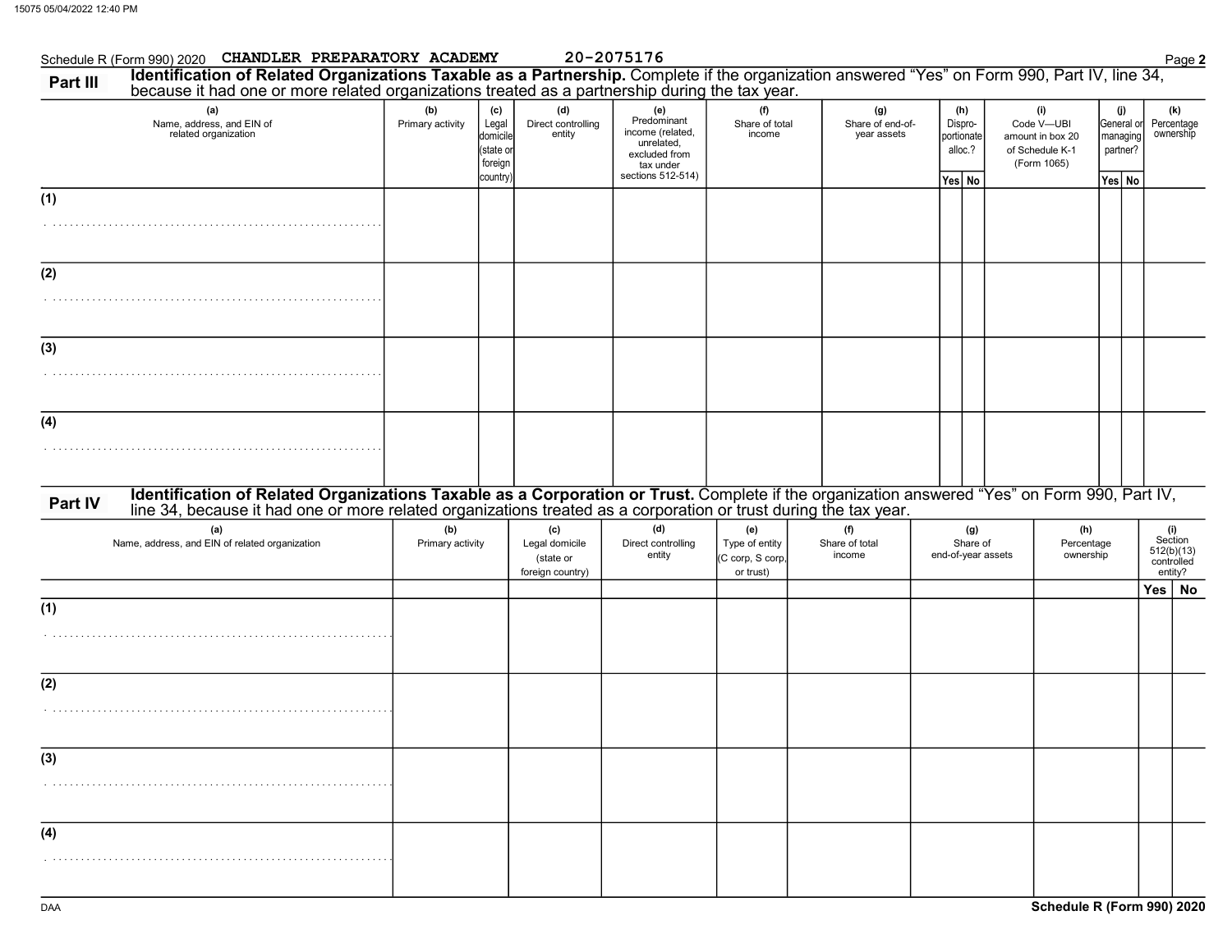Schedule R (Form 990) 2020 CHANDLER PREPARATORY ACADEMY 20-2075176 Page **2**

## Part III Identification of Related Organizations Taxable as a Partnership.

Complete if the organization answered "Yes" on Form 990, Part IV, line 34, because it had one or more related organizations treated as a partnership during the tax year.

| (a) Name, address, and EIN of related organization | (b) Primary activity | (c) Legal domicile (state or foreign country) | (d) Direct controlling entity | (e) Predominant income (related, unrelated, excluded from tax under sections 512-514) | (f) Share of total income | (g) Share of end-of-year assets | (h) Dispro-portionate alloc.? | | (i) Code V—UBI amount in box 20 of Schedule K-1 (Form 1065) | (j) General or managing partner? | | (k) Percentage ownership |
|---|---|---|---|---|---|---|---|---|---|---|---|---|
| | | | | | | | Yes | No | | Yes | No | |
| (1) | | | | | | | | | | | | |
| (2) | | | | | | | | | | | | |
| (3) | | | | | | | | | | | | |
| (4) | | | | | | | | | | | | |

## Part IV Identification of Related Organizations Taxable as a Corporation or Trust.

Complete if the organization answered "Yes" on Form 990, Part IV, line 34, because it had one or more related organizations treated as a corporation or trust during the tax year.

| (a) Name, address, and EIN of related organization | (b) Primary activity | (c) Legal domicile (state or foreign country) | (d) Direct controlling entity | (e) Type of entity (C corp, S corp, or trust) | (f) Share of total income | (g) Share of end-of-year assets | (h) Percentage ownership | (i) Section 512(b)(13) controlled entity? | |
|---|---|---|---|---|---|---|---|---|---|
| | | | | | | | | Yes | No |
| (1) | | | | | | | | | |
| (2) | | | | | | | | | |
| (3) | | | | | | | | | |
| (4) | | | | | | | | | |

DAA

**Schedule R (Form 990) 2020**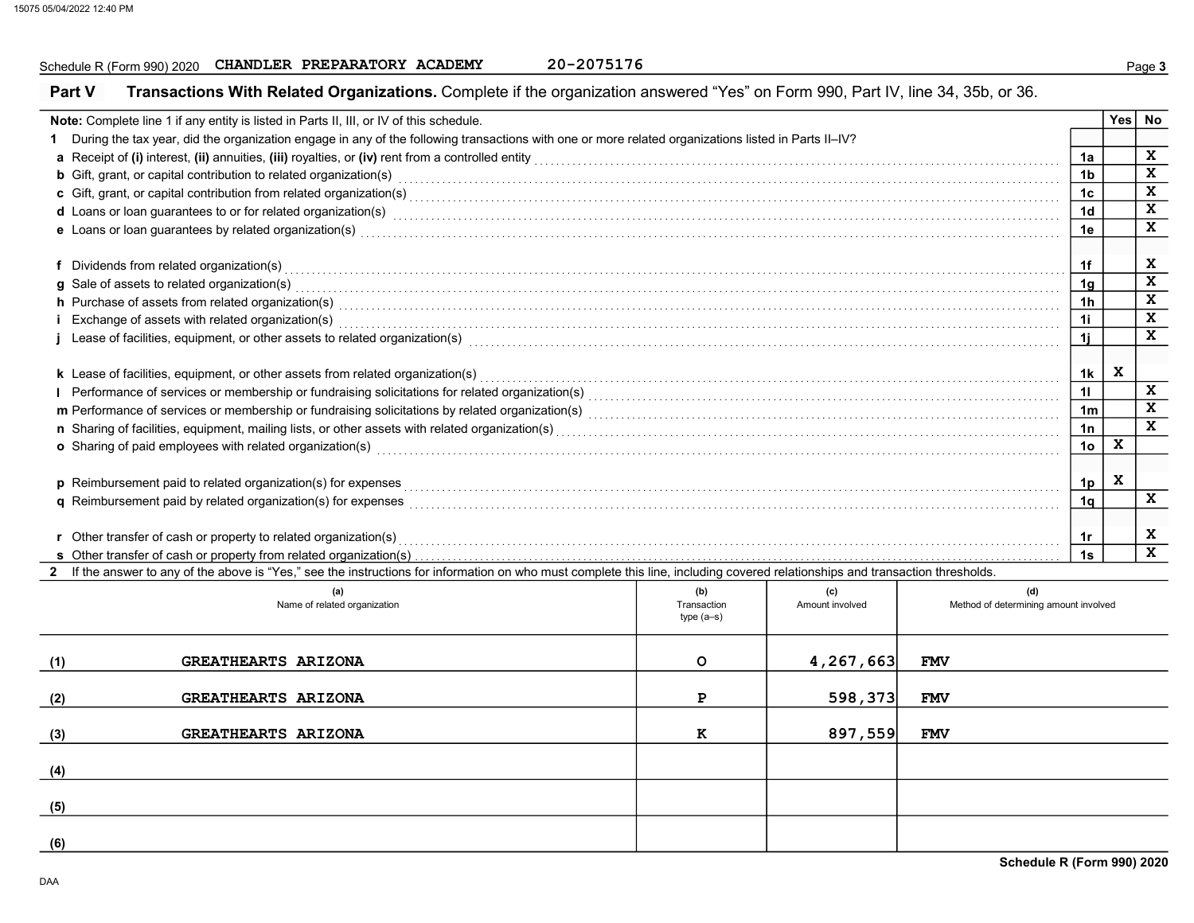Schedule R (Form 990) 2020 CHANDLER PREPARATORY ACADEMY 20-2075176

## Part V Transactions With Related Organizations. Complete if the organization answered "Yes" on Form 990, Part IV, line 34, 35b, or 36.

**Note:** Complete line 1 if any entity is listed in Parts II, III, or IV of this schedule.

| | | | Yes | No |
|---|---|---|---|---|
| **1** | During the tax year, did the organization engage in any of the following transactions with one or more related organizations listed in Parts II–IV? | | | |
| **a** | Receipt of **(i)** interest, **(ii)** annuities, **(iii)** royalties, or **(iv)** rent from a controlled entity | 1a | | X |
| **b** | Gift, grant, or capital contribution to related organization(s) | 1b | | X |
| **c** | Gift, grant, or capital contribution from related organization(s) | 1c | | X |
| **d** | Loans or loan guarantees to or for related organization(s) | 1d | | X |
| **e** | Loans or loan guarantees by related organization(s) | 1e | | X |
| **f** | Dividends from related organization(s) | 1f | | X |
| **g** | Sale of assets to related organization(s) | 1g | | X |
| **h** | Purchase of assets from related organization(s) | 1h | | X |
| **i** | Exchange of assets with related organization(s) | 1i | | X |
| **j** | Lease of facilities, equipment, or other assets to related organization(s) | 1j | | X |
| **k** | Lease of facilities, equipment, or other assets from related organization(s) | 1k | X | |
| **l** | Performance of services or membership or fundraising solicitations for related organization(s) | 1l | | X |
| **m** | Performance of services or membership or fundraising solicitations by related organization(s) | 1m | | X |
| **n** | Sharing of facilities, equipment, mailing lists, or other assets with related organization(s) | 1n | | X |
| **o** | Sharing of paid employees with related organization(s) | 1o | X | |
| **p** | Reimbursement paid to related organization(s) for expenses | 1p | X | |
| **q** | Reimbursement paid by related organization(s) for expenses | 1q | | X |
| **r** | Other transfer of cash or property to related organization(s) | 1r | | X |
| **s** | Other transfer of cash or property from related organization(s) | 1s | | X |

**2** If the answer to any of the above is "Yes," see the instructions for information on who must complete this line, including covered relationships and transaction thresholds.

| | (a) Name of related organization | (b) Transaction type (a–s) | (c) Amount involved | (d) Method of determining amount involved |
|---|---|---|---|---|
| (1) | GREATHEARTS ARIZONA | O | 4,267,663 | FMV |
| (2) | GREATHEARTS ARIZONA | P | 598,373 | FMV |
| (3) | GREATHEARTS ARIZONA | K | 897,559 | FMV |
| (4) | | | | |
| (5) | | | | |
| (6) | | | | |

Schedule R (Form 990) 2020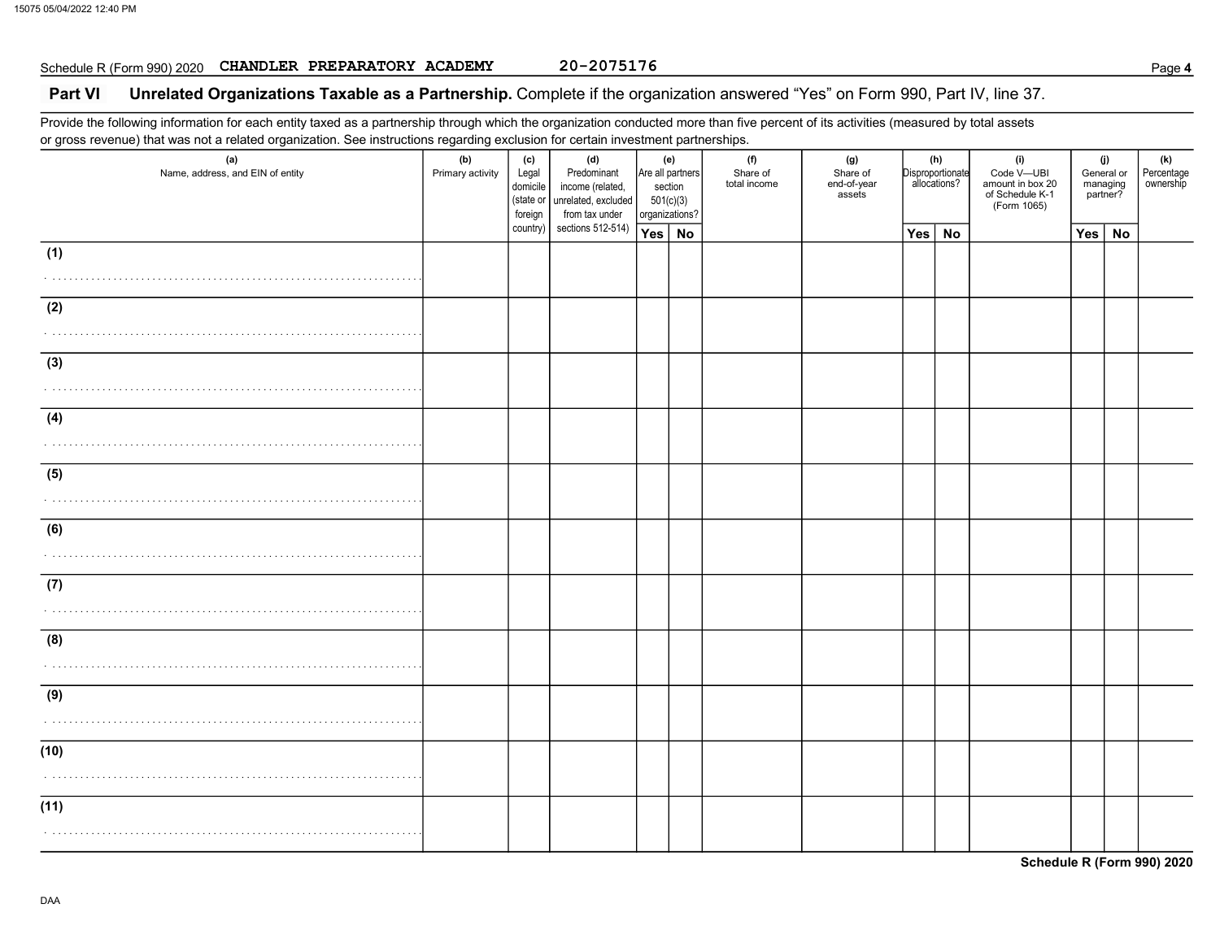Schedule R (Form 990) 2020 CHANDLER PREPARATORY ACADEMY 20-2075176

## Part VI Unrelated Organizations Taxable as a Partnership. Complete if the organization answered "Yes" on Form 990, Part IV, line 37.

Provide the following information for each entity taxed as a partnership through which the organization conducted more than five percent of its activities (measured by total assets or gross revenue) that was not a related organization. See instructions regarding exclusion for certain investment partnerships.

| (a) Name, address, and EIN of entity | (b) Primary activity | (c) Legal domicile (state or foreign country) | (d) Predominant income (related, unrelated, excluded from tax under sections 512-514) | (e) Are all partners section 501(c)(3) organizations? | | (f) Share of total income | (g) Share of end-of-year assets | (h) Disproportionate allocations? | | (i) Code V—UBI amount in box 20 of Schedule K-1 (Form 1065) | (j) General or managing partner? | | (k) Percentage ownership |
|---|---|---|---|---|---|---|---|---|---|---|---|---|---|
| | | | | Yes | No | | | Yes | No | | Yes | No | |
| (1) | | | | | | | | | | | | | |
| (2) | | | | | | | | | | | | | |
| (3) | | | | | | | | | | | | | |
| (4) | | | | | | | | | | | | | |
| (5) | | | | | | | | | | | | | |
| (6) | | | | | | | | | | | | | |
| (7) | | | | | | | | | | | | | |
| (8) | | | | | | | | | | | | | |
| (9) | | | | | | | | | | | | | |
| (10) | | | | | | | | | | | | | |
| (11) | | | | | | | | | | | | | |

Schedule R (Form 990) 2020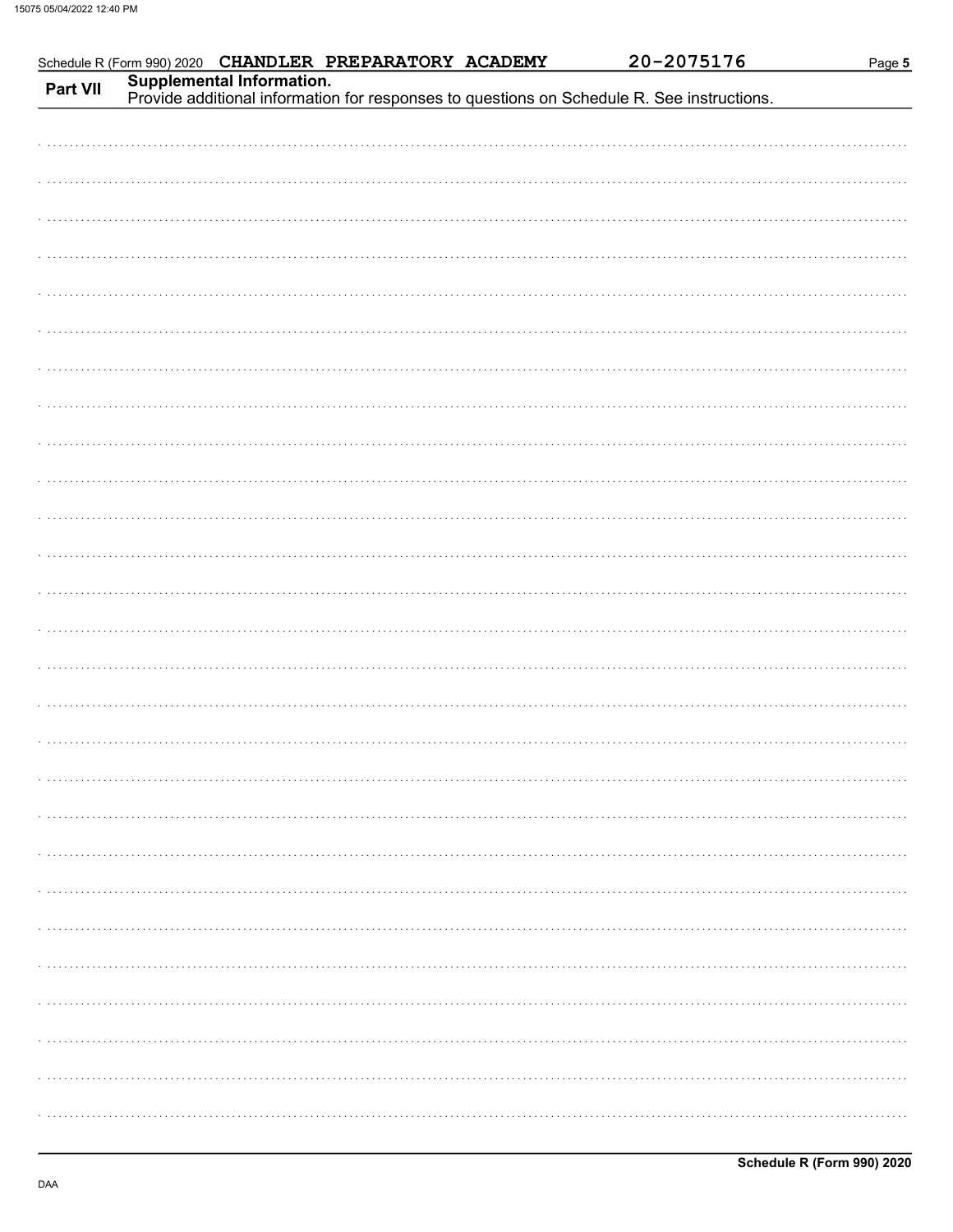Schedule R (Form 990) 2020 CHANDLER PREPARATORY ACADEMY 20-2075176

**Part VII** **Supplemental Information.**
Provide additional information for responses to questions on Schedule R. See instructions.

**Schedule R (Form 990) 2020**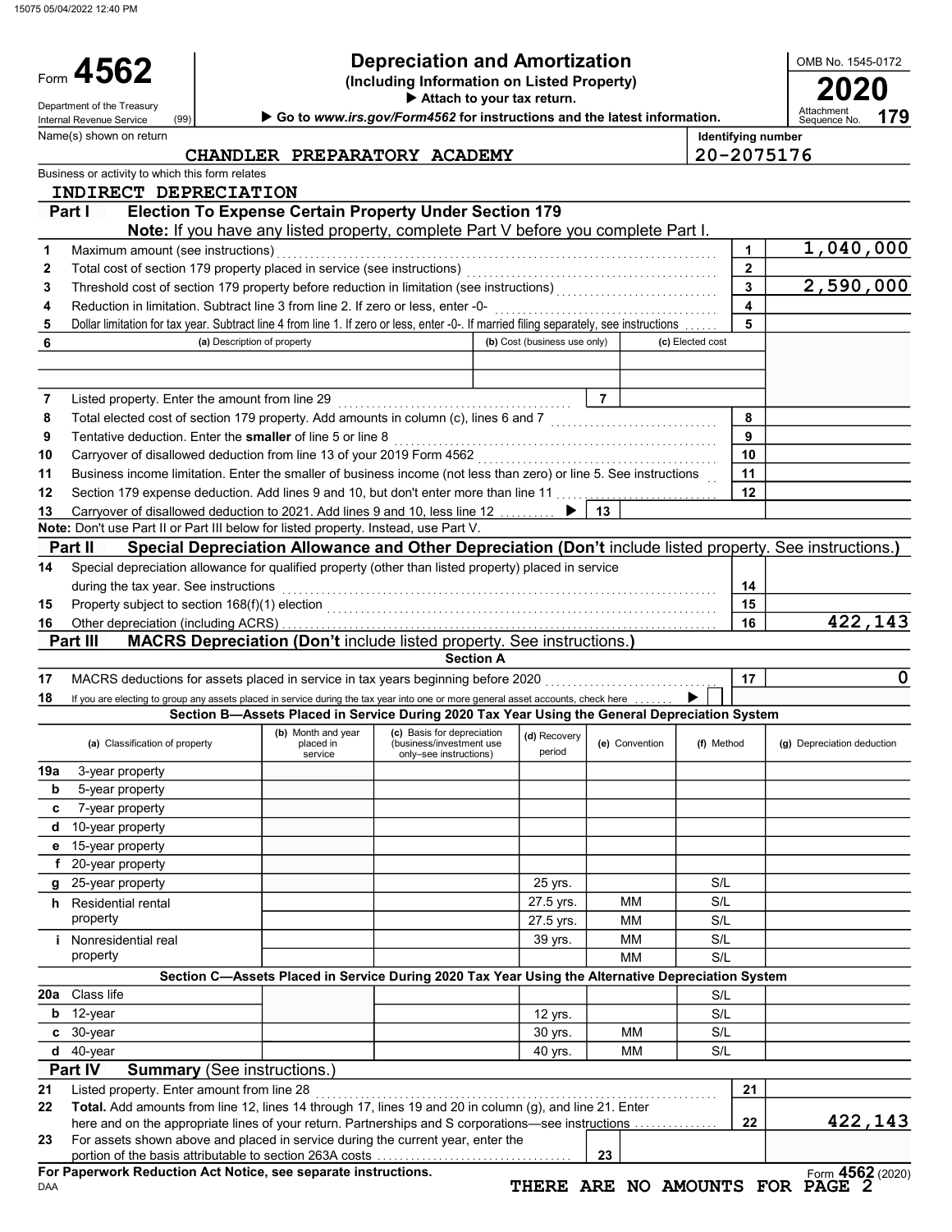# Form 4562 — Depreciation and Amortization (Including Information on Listed Property) — 2020

Department of the Treasury
Internal Revenue Service (99)

▶ Attach to your tax return.
▶ Go to www.irs.gov/Form4562 for instructions and the latest information.

OMB No. 1545-0172
Attachment Sequence No. 179

Name(s) shown on return: CHANDLER PREPARATORY ACADEMY

Identifying number: 20-2075176

Business or activity to which this form relates: INDIRECT DEPRECIATION

## Part I Election To Expense Certain Property Under Section 179

**Note:** If you have any listed property, complete Part V before you complete Part I.

| Line | Description | | Amount |
|---|---|---|---|
| 1 | Maximum amount (see instructions) | 1 | 1,040,000 |
| 2 | Total cost of section 179 property placed in service (see instructions) | 2 | |
| 3 | Threshold cost of section 179 property before reduction in limitation (see instructions) | 3 | 2,590,000 |
| 4 | Reduction in limitation. Subtract line 3 from line 2. If zero or less, enter -0- | 4 | |
| 5 | Dollar limitation for tax year. Subtract line 4 from line 1. If zero or less, enter -0-. If married filing separately, see instructions | 5 | |

| 6 | (a) Description of property | (b) Cost (business use only) | (c) Elected cost |
|---|---|---|---|
| | | | |
| | | | |

| Line | Description | | Amount |
|---|---|---|---|
| 7 | Listed property. Enter the amount from line 29 | 7 | |
| 8 | Total elected cost of section 179 property. Add amounts in column (c), lines 6 and 7 | 8 | |
| 9 | Tentative deduction. Enter the **smaller** of line 5 or line 8 | 9 | |
| 10 | Carryover of disallowed deduction from line 13 of your 2019 Form 4562 | 10 | |
| 11 | Business income limitation. Enter the smaller of business income (not less than zero) or line 5. See instructions | 11 | |
| 12 | Section 179 expense deduction. Add lines 9 and 10, but don't enter more than line 11 | 12 | |
| 13 | Carryover of disallowed deduction to 2021. Add lines 9 and 10, less line 12 ▶ | 13 | |

**Note:** Don't use Part II or Part III below for listed property. Instead, use Part V.

## Part II Special Depreciation Allowance and Other Depreciation (Don't include listed property. See instructions.)

| Line | Description | | Amount |
|---|---|---|---|
| 14 | Special depreciation allowance for qualified property (other than listed property) placed in service during the tax year. See instructions | 14 | |
| 15 | Property subject to section 168(f)(1) election | 15 | |
| 16 | Other depreciation (including ACRS) | 16 | 422,143 |

## Part III MACRS Depreciation (Don't include listed property. See instructions.)

### Section A

| Line | Description | | Amount |
|---|---|---|---|
| 17 | MACRS deductions for assets placed in service in tax years beginning before 2020 | 17 | 0 |
| 18 | If you are electing to group any assets placed in service during the tax year into one or more general asset accounts, check here ▶ ☐ | | |

### Section B—Assets Placed in Service During 2020 Tax Year Using the General Depreciation System

| (a) Classification of property | (b) Month and year placed in service | (c) Basis for depreciation (business/investment use only–see instructions) | (d) Recovery period | (e) Convention | (f) Method | (g) Depreciation deduction |
|---|---|---|---|---|---|---|
| 19a 3-year property | | | | | | |
| b 5-year property | | | | | | |
| c 7-year property | | | | | | |
| d 10-year property | | | | | | |
| e 15-year property | | | | | | |
| f 20-year property | | | | | | |
| g 25-year property | | | 25 yrs. | | S/L | |
| h Residential rental property | | | 27.5 yrs. | MM | S/L | |
| | | | 27.5 yrs. | MM | S/L | |
| i Nonresidential real property | | | 39 yrs. | MM | S/L | |
| | | | | MM | S/L | |

### Section C—Assets Placed in Service During 2020 Tax Year Using the Alternative Depreciation System

| (a) Classification of property | (b) Month and year placed in service | (c) Basis for depreciation | (d) Recovery period | (e) Convention | (f) Method | (g) Depreciation deduction |
|---|---|---|---|---|---|---|
| 20a Class life | | | | | S/L | |
| b 12-year | | | 12 yrs. | | S/L | |
| c 30-year | | | 30 yrs. | MM | S/L | |
| d 40-year | | | 40 yrs. | MM | S/L | |

## Part IV Summary (See instructions.)

| Line | Description | | Amount |
|---|---|---|---|
| 21 | Listed property. Enter amount from line 28 | 21 | |
| 22 | **Total.** Add amounts from line 12, lines 14 through 17, lines 19 and 20 in column (g), and line 21. Enter here and on the appropriate lines of your return. Partnerships and S corporations—see instructions | 22 | 422,143 |
| 23 | For assets shown above and placed in service during the current year, enter the portion of the basis attributable to section 263A costs | 23 | |

**For Paperwork Reduction Act Notice, see separate instructions.**

Form **4562** (2020)

THERE ARE NO AMOUNTS FOR PAGE 2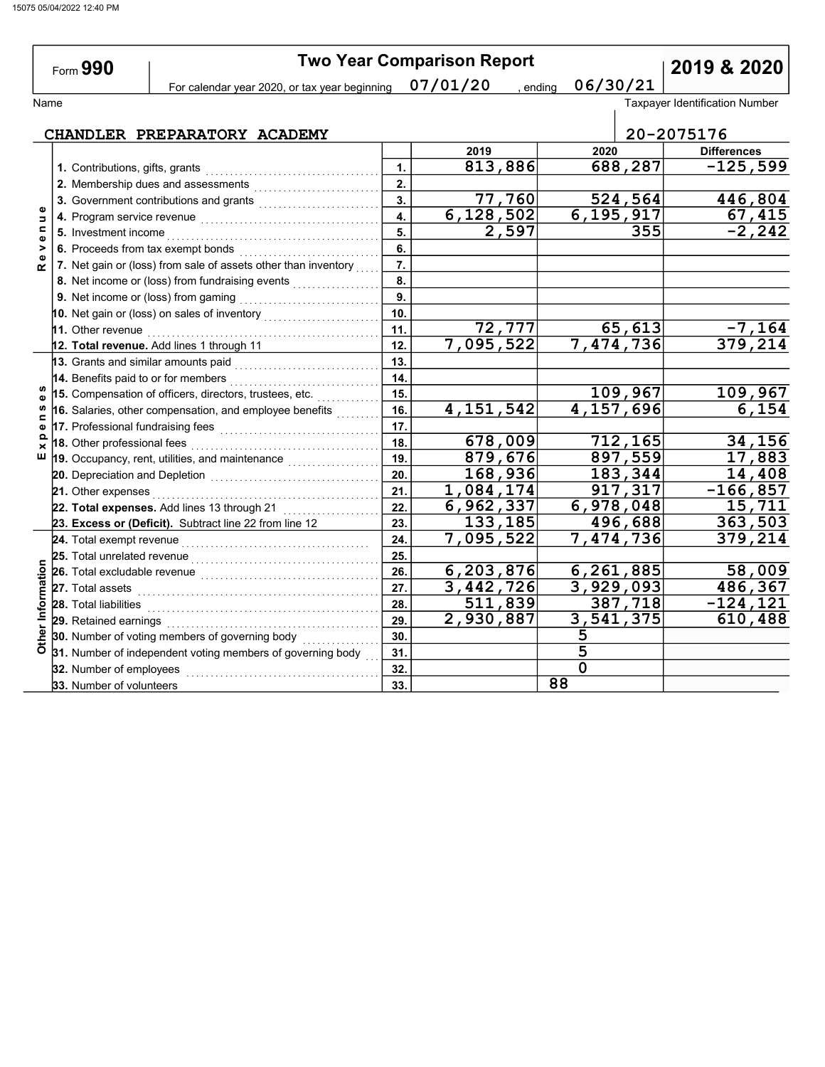Form **990**

# Two Year Comparison Report

**2019 & 2020**

For calendar year 2020, or tax year beginning 07/01/20 , ending 06/30/21

Name: CHANDLER PREPARATORY ACADEMY

Taxpayer Identification Number: 20-2075176

| | | Line | 2019 | 2020 | Differences |
|---|---|---|---|---|---|
| Revenue | 1. Contributions, gifts, grants | 1. | 813,886 | 688,287 | -125,599 |
| | 2. Membership dues and assessments | 2. | | | |
| | 3. Government contributions and grants | 3. | 77,760 | 524,564 | 446,804 |
| | 4. Program service revenue | 4. | 6,128,502 | 6,195,917 | 67,415 |
| | 5. Investment income | 5. | 2,597 | 355 | -2,242 |
| | 6. Proceeds from tax exempt bonds | 6. | | | |
| | 7. Net gain or (loss) from sale of assets other than inventory | 7. | | | |
| | 8. Net income or (loss) from fundraising events | 8. | | | |
| | 9. Net income or (loss) from gaming | 9. | | | |
| | 10. Net gain or (loss) on sales of inventory | 10. | | | |
| | 11. Other revenue | 11. | 72,777 | 65,613 | -7,164 |
| | **12. Total revenue.** Add lines 1 through 11 | 12. | 7,095,522 | 7,474,736 | 379,214 |
| Expenses | 13. Grants and similar amounts paid | 13. | | | |
| | 14. Benefits paid to or for members | 14. | | | |
| | 15. Compensation of officers, directors, trustees, etc. | 15. | | 109,967 | 109,967 |
| | 16. Salaries, other compensation, and employee benefits | 16. | 4,151,542 | 4,157,696 | 6,154 |
| | 17. Professional fundraising fees | 17. | | | |
| | 18. Other professional fees | 18. | 678,009 | 712,165 | 34,156 |
| | 19. Occupancy, rent, utilities, and maintenance | 19. | 879,676 | 897,559 | 17,883 |
| | 20. Depreciation and Depletion | 20. | 168,936 | 183,344 | 14,408 |
| | 21. Other expenses | 21. | 1,084,174 | 917,317 | -166,857 |
| | **22. Total expenses.** Add lines 13 through 21 | 22. | 6,962,337 | 6,978,048 | 15,711 |
| | **23. Excess or (Deficit).** Subtract line 22 from line 12 | 23. | 133,185 | 496,688 | 363,503 |
| Other Information | 24. Total exempt revenue | 24. | 7,095,522 | 7,474,736 | 379,214 |
| | 25. Total unrelated revenue | 25. | | | |
| | 26. Total excludable revenue | 26. | 6,203,876 | 6,261,885 | 58,009 |
| | 27. Total assets | 27. | 3,442,726 | 3,929,093 | 486,367 |
| | 28. Total liabilities | 28. | 511,839 | 387,718 | -124,121 |
| | 29. Retained earnings | 29. | 2,930,887 | 3,541,375 | 610,488 |
| | 30. Number of voting members of governing body | 30. | | 5 | |
| | 31. Number of independent voting members of governing body | 31. | | 5 | |
| | 32. Number of employees | 32. | | 0 | |
| | 33. Number of volunteers | 33. | | 88 | |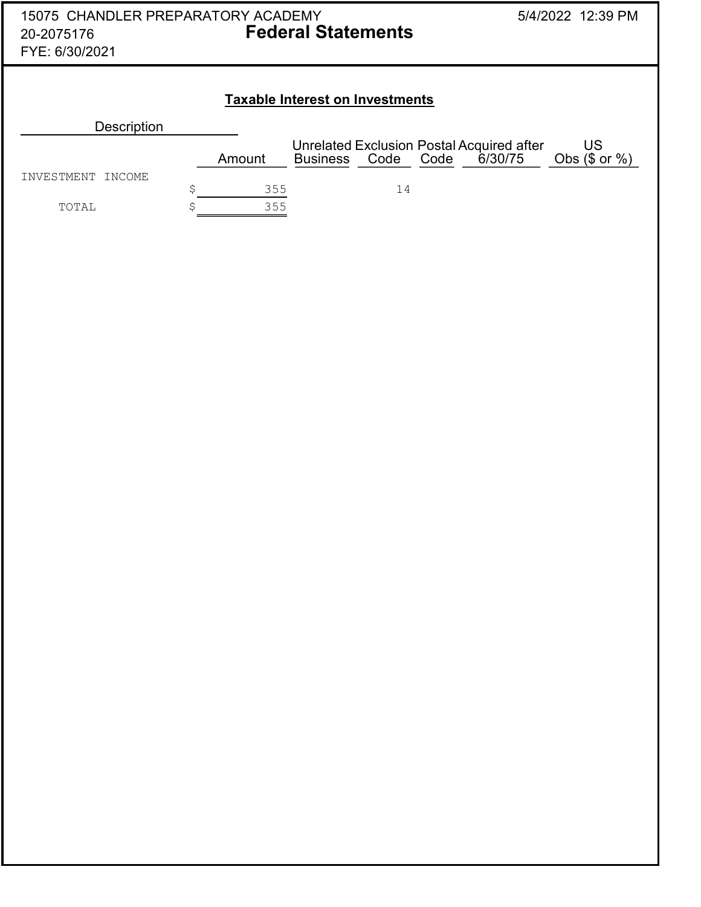15075 CHANDLER PREPARATORY ACADEMY
20-2075176
FYE: 6/30/2021

# Federal Statements

5/4/2022 12:39 PM

## Taxable Interest on Investments

| Description | Amount | Unrelated Business | Exclusion Code | Postal Code | Acquired after 6/30/75 | US Obs ($ or %) |
|---|---|---|---|---|---|---|
| INVESTMENT INCOME | $ 355 | | 14 | | | |
| TOTAL | $ 355 | | | | | |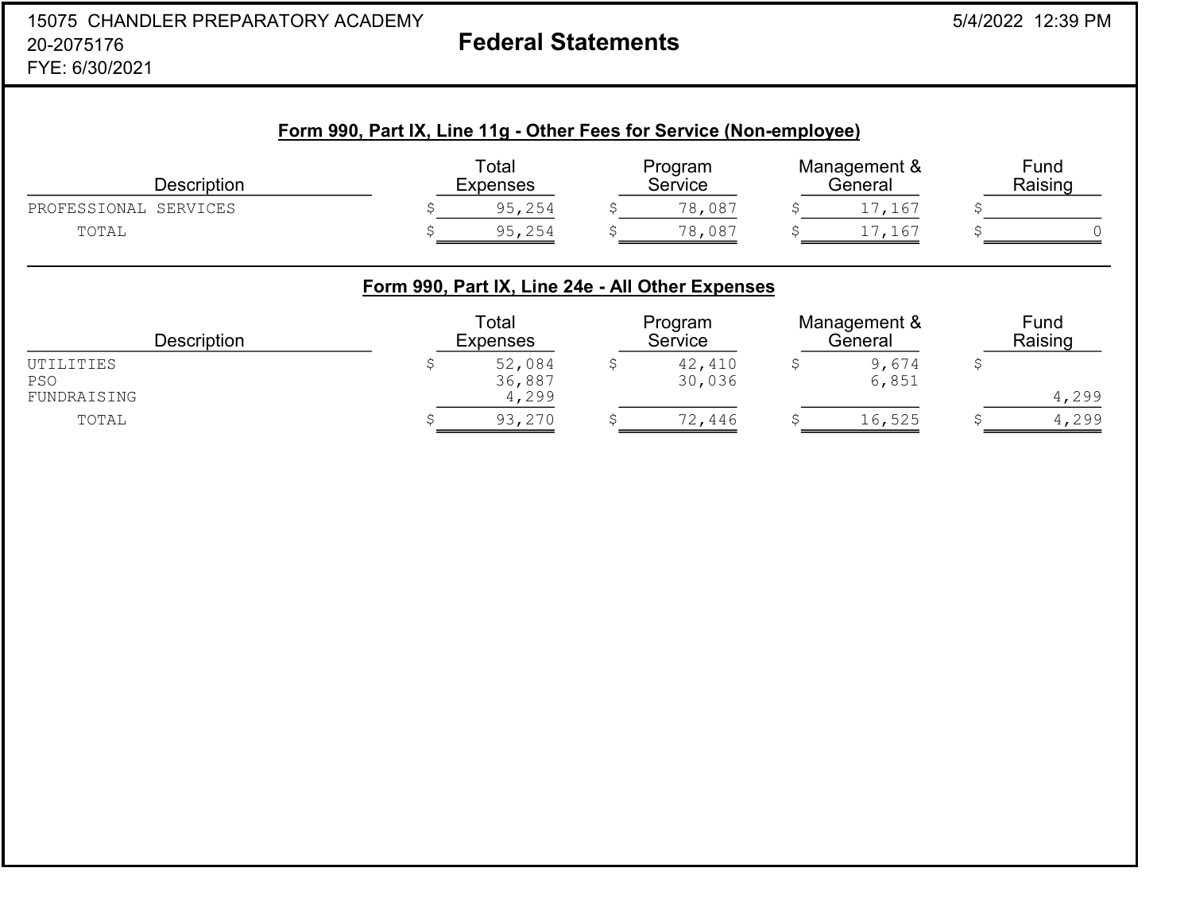15075 CHANDLER PREPARATORY ACADEMY
20-2075176
FYE: 6/30/2021

# Federal Statements

5/4/2022 12:39 PM

## Form 990, Part IX, Line 11g - Other Fees for Service (Non-employee)

| Description | Total Expenses | Program Service | Management & General | Fund Raising |
|---|---|---|---|---|
| PROFESSIONAL SERVICES | $ 95,254 | $ 78,087 | $ 17,167 | $ |
| TOTAL | $ 95,254 | $ 78,087 | $ 17,167 | $ 0 |

## Form 990, Part IX, Line 24e - All Other Expenses

| Description | Total Expenses | Program Service | Management & General | Fund Raising |
|---|---|---|---|---|
| UTILITIES | $ 52,084 | $ 42,410 | $ 9,674 | $ |
| PSO | 36,887 | 30,036 | 6,851 | |
| FUNDRAISING | 4,299 | | | 4,299 |
| TOTAL | $ 93,270 | $ 72,446 | $ 16,525 | $ 4,299 |